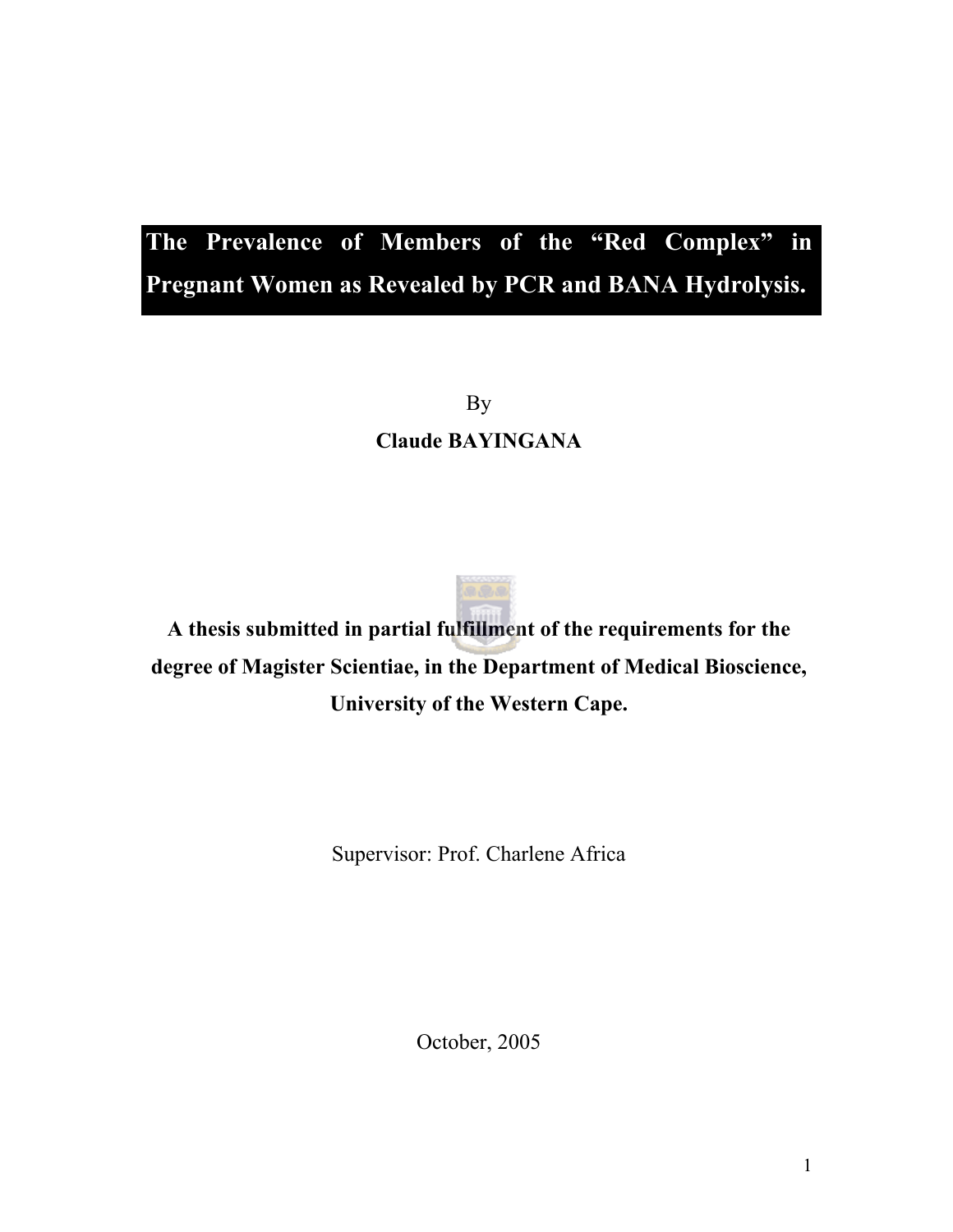# The Prevalence of Members of the "Red Complex" in Pregnant Women as Revealed by PCR and BANA Hydrolysis.

By

**Claude BAYINGANA**

**A thesis submitted in partial fulfillment of the requirements for the degree of Magister Scientiae, in the Department of Medical Bioscience, University of the Western Cape.**

Supervisor: Prof. Charlene Africa

October, 2005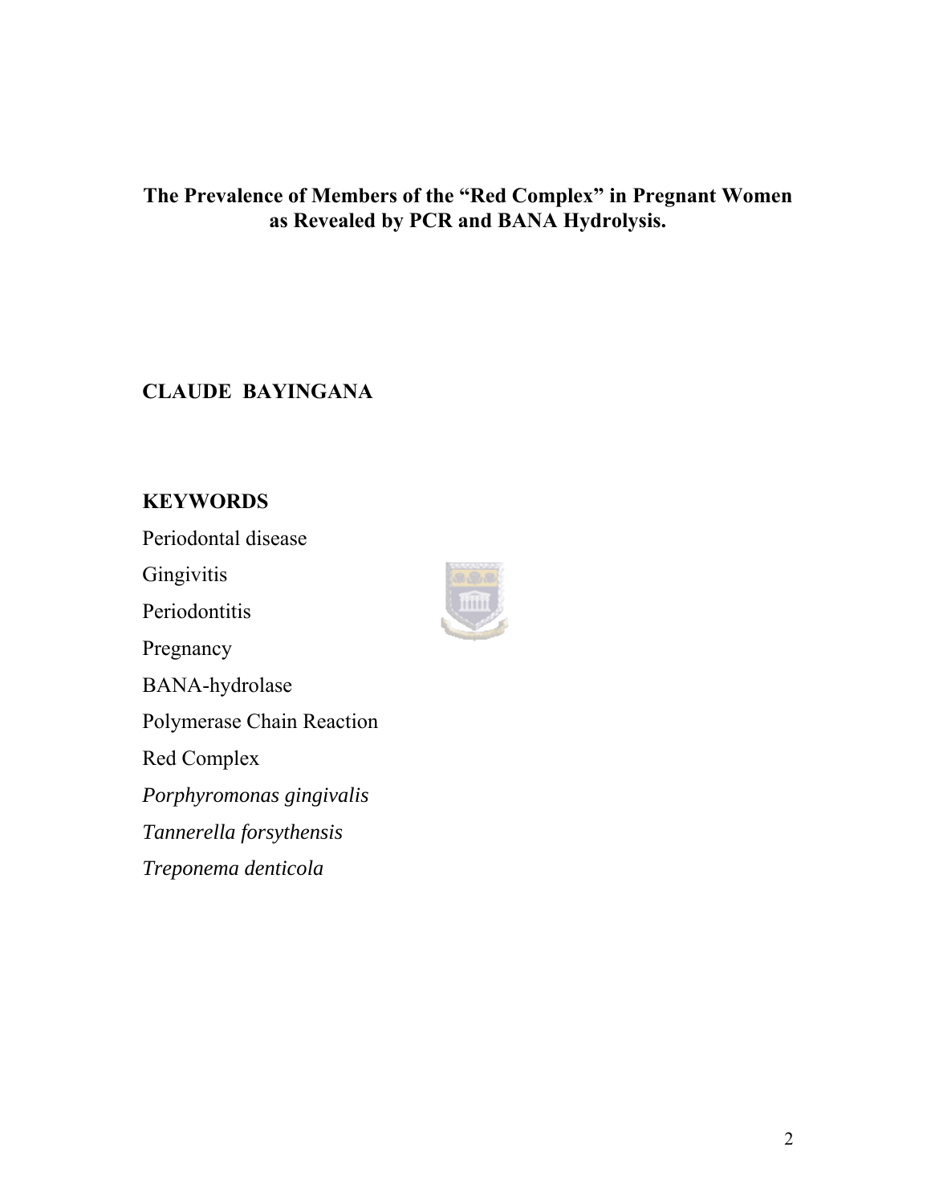**The Prevalence of Members of the "Red Complex" in Pregnant Women as Revealed by PCR and BANA Hydrolysis.**

**CLAUDE BAYINGANA**

**KEYWORDS**

Periodontal disease

Gingivitis

Periodontitis

Pregnancy

BANA-hydrolase

Polymerase Chain Reaction

Red Complex

*Porphyromonas gingivalis*

*Tannerella forsythensis*

*Treponema denticola*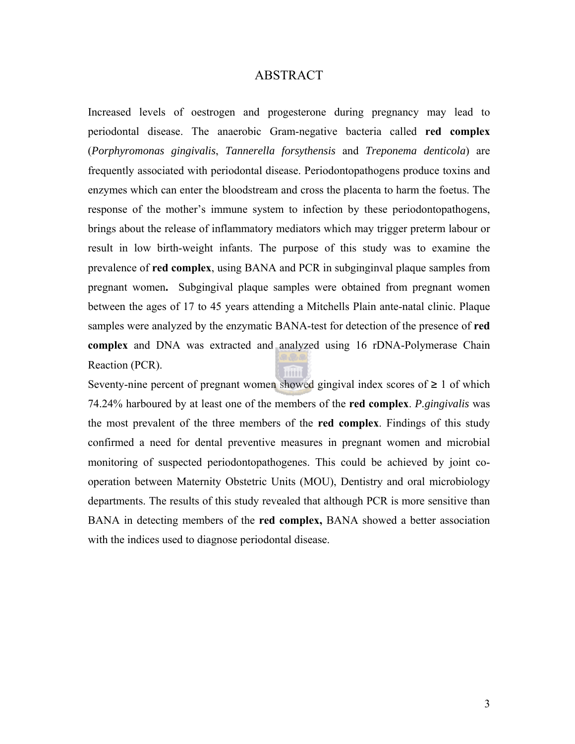# ABSTRACT

Increased levels of oestrogen and progesterone during pregnancy may lead to periodontal disease. The anaerobic Gram-negative bacteria called **red complex** (*Porphyromonas gingivalis*, *Tannerella forsythensis* and *Treponema denticola*) are frequently associated with periodontal disease. Periodontopathogens produce toxins and enzymes which can enter the bloodstream and cross the placenta to harm the foetus. The response of the mother's immune system to infection by these periodontopathogens, brings about the release of inflammatory mediators which may trigger preterm labour or result in low birth-weight infants. The purpose of this study was to examine the prevalence of **red complex**, using BANA and PCR in subginginval plaque samples from pregnant women**.** Subgingival plaque samples were obtained from pregnant women between the ages of 17 to 45 years attending a Mitchells Plain ante-natal clinic. Plaque samples were analyzed by the enzymatic BANA-test for detection of the presence of **red complex** and DNA was extracted and analyzed using 16 rDNA-Polymerase Chain Reaction (PCR).

Seventy-nine percent of pregnant women showed gingival index scores of ≥ 1 of which 74.24% harboured by at least one of the members of the **red complex**. *P.gingivalis* was the most prevalent of the three members of the **red complex**. Findings of this study confirmed a need for dental preventive measures in pregnant women and microbial monitoring of suspected periodontopathogenes. This could be achieved by joint co-operation between Maternity Obstetric Units (MOU), Dentistry and oral microbiology departments. The results of this study revealed that although PCR is more sensitive than BANA in detecting members of the **red complex,** BANA showed a better association with the indices used to diagnose periodontal disease.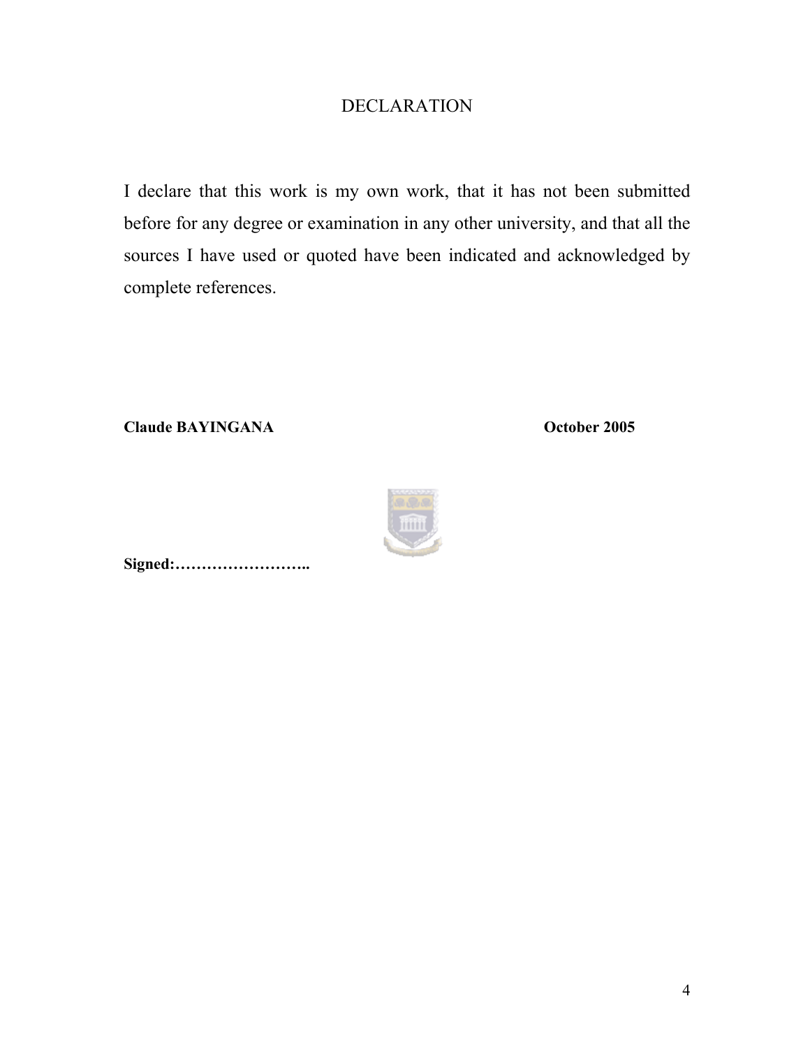# DECLARATION

I declare that this work is my own work, that it has not been submitted before for any degree or examination in any other university, and that all the sources I have used or quoted have been indicated and acknowledged by complete references.

**Claude BAYINGANA** **October 2005**

**Signed:……………………..**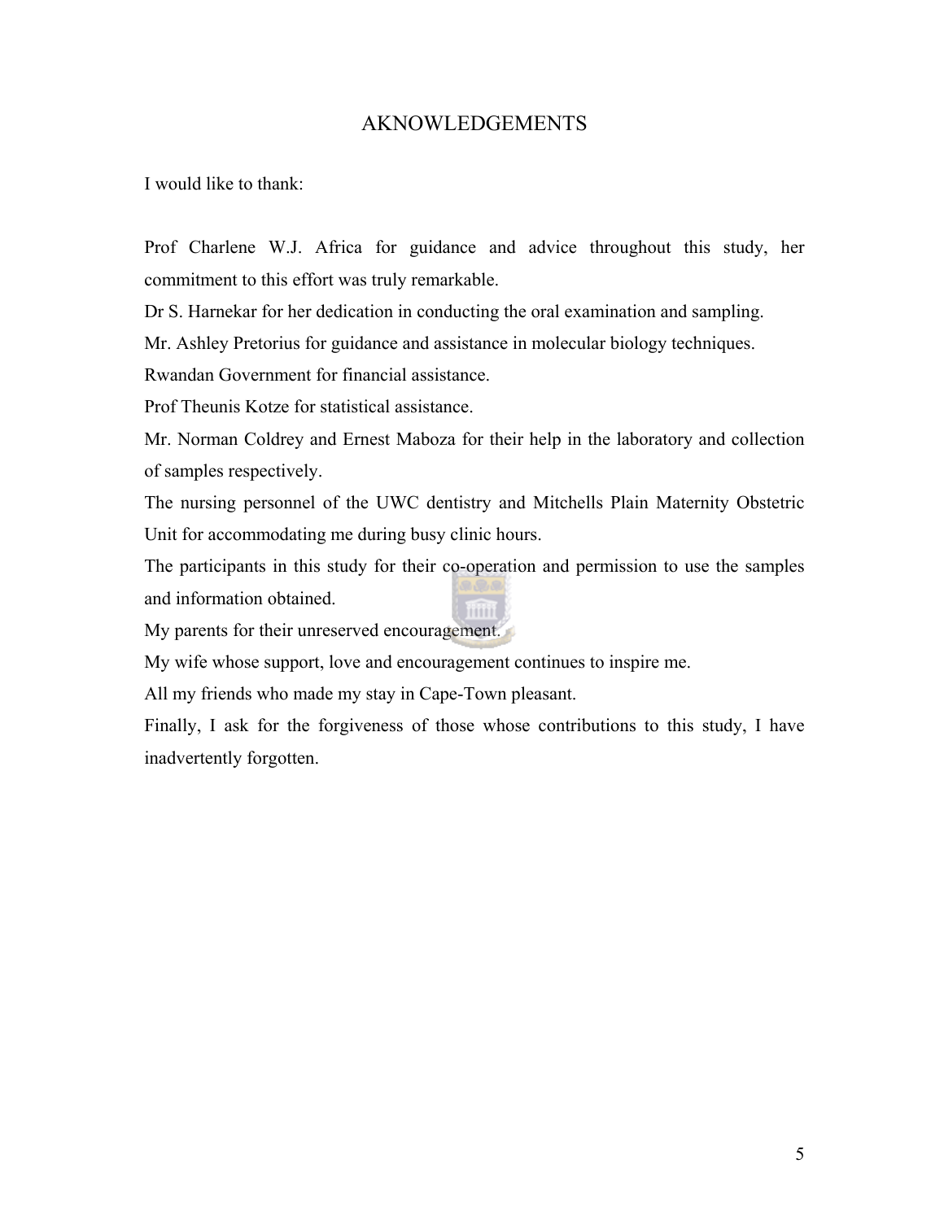# AKNOWLEDGEMENTS

I would like to thank:

Prof Charlene W.J. Africa for guidance and advice throughout this study, her commitment to this effort was truly remarkable.

Dr S. Harnekar for her dedication in conducting the oral examination and sampling.

Mr. Ashley Pretorius for guidance and assistance in molecular biology techniques.

Rwandan Government for financial assistance.

Prof Theunis Kotze for statistical assistance.

Mr. Norman Coldrey and Ernest Maboza for their help in the laboratory and collection of samples respectively.

The nursing personnel of the UWC dentistry and Mitchells Plain Maternity Obstetric Unit for accommodating me during busy clinic hours.

The participants in this study for their co-operation and permission to use the samples and information obtained.

My parents for their unreserved encouragement.

My wife whose support, love and encouragement continues to inspire me.

All my friends who made my stay in Cape-Town pleasant.

Finally, I ask for the forgiveness of those whose contributions to this study, I have inadvertently forgotten.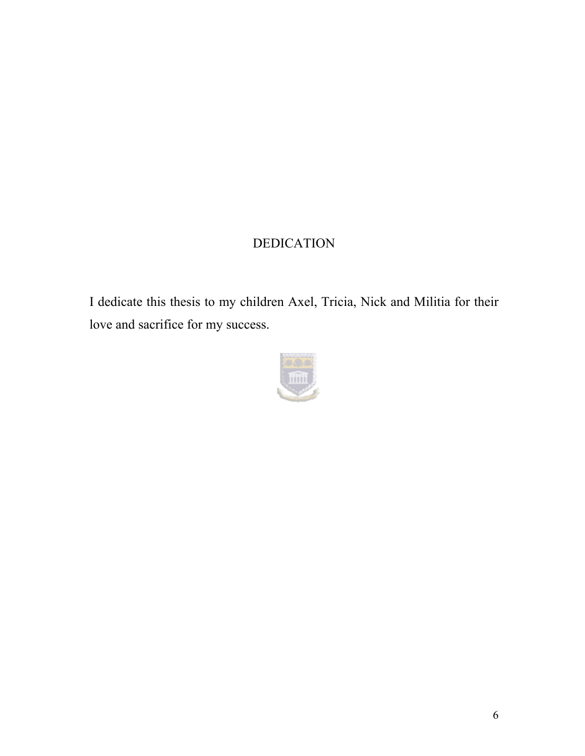# DEDICATION

I dedicate this thesis to my children Axel, Tricia, Nick and Militia for their love and sacrifice for my success.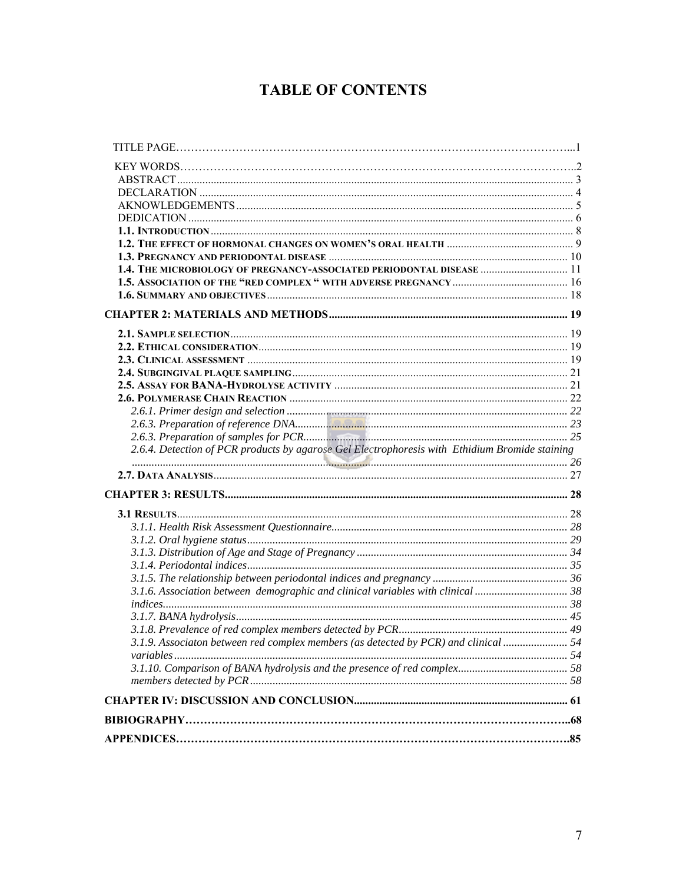# TABLE OF CONTENTS

TITLE PAGE……………………………………………………………………………………………...1

KEY WORDS……………………………………………………………………………………………..2

ABSTRACT ........................................................................................................................................ 3

DECLARATION .................................................................................................................................. 4

AKNOWLEDGEMENTS ...................................................................................................................... 5

DEDICATION ...................................................................................................................................... 6

**1.1. INTRODUCTION** ............................................................................................................................ 8

**1.2. THE EFFECT OF HORMONAL CHANGES ON WOMEN'S ORAL HEALTH** ............................................ 9

**1.3. PREGNANCY AND PERIODONTAL DISEASE** .................................................................................. 10

**1.4. THE MICROBIOLOGY OF PREGNANCY-ASSOCIATED PERIODONTAL DISEASE** .............................. 11

**1.5. ASSOCIATION OF THE "RED COMPLEX " WITH ADVERSE PREGNANCY** ......................................... 16

**1.6. SUMMARY AND OBJECTIVES** ........................................................................................................ 18

**CHAPTER 2: MATERIALS AND METHODS** .................................................................................... 19

**2.1. SAMPLE SELECTION** ...................................................................................................................... 19

**2.2. ETHICAL CONSIDERATION** ............................................................................................................ 19

**2.3. CLINICAL ASSESSMENT** ................................................................................................................ 19

**2.4. SUBGINGIVAL PLAQUE SAMPLING** ................................................................................................ 21

**2.5. ASSAY FOR BANA-HYDROLYSE ACTIVITY** .................................................................................. 21

**2.6. POLYMERASE CHAIN REACTION** ................................................................................................. 22

*2.6.1. Primer design and selection* .................................................................................................. 22

*2.6.3. Preparation of reference DNA* ............................................................................................... 23

*2.6.3. Preparation of samples for PCR* ............................................................................................ 25

*2.6.4. Detection of PCR products by agarose Gel Electrophoresis with Ethidium Bromide staining* ........................................................................................................................................ 26

**2.7. DATA ANALYSIS** ............................................................................................................................ 27

**CHAPTER 3: RESULTS** .................................................................................................................... 28

**3.1 RESULTS** ........................................................................................................................................ 28

*3.1.1. Health Risk Assessment Questionnaire* .................................................................................. 28

*3.1.2. Oral hygiene status* ................................................................................................................ 29

*3.1.3. Distribution of Age and Stage of Pregnancy* .......................................................................... 34

*3.1.4. Periodontal indices* ................................................................................................................ 35

*3.1.5. The relationship between periodontal indices and pregnancy* ............................................... 36

*3.1.6. Association between demographic and clinical variables with clinical* ................................ 38

*indices* ............................................................................................................................................ 38

*3.1.7. BANA hydrolysis* .................................................................................................................... 45

*3.1.8. Prevalence of red complex members detected by PCR* ........................................................... 49

*3.1.9. Associaton between red complex members (as detected by PCR) and clinical* ...................... 54

*variables* ......................................................................................................................................... 54

*3.1.10. Comparison of BANA hydrolysis and the presence of red complex* ...................................... 58

*members detected by PCR* ............................................................................................................... 58

**CHAPTER IV: DISCUSSION AND CONCLUSION** .......................................................................... 61

**BIBIOGRAPHY**…………………………………………………………………………………………..68

**APPENDICES**…………………………………………………………………………………………….85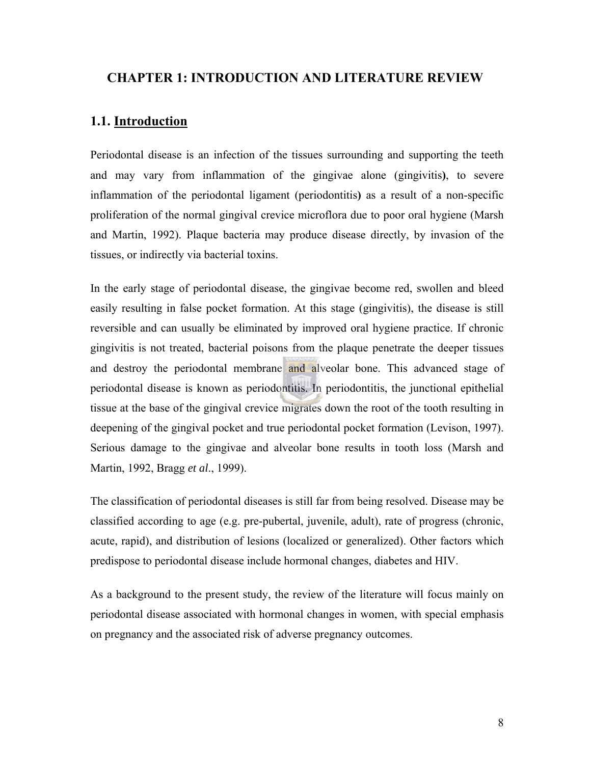# CHAPTER 1: INTRODUCTION AND LITERATURE REVIEW

## 1.1. Introduction

Periodontal disease is an infection of the tissues surrounding and supporting the teeth and may vary from inflammation of the gingivae alone (gingivitis**)**, to severe inflammation of the periodontal ligament (periodontitis**)** as a result of a non-specific proliferation of the normal gingival crevice microflora due to poor oral hygiene (Marsh and Martin, 1992). Plaque bacteria may produce disease directly, by invasion of the tissues, or indirectly via bacterial toxins.

In the early stage of periodontal disease, the gingivae become red, swollen and bleed easily resulting in false pocket formation. At this stage (gingivitis), the disease is still reversible and can usually be eliminated by improved oral hygiene practice. If chronic gingivitis is not treated, bacterial poisons from the plaque penetrate the deeper tissues and destroy the periodontal membrane and alveolar bone. This advanced stage of periodontal disease is known as periodontitis. In periodontitis, the junctional epithelial tissue at the base of the gingival crevice migrates down the root of the tooth resulting in deepening of the gingival pocket and true periodontal pocket formation (Levison, 1997). Serious damage to the gingivae and alveolar bone results in tooth loss (Marsh and Martin, 1992, Bragg *et al*., 1999).

The classification of periodontal diseases is still far from being resolved. Disease may be classified according to age (e.g. pre-pubertal, juvenile, adult), rate of progress (chronic, acute, rapid), and distribution of lesions (localized or generalized). Other factors which predispose to periodontal disease include hormonal changes, diabetes and HIV.

As a background to the present study, the review of the literature will focus mainly on periodontal disease associated with hormonal changes in women, with special emphasis on pregnancy and the associated risk of adverse pregnancy outcomes.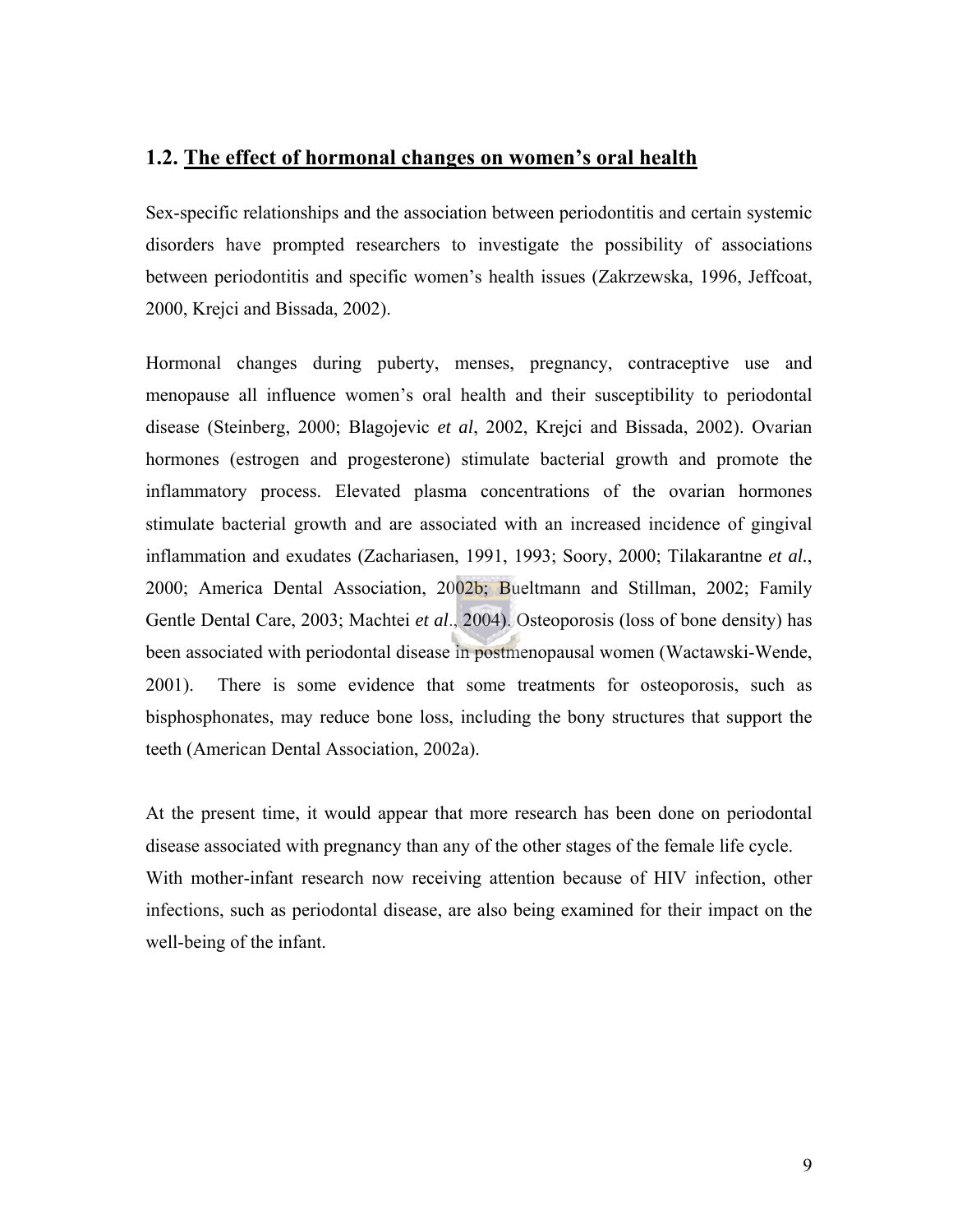## 1.2. The effect of hormonal changes on women's oral health

Sex-specific relationships and the association between periodontitis and certain systemic disorders have prompted researchers to investigate the possibility of associations between periodontitis and specific women's health issues (Zakrzewska, 1996, Jeffcoat, 2000, Krejci and Bissada, 2002).

Hormonal changes during puberty, menses, pregnancy, contraceptive use and menopause all influence women's oral health and their susceptibility to periodontal disease (Steinberg, 2000; Blagojevic *et al*, 2002, Krejci and Bissada, 2002). Ovarian hormones (estrogen and progesterone) stimulate bacterial growth and promote the inflammatory process. Elevated plasma concentrations of the ovarian hormones stimulate bacterial growth and are associated with an increased incidence of gingival inflammation and exudates (Zachariasen, 1991, 1993; Soory, 2000; Tilakarantne *et al.*, 2000; America Dental Association, 2002b; Bueltmann and Stillman, 2002; Family Gentle Dental Care, 2003; Machtei *et al*., 2004). Osteoporosis (loss of bone density) has been associated with periodontal disease in postmenopausal women (Wactawski-Wende, 2001). There is some evidence that some treatments for osteoporosis, such as bisphosphonates, may reduce bone loss, including the bony structures that support the teeth (American Dental Association, 2002a).

At the present time, it would appear that more research has been done on periodontal disease associated with pregnancy than any of the other stages of the female life cycle. With mother-infant research now receiving attention because of HIV infection, other infections, such as periodontal disease, are also being examined for their impact on the well-being of the infant.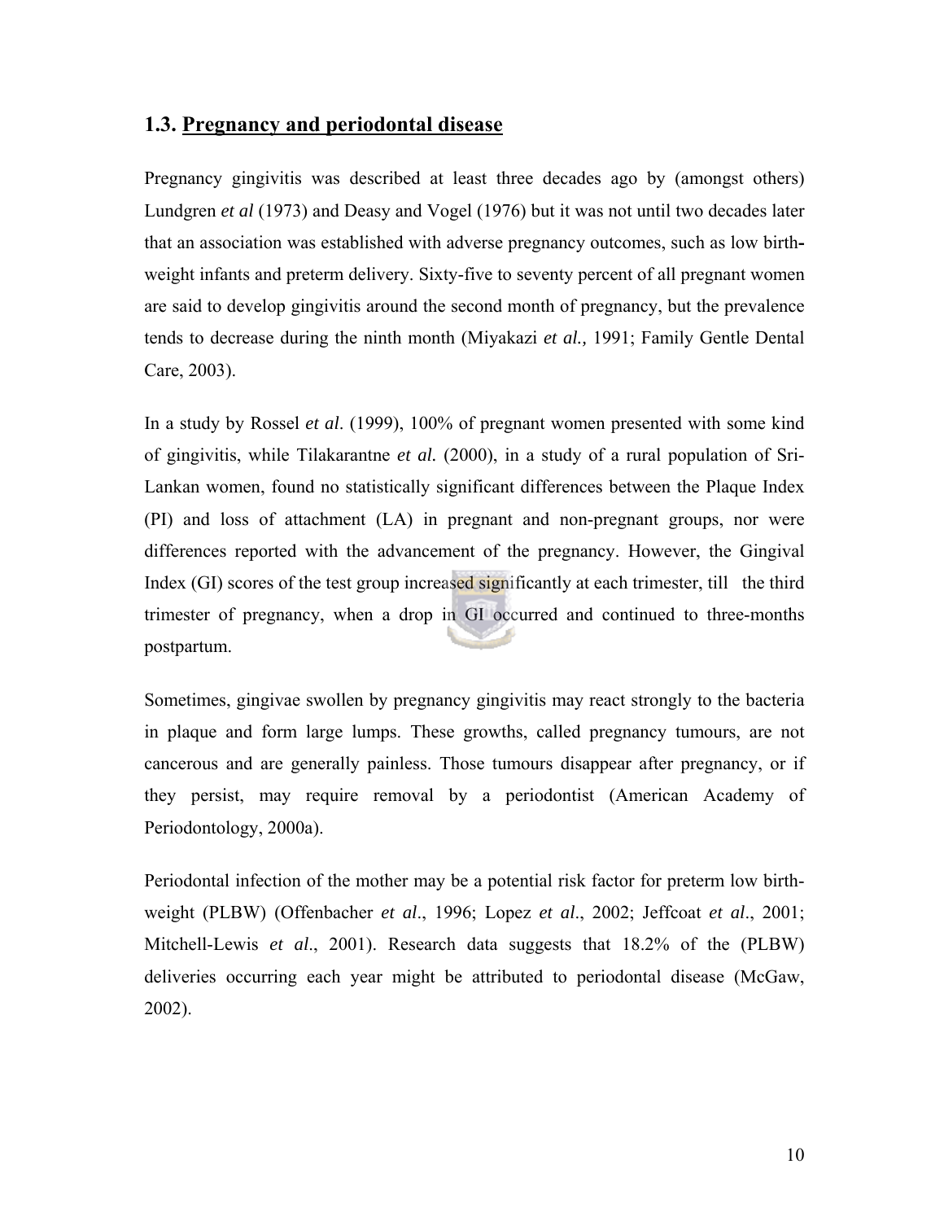## 1.3. Pregnancy and periodontal disease

Pregnancy gingivitis was described at least three decades ago by (amongst others) Lundgren *et al* (1973) and Deasy and Vogel (1976) but it was not until two decades later that an association was established with adverse pregnancy outcomes, such as low birth-weight infants and preterm delivery. Sixty-five to seventy percent of all pregnant women are said to develop gingivitis around the second month of pregnancy, but the prevalence tends to decrease during the ninth month (Miyakazi *et al.,* 1991; Family Gentle Dental Care, 2003).

In a study by Rossel *et al*. (1999), 100% of pregnant women presented with some kind of gingivitis, while Tilakarantne *et al.* (2000), in a study of a rural population of Sri-Lankan women, found no statistically significant differences between the Plaque Index (PI) and loss of attachment (LA) in pregnant and non-pregnant groups, nor were differences reported with the advancement of the pregnancy. However, the Gingival Index (GI) scores of the test group increased significantly at each trimester, till the third trimester of pregnancy, when a drop in GI occurred and continued to three-months postpartum.

Sometimes, gingivae swollen by pregnancy gingivitis may react strongly to the bacteria in plaque and form large lumps. These growths, called pregnancy tumours, are not cancerous and are generally painless. Those tumours disappear after pregnancy, or if they persist, may require removal by a periodontist (American Academy of Periodontology, 2000a).

Periodontal infection of the mother may be a potential risk factor for preterm low birth-weight (PLBW) (Offenbacher *et al*., 1996; Lopez *et al*., 2002; Jeffcoat *et al*., 2001; Mitchell-Lewis *et al*., 2001). Research data suggests that 18.2% of the (PLBW) deliveries occurring each year might be attributed to periodontal disease (McGaw, 2002).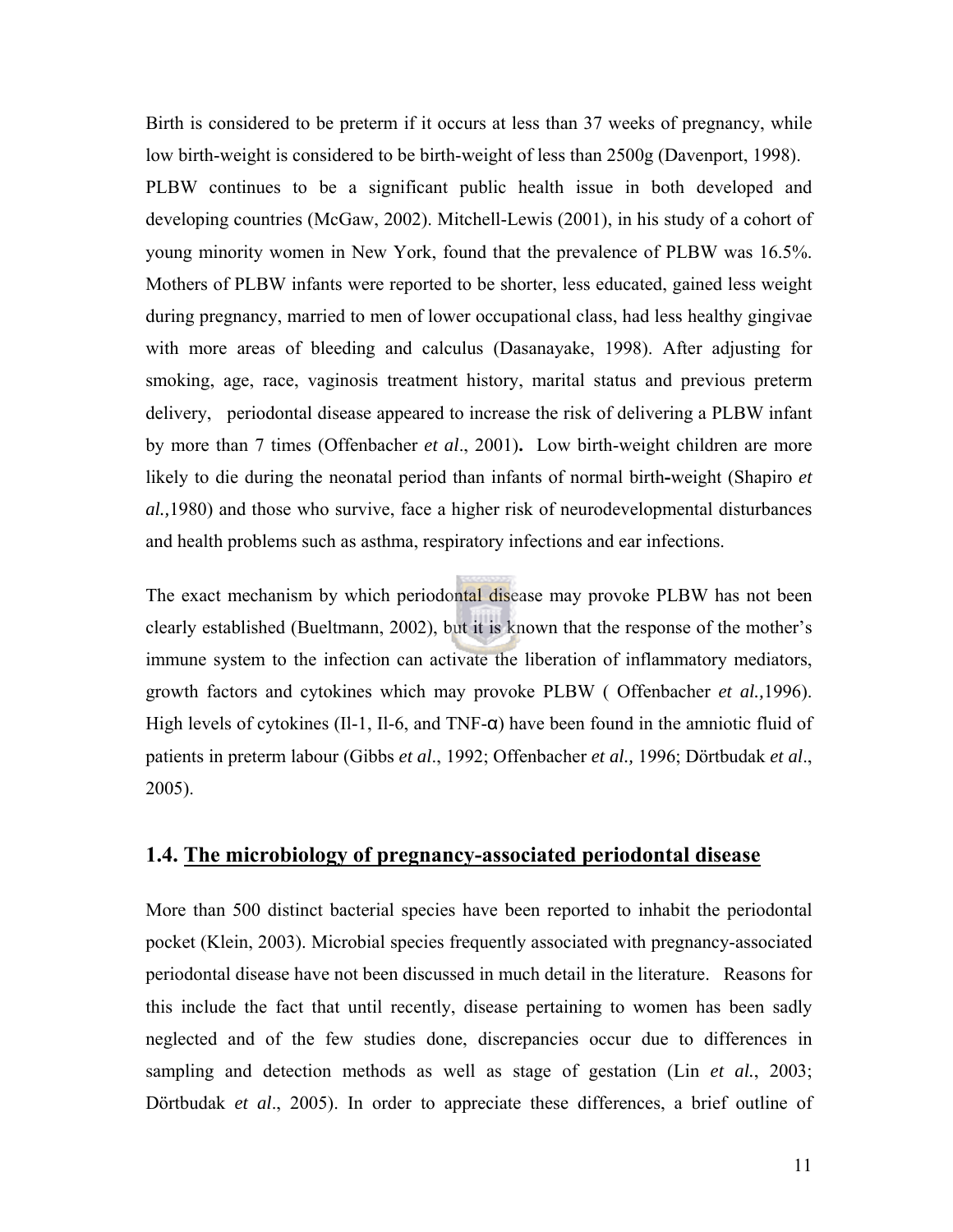Birth is considered to be preterm if it occurs at less than 37 weeks of pregnancy, while low birth-weight is considered to be birth-weight of less than 2500g (Davenport, 1998). PLBW continues to be a significant public health issue in both developed and developing countries (McGaw, 2002). Mitchell-Lewis (2001), in his study of a cohort of young minority women in New York, found that the prevalence of PLBW was 16.5%. Mothers of PLBW infants were reported to be shorter, less educated, gained less weight during pregnancy, married to men of lower occupational class, had less healthy gingivae with more areas of bleeding and calculus (Dasanayake, 1998). After adjusting for smoking, age, race, vaginosis treatment history, marital status and previous preterm delivery, periodontal disease appeared to increase the risk of delivering a PLBW infant by more than 7 times (Offenbacher *et al*., 2001**).** Low birth-weight children are more likely to die during the neonatal period than infants of normal birth**-**weight (Shapiro *et al.,*1980) and those who survive, face a higher risk of neurodevelopmental disturbances and health problems such as asthma, respiratory infections and ear infections.

The exact mechanism by which periodontal disease may provoke PLBW has not been clearly established (Bueltmann, 2002), but it is known that the response of the mother's immune system to the infection can activate the liberation of inflammatory mediators, growth factors and cytokines which may provoke PLBW ( Offenbacher *et al.,*1996). High levels of cytokines (Il-1, Il-6, and TNF-α) have been found in the amniotic fluid of patients in preterm labour (Gibbs *et al*., 1992; Offenbacher *et al.,* 1996; Dörtbudak *et al*., 2005).

## 1.4. The microbiology of pregnancy-associated periodontal disease

More than 500 distinct bacterial species have been reported to inhabit the periodontal pocket (Klein, 2003). Microbial species frequently associated with pregnancy-associated periodontal disease have not been discussed in much detail in the literature. Reasons for this include the fact that until recently, disease pertaining to women has been sadly neglected and of the few studies done, discrepancies occur due to differences in sampling and detection methods as well as stage of gestation (Lin *et al.*, 2003; Dörtbudak *et al*., 2005). In order to appreciate these differences, a brief outline of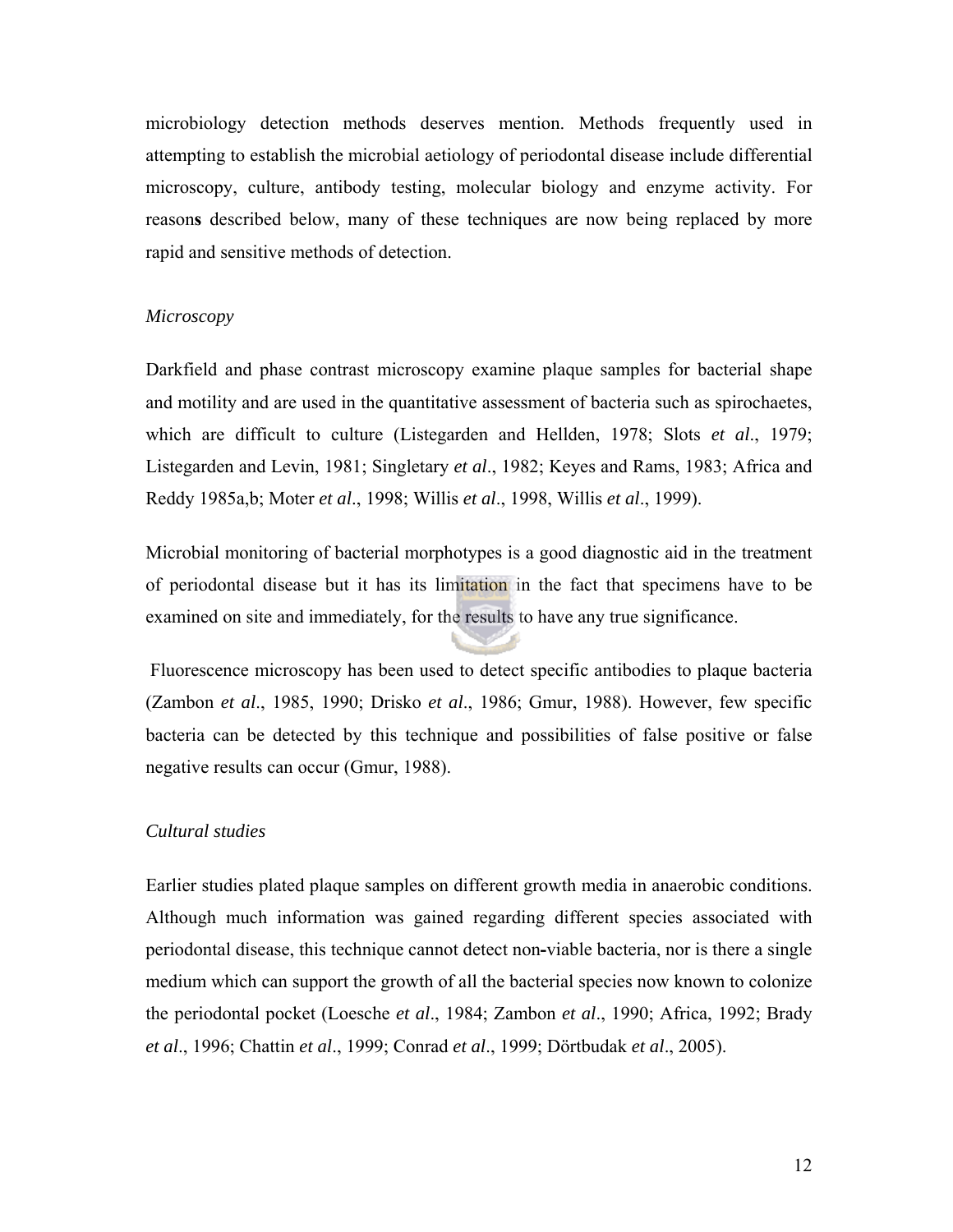microbiology detection methods deserves mention. Methods frequently used in attempting to establish the microbial aetiology of periodontal disease include differential microscopy, culture, antibody testing, molecular biology and enzyme activity. For reasons described below, many of these techniques are now being replaced by more rapid and sensitive methods of detection.

### *Microscopy*

Darkfield and phase contrast microscopy examine plaque samples for bacterial shape and motility and are used in the quantitative assessment of bacteria such as spirochaetes, which are difficult to culture (Listegarden and Hellden, 1978; Slots *et al*., 1979; Listegarden and Levin, 1981; Singletary *et al*., 1982; Keyes and Rams, 1983; Africa and Reddy 1985a,b; Moter *et al*., 1998; Willis *et al*., 1998, Willis *et al*., 1999).

Microbial monitoring of bacterial morphotypes is a good diagnostic aid in the treatment of periodontal disease but it has its limitation in the fact that specimens have to be examined on site and immediately, for the results to have any true significance.

Fluorescence microscopy has been used to detect specific antibodies to plaque bacteria (Zambon *et al*., 1985, 1990; Drisko *et al*., 1986; Gmur, 1988). However, few specific bacteria can be detected by this technique and possibilities of false positive or false negative results can occur (Gmur, 1988).

### *Cultural studies*

Earlier studies plated plaque samples on different growth media in anaerobic conditions. Although much information was gained regarding different species associated with periodontal disease, this technique cannot detect non-viable bacteria, nor is there a single medium which can support the growth of all the bacterial species now known to colonize the periodontal pocket (Loesche *et al*., 1984; Zambon *et al*., 1990; Africa, 1992; Brady *et al*., 1996; Chattin *et al*., 1999; Conrad *et al*., 1999; Dörtbudak *et al*., 2005).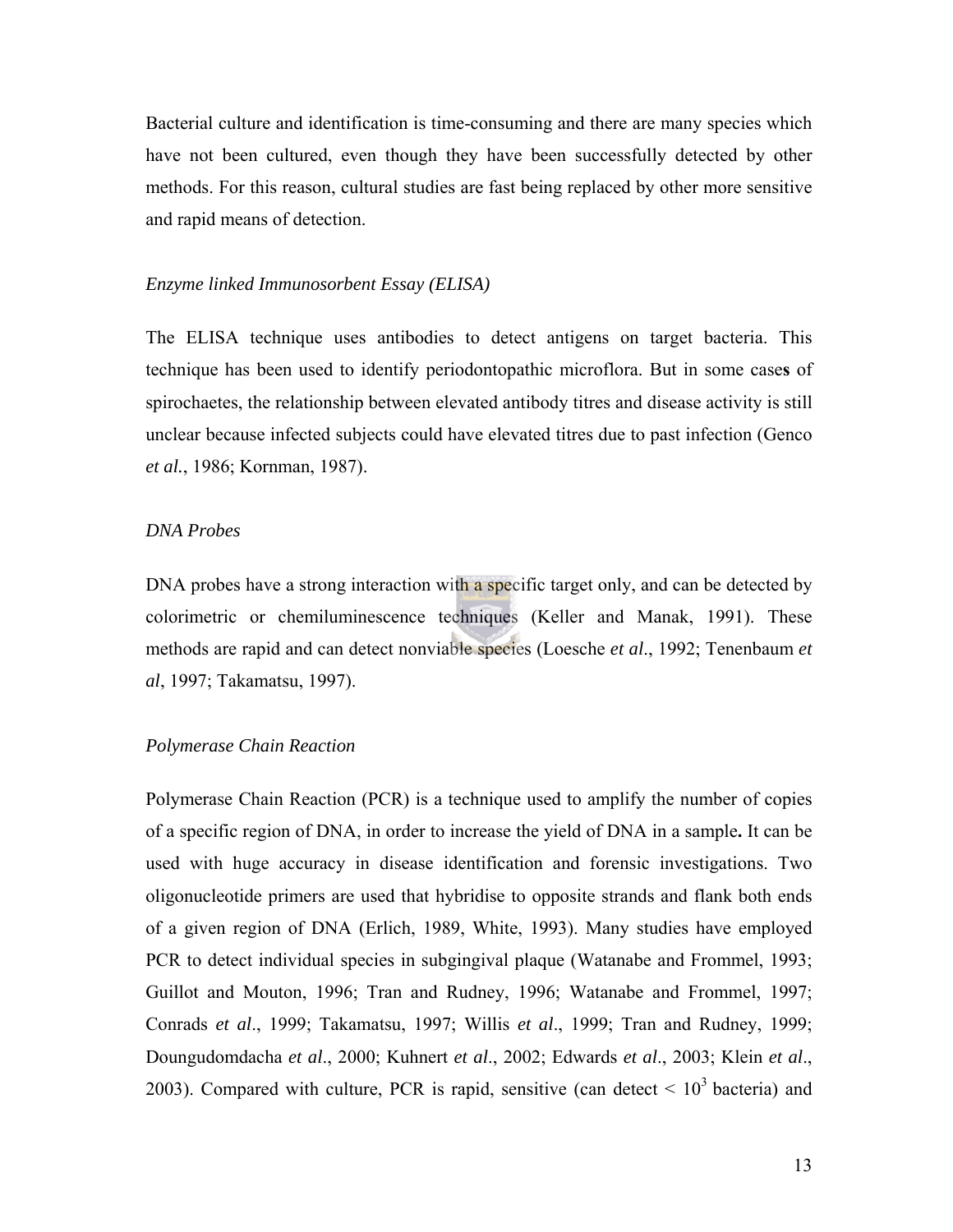Bacterial culture and identification is time-consuming and there are many species which have not been cultured, even though they have been successfully detected by other methods. For this reason, cultural studies are fast being replaced by other more sensitive and rapid means of detection.

*Enzyme linked Immunosorbent Essay (ELISA)*

The ELISA technique uses antibodies to detect antigens on target bacteria. This technique has been used to identify periodontopathic microflora. But in some cases of spirochaetes, the relationship between elevated antibody titres and disease activity is still unclear because infected subjects could have elevated titres due to past infection (Genco *et al.*, 1986; Kornman, 1987).

*DNA Probes*

DNA probes have a strong interaction with a specific target only, and can be detected by colorimetric or chemiluminescence techniques (Keller and Manak, 1991). These methods are rapid and can detect nonviable species (Loesche *et al*., 1992; Tenenbaum *et al*, 1997; Takamatsu, 1997).

*Polymerase Chain Reaction*

Polymerase Chain Reaction (PCR) is a technique used to amplify the number of copies of a specific region of DNA, in order to increase the yield of DNA in a sample**.** It can be used with huge accuracy in disease identification and forensic investigations. Two oligonucleotide primers are used that hybridise to opposite strands and flank both ends of a given region of DNA (Erlich, 1989, White, 1993). Many studies have employed PCR to detect individual species in subgingival plaque (Watanabe and Frommel, 1993; Guillot and Mouton, 1996; Tran and Rudney, 1996; Watanabe and Frommel, 1997; Conrads *et al*., 1999; Takamatsu, 1997; Willis *et al*., 1999; Tran and Rudney, 1999; Doungudomdacha *et al*., 2000; Kuhnert *et al*., 2002; Edwards *et al*., 2003; Klein *et al*., 2003). Compared with culture, PCR is rapid, sensitive (can detect $< 10^3$ bacteria) and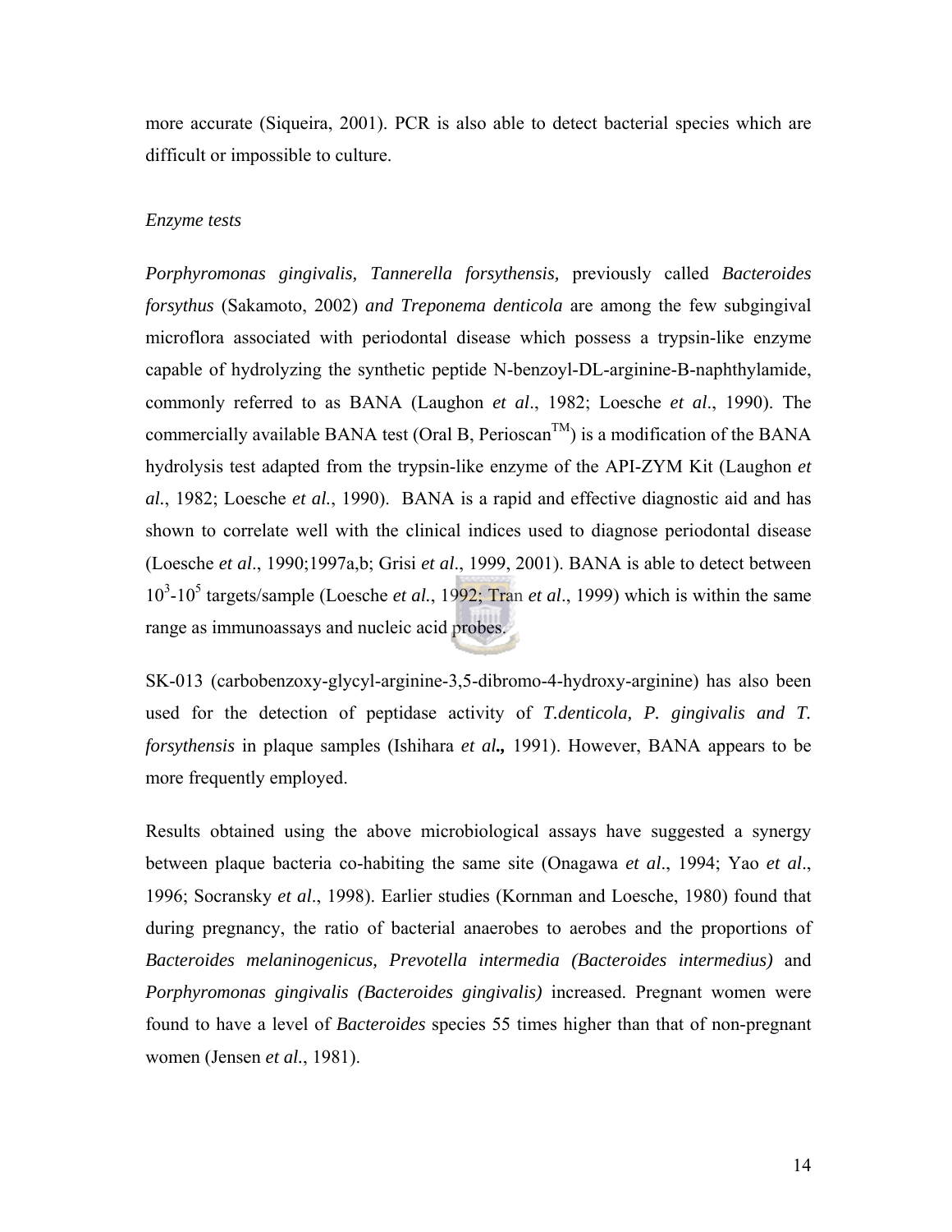more accurate (Siqueira, 2001). PCR is also able to detect bacterial species which are difficult or impossible to culture.

*Enzyme tests*

*Porphyromonas gingivalis, Tannerella forsythensis,* previously called *Bacteroides forsythus* (Sakamoto, 2002) *and Treponema denticola* are among the few subgingival microflora associated with periodontal disease which possess a trypsin-like enzyme capable of hydrolyzing the synthetic peptide N-benzoyl-DL-arginine-B-naphthylamide, commonly referred to as BANA (Laughon *et al*., 1982; Loesche *et al*., 1990). The commercially available BANA test (Oral B, Perioscan$^{TM}$) is a modification of the BANA hydrolysis test adapted from the trypsin-like enzyme of the API-ZYM Kit (Laughon *et al.*, 1982; Loesche *et al.*, 1990). BANA is a rapid and effective diagnostic aid and has shown to correlate well with the clinical indices used to diagnose periodontal disease (Loesche *et al*., 1990;1997a,b; Grisi *et al*., 1999, 2001). BANA is able to detect between $10^3$-$10^5$ targets/sample (Loesche *et al.*, 1992; Tran *et al*., 1999) which is within the same range as immunoassays and nucleic acid probes.

SK-013 (carbobenzoxy-glycyl-arginine-3,5-dibromo-4-hydroxy-arginine) has also been used for the detection of peptidase activity of *T.denticola, P. gingivalis and T. forsythensis* in plaque samples (Ishihara *et al.,* 1991). However, BANA appears to be more frequently employed.

Results obtained using the above microbiological assays have suggested a synergy between plaque bacteria co-habiting the same site (Onagawa *et al*., 1994; Yao *et al*., 1996; Socransky *et al*., 1998). Earlier studies (Kornman and Loesche, 1980) found that during pregnancy, the ratio of bacterial anaerobes to aerobes and the proportions of *Bacteroides melaninogenicus, Prevotella intermedia (Bacteroides intermedius)* and *Porphyromonas gingivalis (Bacteroides gingivalis)* increased. Pregnant women were found to have a level of *Bacteroides* species 55 times higher than that of non-pregnant women (Jensen *et al.*, 1981).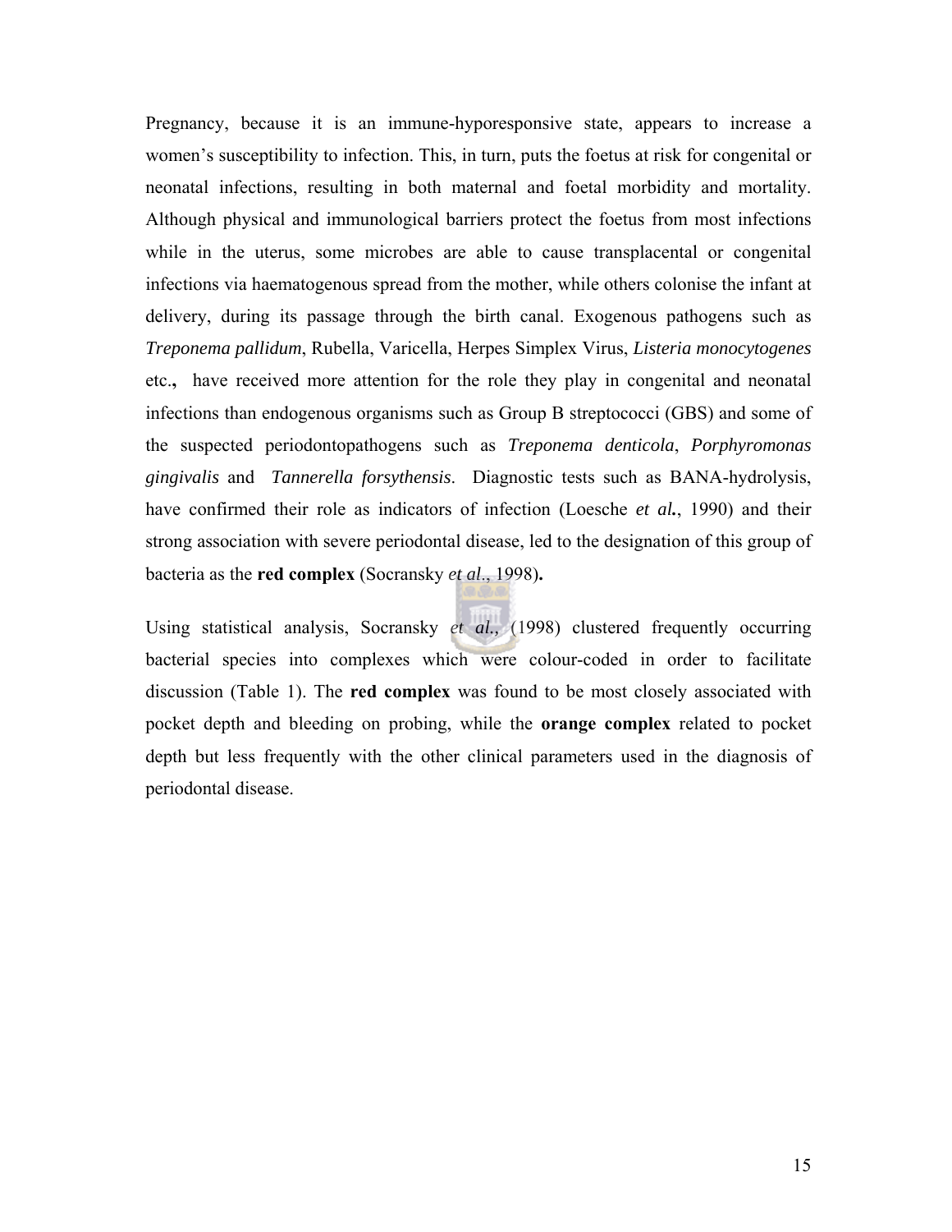Pregnancy, because it is an immune-hyporesponsive state, appears to increase a women's susceptibility to infection. This, in turn, puts the foetus at risk for congenital or neonatal infections, resulting in both maternal and foetal morbidity and mortality. Although physical and immunological barriers protect the foetus from most infections while in the uterus, some microbes are able to cause transplacental or congenital infections via haematogenous spread from the mother, while others colonise the infant at delivery, during its passage through the birth canal. Exogenous pathogens such as *Treponema pallidum*, Rubella, Varicella, Herpes Simplex Virus, *Listeria monocytogenes* etc.**,** have received more attention for the role they play in congenital and neonatal infections than endogenous organisms such as Group B streptococci (GBS) and some of the suspected periodontopathogens such as *Treponema denticola*, *Porphyromonas gingivalis* and *Tannerella forsythensis*. Diagnostic tests such as BANA-hydrolysis, have confirmed their role as indicators of infection (Loesche ***et al.***, 1990) and their strong association with severe periodontal disease, led to the designation of this group of bacteria as the **red complex** (Socransky *et al*., 1998)**.**

Using statistical analysis, Socransky *et al.,* (1998) clustered frequently occurring bacterial species into complexes which were colour-coded in order to facilitate discussion (Table 1). The **red complex** was found to be most closely associated with pocket depth and bleeding on probing, while the **orange complex** related to pocket depth but less frequently with the other clinical parameters used in the diagnosis of periodontal disease.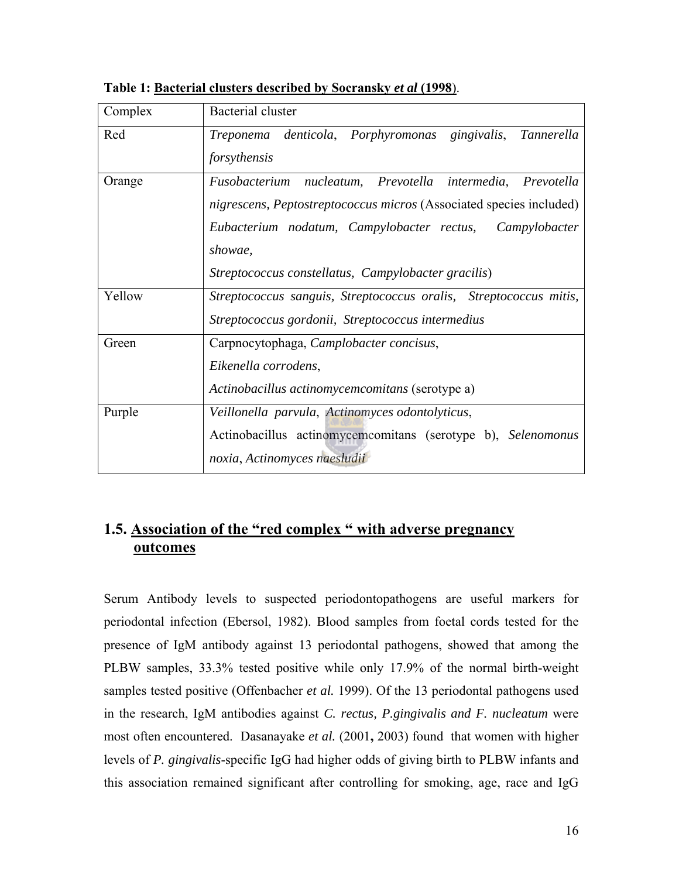**Table 1: Bacterial clusters described by Socransky *et al* (1998)**.

| Complex | Bacterial cluster |
|---|---|
| Red | *Treponema denticola*, *Porphyromonas gingivalis*, *Tannerella forsythensis* |
| Orange | *Fusobacterium nucleatum, Prevotella intermedia, Prevotella nigrescens, Peptostreptococcus micros* (Associated species included) *Eubacterium nodatum, Campylobacter rectus, Campylobacter showae,* *Streptococcus constellatus, Campylobacter gracilis*) |
| Yellow | *Streptococcus sanguis, Streptococcus oralis, Streptococcus mitis, Streptococcus gordonii, Streptococcus intermedius* |
| Green | Carpnocytophaga, *Camplobacter concisus*, *Eikenella corrodens*, *Actinobacillus actinomycemcomitans* (serotype a) |
| Purple | *Veillonella parvula*, *Actinomyces odontolyticus*, Actinobacillus actinomycemcomitans (serotype b), *Selenomonus noxia*, *Actinomyces naesludii* |

## 1.5. Association of the "red complex " with adverse pregnancy outcomes

Serum Antibody levels to suspected periodontopathogens are useful markers for periodontal infection (Ebersol, 1982). Blood samples from foetal cords tested for the presence of IgM antibody against 13 periodontal pathogens, showed that among the PLBW samples, 33.3% tested positive while only 17.9% of the normal birth-weight samples tested positive (Offenbacher *et al.* 1999). Of the 13 periodontal pathogens used in the research, IgM antibodies against *C. rectus, P.gingivalis and F. nucleatum* were most often encountered. Dasanayake *et al.* (2001**,** 2003) found that women with higher levels of *P. gingivalis*-specific IgG had higher odds of giving birth to PLBW infants and this association remained significant after controlling for smoking, age, race and IgG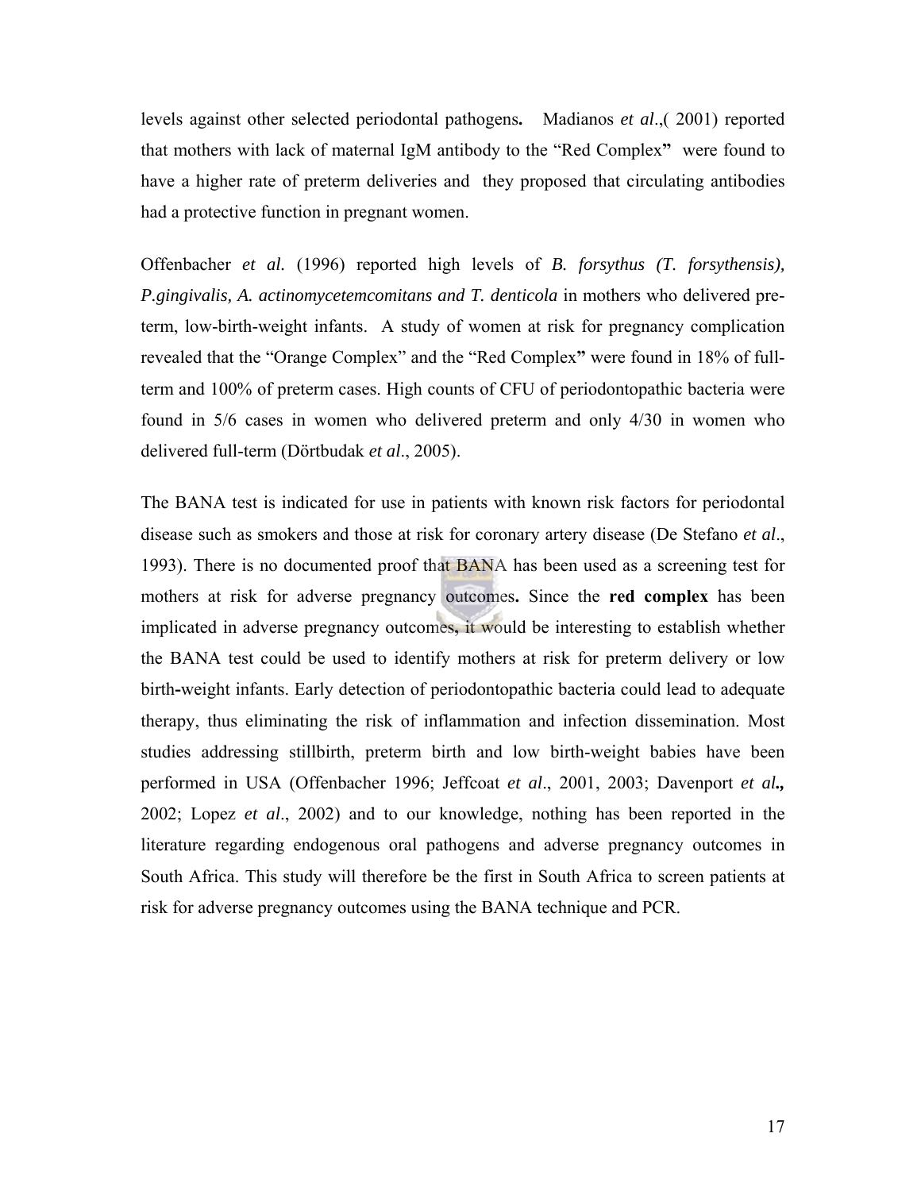levels against other selected periodontal pathogens**.** Madianos *et al*.,( 2001) reported that mothers with lack of maternal IgM antibody to the "Red Complex**"** were found to have a higher rate of preterm deliveries and they proposed that circulating antibodies had a protective function in pregnant women.

Offenbacher *et al.* (1996) reported high levels of *B. forsythus (T. forsythensis), P.gingivalis, A. actinomycetemcomitans and T. denticola* in mothers who delivered pre-term, low-birth-weight infants. A study of women at risk for pregnancy complication revealed that the "Orange Complex" and the "Red Complex**"** were found in 18% of full-term and 100% of preterm cases. High counts of CFU of periodontopathic bacteria were found in 5/6 cases in women who delivered preterm and only 4/30 in women who delivered full-term (Dörtbudak *et al*., 2005).

The BANA test is indicated for use in patients with known risk factors for periodontal disease such as smokers and those at risk for coronary artery disease (De Stefano *et al*., 1993). There is no documented proof that BANA has been used as a screening test for mothers at risk for adverse pregnancy outcomes**.** Since the **red complex** has been implicated in adverse pregnancy outcomes, it would be interesting to establish whether the BANA test could be used to identify mothers at risk for preterm delivery or low birth**-**weight infants. Early detection of periodontopathic bacteria could lead to adequate therapy, thus eliminating the risk of inflammation and infection dissemination. Most studies addressing stillbirth, preterm birth and low birth-weight babies have been performed in USA (Offenbacher 1996; Jeffcoat *et al*., 2001, 2003; Davenport *et al***.,** 2002; Lopez *et al*., 2002) and to our knowledge, nothing has been reported in the literature regarding endogenous oral pathogens and adverse pregnancy outcomes in South Africa. This study will therefore be the first in South Africa to screen patients at risk for adverse pregnancy outcomes using the BANA technique and PCR.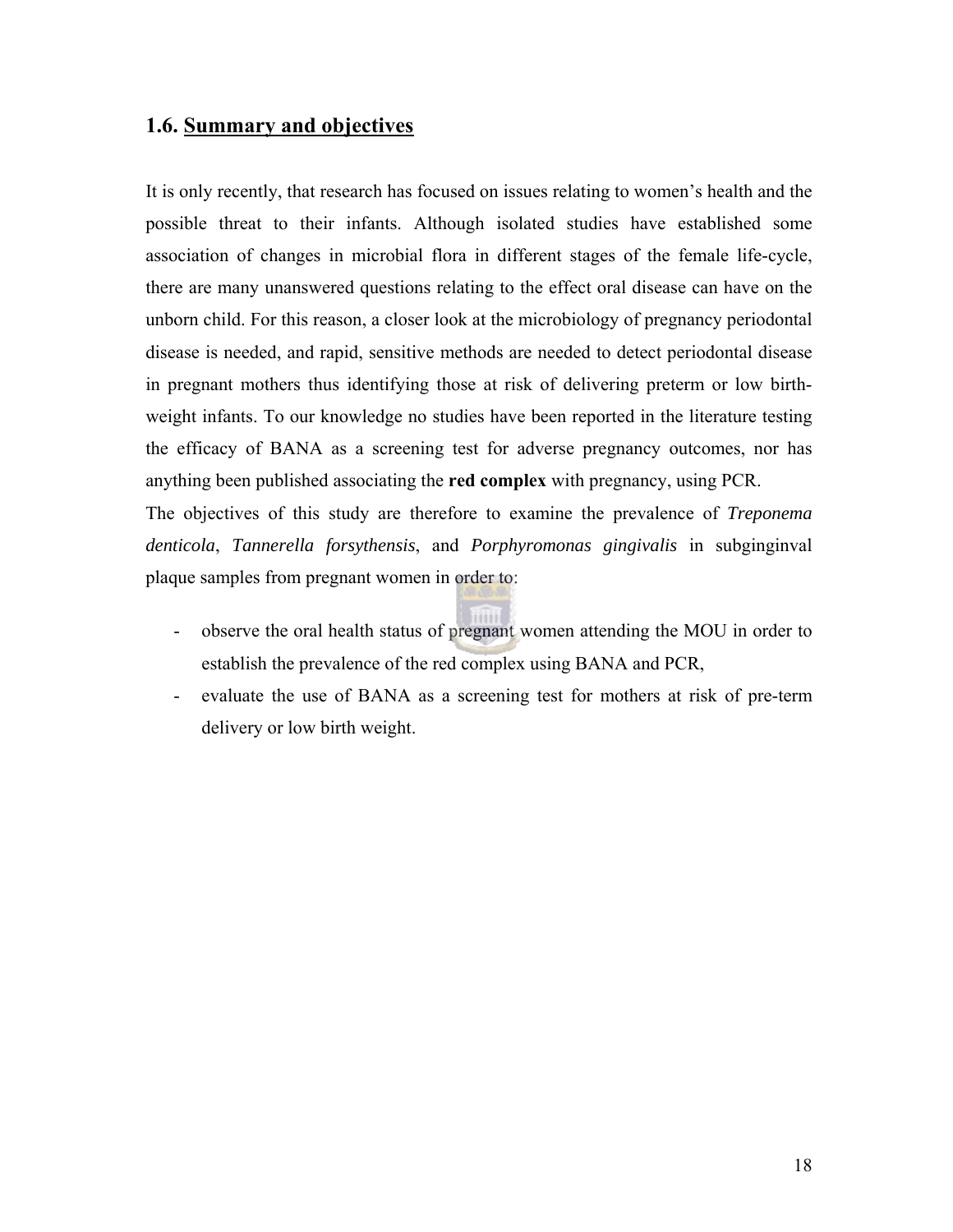## 1.6. Summary and objectives

It is only recently, that research has focused on issues relating to women's health and the possible threat to their infants. Although isolated studies have established some association of changes in microbial flora in different stages of the female life-cycle, there are many unanswered questions relating to the effect oral disease can have on the unborn child. For this reason, a closer look at the microbiology of pregnancy periodontal disease is needed, and rapid, sensitive methods are needed to detect periodontal disease in pregnant mothers thus identifying those at risk of delivering preterm or low birth-weight infants. To our knowledge no studies have been reported in the literature testing the efficacy of BANA as a screening test for adverse pregnancy outcomes, nor has anything been published associating the **red complex** with pregnancy, using PCR.

The objectives of this study are therefore to examine the prevalence of *Treponema denticola*, *Tannerella forsythensis*, and *Porphyromonas gingivalis* in subginginval plaque samples from pregnant women in order to:

- observe the oral health status of pregnant women attending the MOU in order to establish the prevalence of the red complex using BANA and PCR,
- evaluate the use of BANA as a screening test for mothers at risk of pre-term delivery or low birth weight.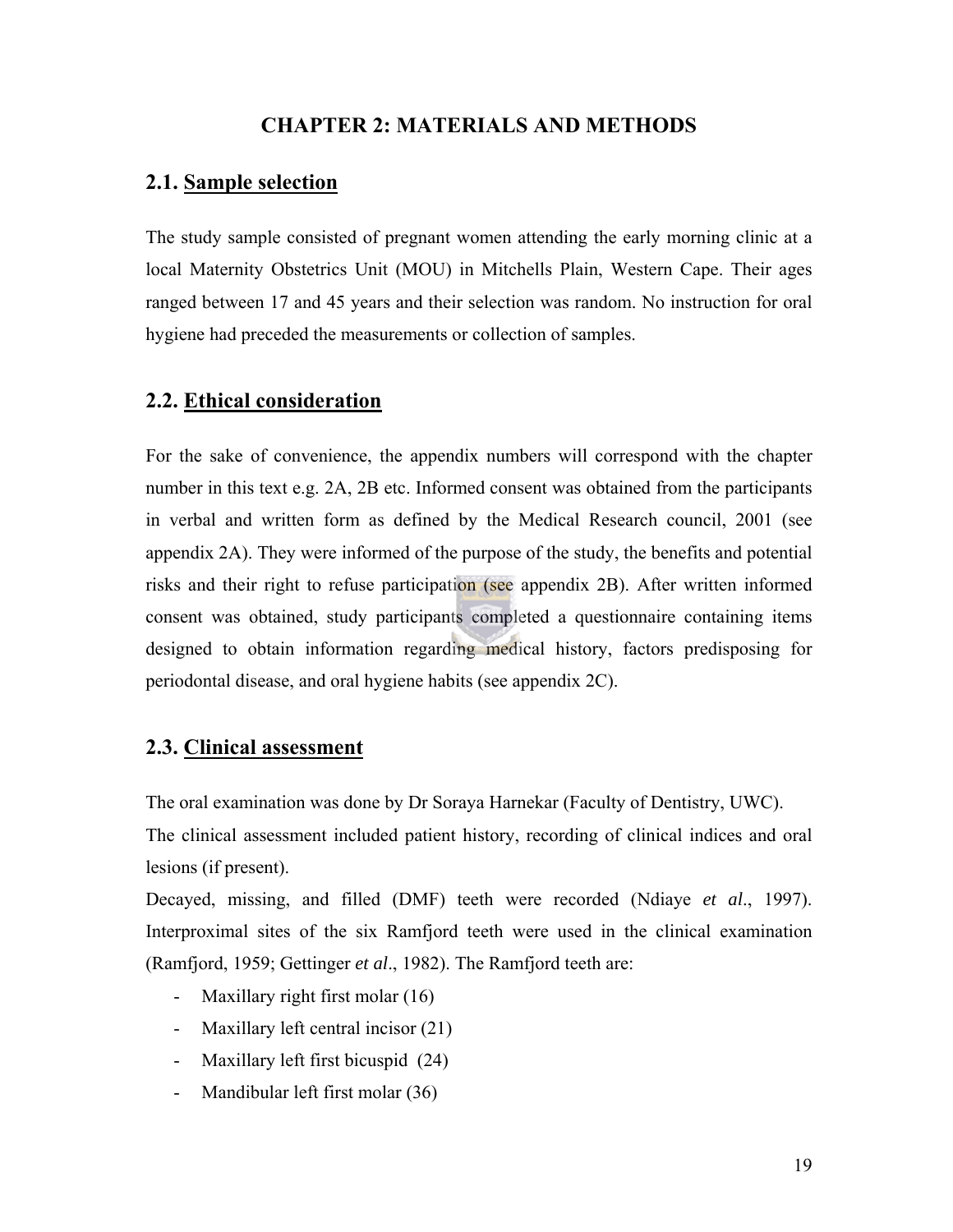# CHAPTER 2: MATERIALS AND METHODS

## 2.1. Sample selection

The study sample consisted of pregnant women attending the early morning clinic at a local Maternity Obstetrics Unit (MOU) in Mitchells Plain, Western Cape. Their ages ranged between 17 and 45 years and their selection was random. No instruction for oral hygiene had preceded the measurements or collection of samples.

## 2.2. Ethical consideration

For the sake of convenience, the appendix numbers will correspond with the chapter number in this text e.g. 2A, 2B etc. Informed consent was obtained from the participants in verbal and written form as defined by the Medical Research council, 2001 (see appendix 2A). They were informed of the purpose of the study, the benefits and potential risks and their right to refuse participation (see appendix 2B). After written informed consent was obtained, study participants completed a questionnaire containing items designed to obtain information regarding medical history, factors predisposing for periodontal disease, and oral hygiene habits (see appendix 2C).

## 2.3. Clinical assessment

The oral examination was done by Dr Soraya Harnekar (Faculty of Dentistry, UWC).
The clinical assessment included patient history, recording of clinical indices and oral lesions (if present).
Decayed, missing, and filled (DMF) teeth were recorded (Ndiaye *et al*., 1997). Interproximal sites of the six Ramfjord teeth were used in the clinical examination (Ramfjord, 1959; Gettinger *et al*., 1982). The Ramfjord teeth are:

- Maxillary right first molar (16)
- Maxillary left central incisor (21)
- Maxillary left first bicuspid (24)
- Mandibular left first molar (36)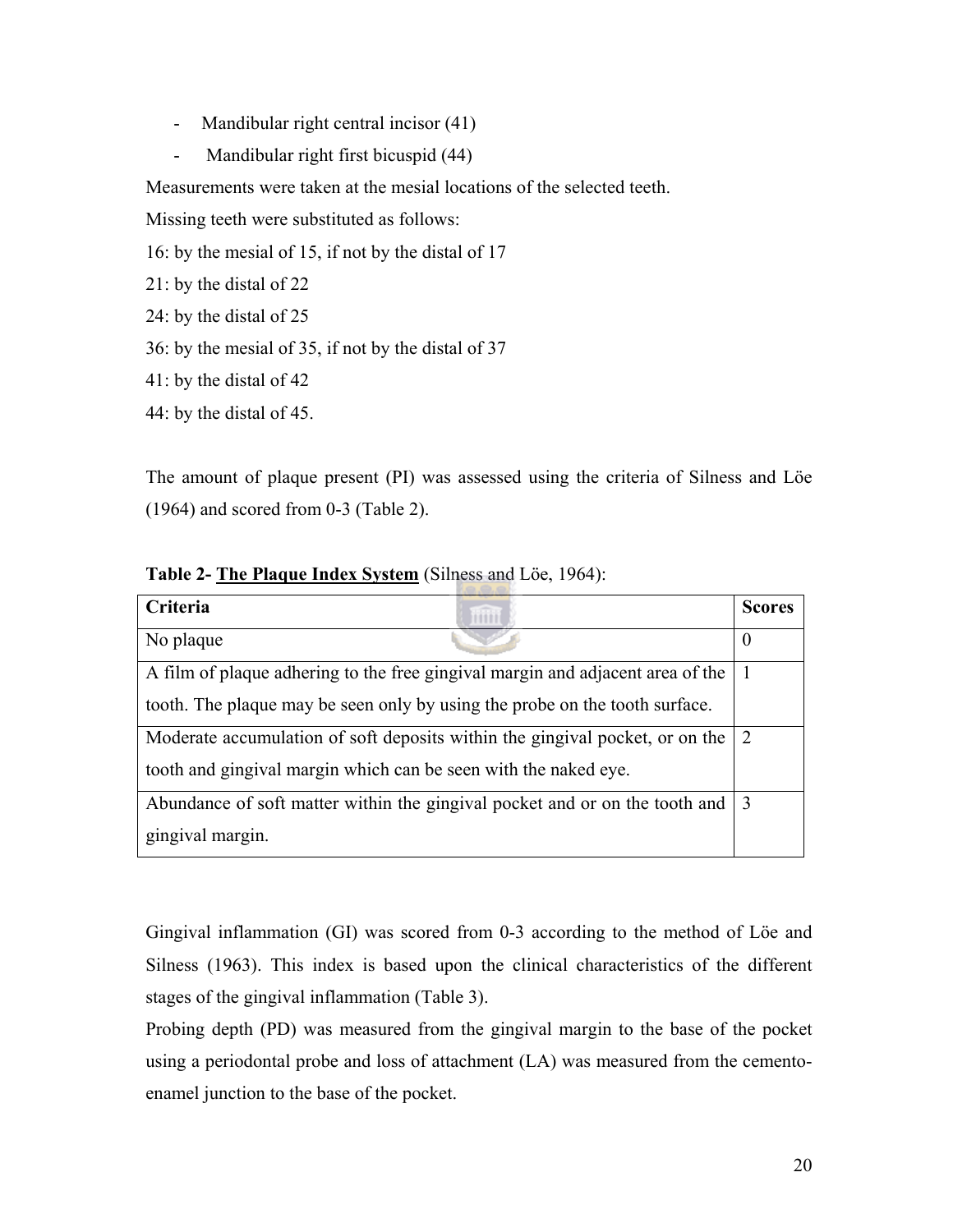- Mandibular right central incisor (41)
- Mandibular right first bicuspid (44)

Measurements were taken at the mesial locations of the selected teeth.

Missing teeth were substituted as follows:

16: by the mesial of 15, if not by the distal of 17

21: by the distal of 22

24: by the distal of 25

36: by the mesial of 35, if not by the distal of 37

41: by the distal of 42

44: by the distal of 45.

The amount of plaque present (PI) was assessed using the criteria of Silness and Löe (1964) and scored from 0-3 (Table 2).

**Table 2- <u>The Plaque Index System</u>** (Silness and Löe, 1964):

| **Criteria** | **Scores** |
|---|---|
| No plaque | 0 |
| A film of plaque adhering to the free gingival margin and adjacent area of the tooth. The plaque may be seen only by using the probe on the tooth surface. | 1 |
| Moderate accumulation of soft deposits within the gingival pocket, or on the tooth and gingival margin which can be seen with the naked eye. | 2 |
| Abundance of soft matter within the gingival pocket and or on the tooth and gingival margin. | 3 |

Gingival inflammation (GI) was scored from 0-3 according to the method of Löe and Silness (1963). This index is based upon the clinical characteristics of the different stages of the gingival inflammation (Table 3).

Probing depth (PD) was measured from the gingival margin to the base of the pocket using a periodontal probe and loss of attachment (LA) was measured from the cemento-enamel junction to the base of the pocket.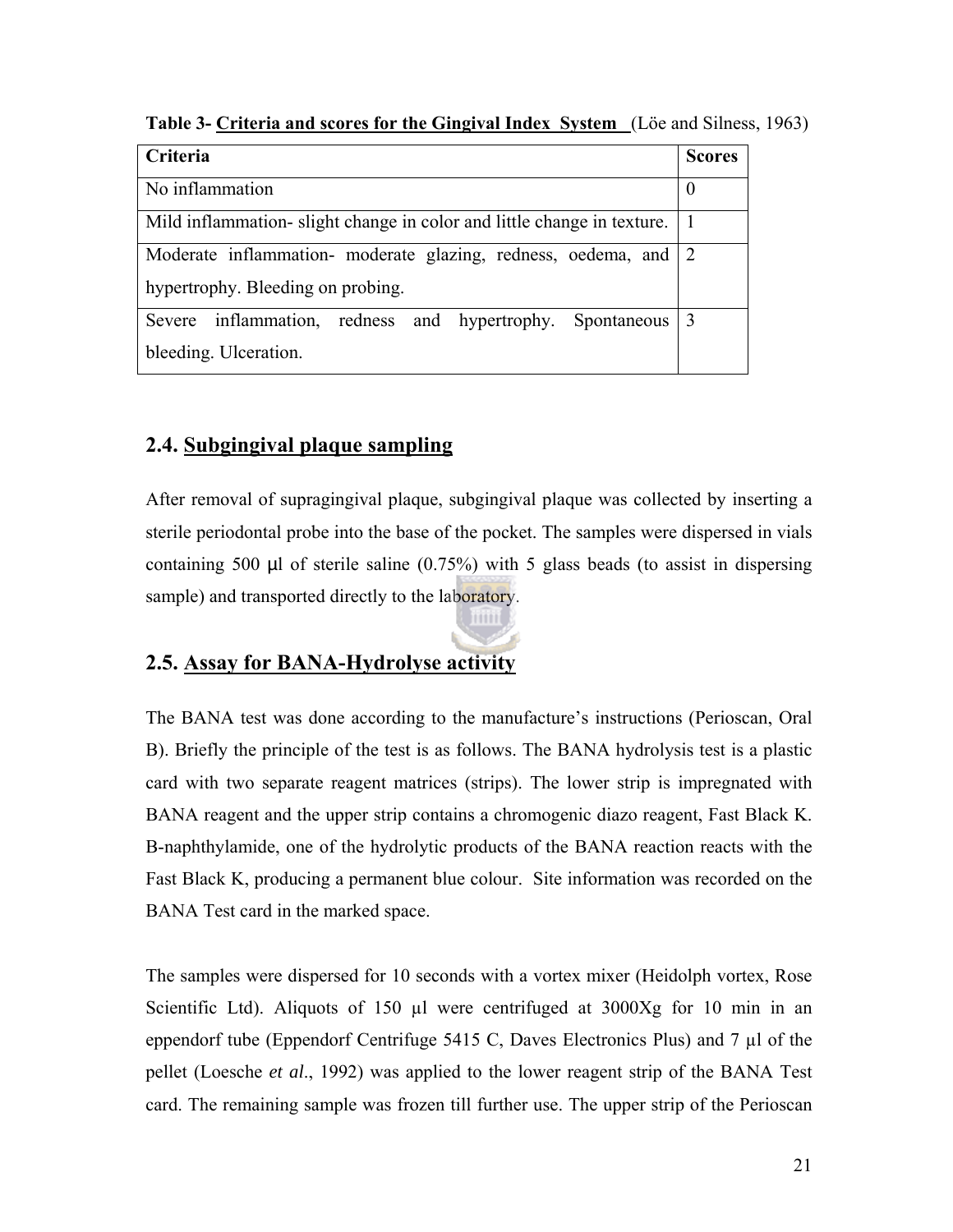**Table 3- Criteria and scores for the Gingival Index System** (Löe and Silness, 1963)

| Criteria | Scores |
|---|---|
| No inflammation | 0 |
| Mild inflammation- slight change in color and little change in texture. | 1 |
| Moderate inflammation- moderate glazing, redness, oedema, and hypertrophy. Bleeding on probing. | 2 |
| Severe inflammation, redness and hypertrophy. Spontaneous bleeding. Ulceration. | 3 |

## 2.4. Subgingival plaque sampling

After removal of supragingival plaque, subgingival plaque was collected by inserting a sterile periodontal probe into the base of the pocket. The samples were dispersed in vials containing 500 μl of sterile saline (0.75%) with 5 glass beads (to assist in dispersing sample) and transported directly to the laboratory.

## 2.5. Assay for BANA-Hydrolyse activity

The BANA test was done according to the manufacture's instructions (Perioscan, Oral B). Briefly the principle of the test is as follows. The BANA hydrolysis test is a plastic card with two separate reagent matrices (strips). The lower strip is impregnated with BANA reagent and the upper strip contains a chromogenic diazo reagent, Fast Black K. B-naphthylamide, one of the hydrolytic products of the BANA reaction reacts with the Fast Black K, producing a permanent blue colour. Site information was recorded on the BANA Test card in the marked space.

The samples were dispersed for 10 seconds with a vortex mixer (Heidolph vortex, Rose Scientific Ltd). Aliquots of 150 µl were centrifuged at 3000Xg for 10 min in an eppendorf tube (Eppendorf Centrifuge 5415 C, Daves Electronics Plus) and 7 µl of the pellet (Loesche *et al*., 1992) was applied to the lower reagent strip of the BANA Test card. The remaining sample was frozen till further use. The upper strip of the Perioscan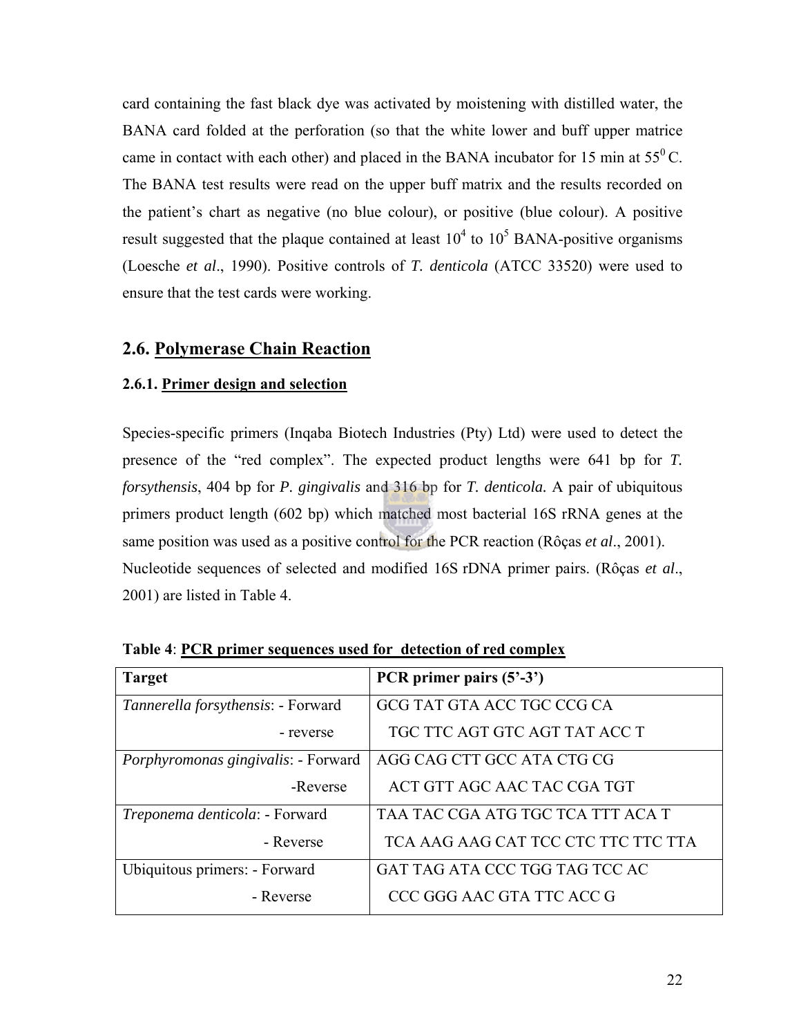card containing the fast black dye was activated by moistening with distilled water, the BANA card folded at the perforation (so that the white lower and buff upper matrice came in contact with each other) and placed in the BANA incubator for 15 min at $55^0$ C. The BANA test results were read on the upper buff matrix and the results recorded on the patient's chart as negative (no blue colour), or positive (blue colour). A positive result suggested that the plaque contained at least $10^4$ to $10^5$ BANA-positive organisms (Loesche *et al*., 1990). Positive controls of ***T. denticola*** (ATCC 33520) were used to ensure that the test cards were working.

## 2.6. Polymerase Chain Reaction

### 2.6.1. Primer design and selection

Species-specific primers (Inqaba Biotech Industries (Pty) Ltd) were used to detect the presence of the "red complex". The expected product lengths were 641 bp for ***T. forsythensis***, 404 bp for ***P. gingivalis*** and 316 bp for ***T. denticola.*** A pair of ubiquitous primers product length (602 bp) which matched most bacterial 16S rRNA genes at the same position was used as a positive control for the PCR reaction (Rôças *et al*., 2001). Nucleotide sequences of selected and modified 16S rDNA primer pairs. (Rôças *et al*., 2001) are listed in Table 4.

**Table 4**: **PCR primer sequences used for detection of red complex**

| **Target** | **PCR primer pairs (5'-3')** |
|---|---|
| *Tannerella forsythensis*: - Forward | GCG TAT GTA ACC TGC CCG CA |
| - reverse | TGC TTC AGT GTC AGT TAT ACC T |
| *Porphyromonas gingivalis*: - Forward | AGG CAG CTT GCC ATA CTG CG |
| -Reverse | ACT GTT AGC AAC TAC CGA TGT |
| *Treponema denticola*: - Forward | TAA TAC CGA ATG TGC TCA TTT ACA T |
| - Reverse | TCA AAG AAG CAT TCC CTC TTC TTC TTA |
| Ubiquitous primers: - Forward | GAT TAG ATA CCC TGG TAG TCC AC |
| - Reverse | CCC GGG AAC GTA TTC ACC G |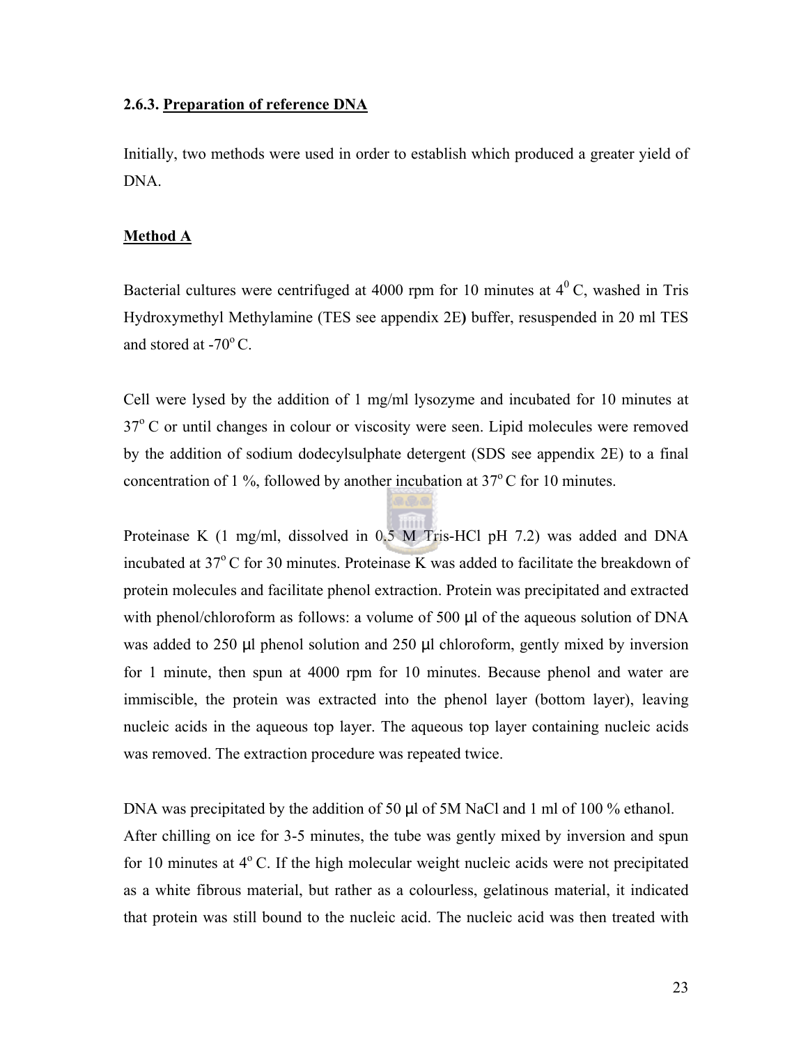### 2.6.3. Preparation of reference DNA

Initially, two methods were used in order to establish which produced a greater yield of DNA.

**Method A**

Bacterial cultures were centrifuged at 4000 rpm for 10 minutes at $4^0$ C, washed in Tris Hydroxymethyl Methylamine (TES see appendix 2E**)** buffer, resuspended in 20 ml TES and stored at -70$^o$ C.

Cell were lysed by the addition of 1 mg/ml lysozyme and incubated for 10 minutes at 37$^o$ C or until changes in colour or viscosity were seen. Lipid molecules were removed by the addition of sodium dodecylsulphate detergent (SDS see appendix 2E) to a final concentration of 1 %, followed by another incubation at 37$^o$ C for 10 minutes.

Proteinase K (1 mg/ml, dissolved in 0.5 M Tris-HCl pH 7.2) was added and DNA incubated at 37$^o$ C for 30 minutes. Proteinase K was added to facilitate the breakdown of protein molecules and facilitate phenol extraction. Protein was precipitated and extracted with phenol/chloroform as follows: a volume of 500 μl of the aqueous solution of DNA was added to 250 μl phenol solution and 250 μl chloroform, gently mixed by inversion for 1 minute, then spun at 4000 rpm for 10 minutes. Because phenol and water are immiscible, the protein was extracted into the phenol layer (bottom layer), leaving nucleic acids in the aqueous top layer. The aqueous top layer containing nucleic acids was removed. The extraction procedure was repeated twice.

DNA was precipitated by the addition of 50 μl of 5M NaCl and 1 ml of 100 % ethanol. After chilling on ice for 3-5 minutes, the tube was gently mixed by inversion and spun for 10 minutes at 4$^o$ C. If the high molecular weight nucleic acids were not precipitated as a white fibrous material, but rather as a colourless, gelatinous material, it indicated that protein was still bound to the nucleic acid. The nucleic acid was then treated with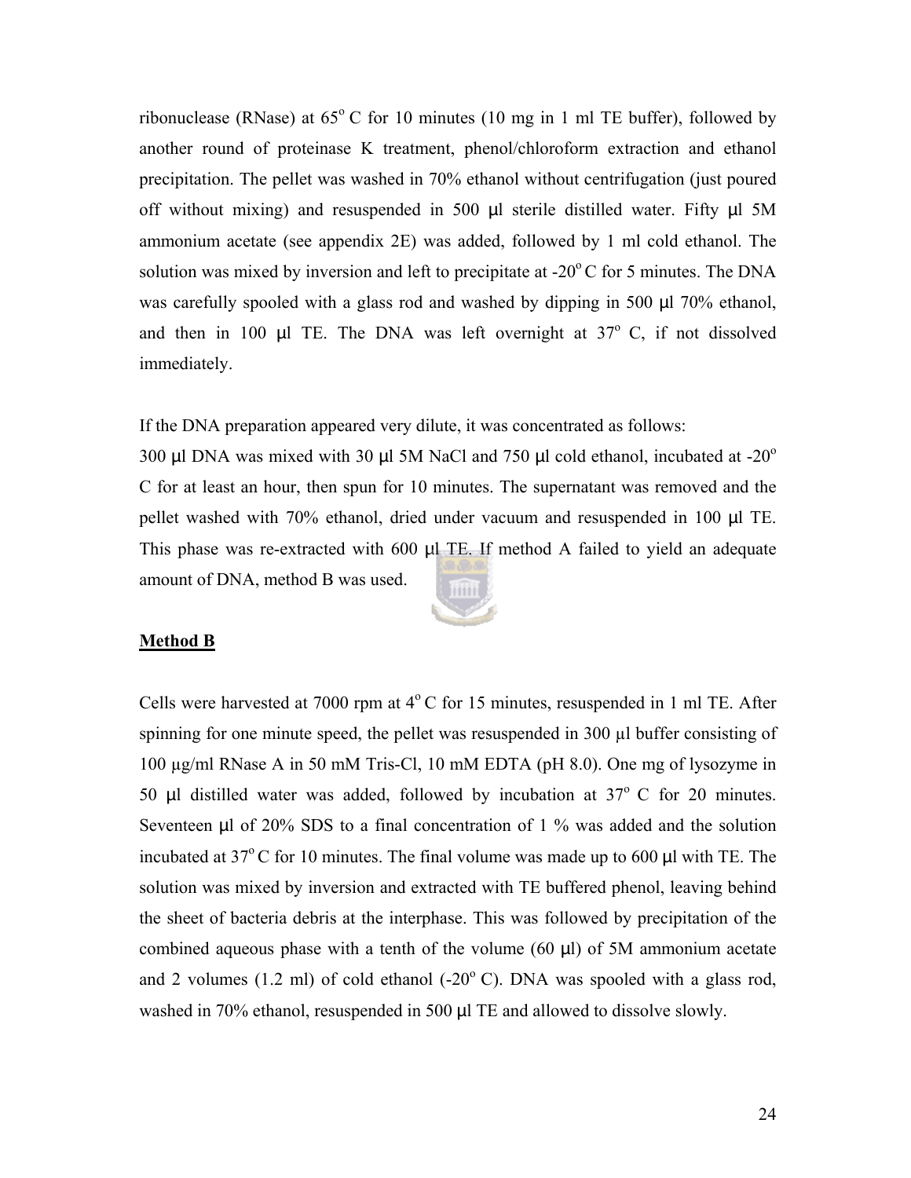ribonuclease (RNase) at 65$^{o}$ C for 10 minutes (10 mg in 1 ml TE buffer), followed by another round of proteinase K treatment, phenol/chloroform extraction and ethanol precipitation. The pellet was washed in 70% ethanol without centrifugation (just poured off without mixing) and resuspended in 500 μl sterile distilled water. Fifty μl 5M ammonium acetate (see appendix 2E) was added, followed by 1 ml cold ethanol. The solution was mixed by inversion and left to precipitate at -20$^{o}$ C for 5 minutes. The DNA was carefully spooled with a glass rod and washed by dipping in 500 μl 70% ethanol, and then in 100 μl TE. The DNA was left overnight at 37$^{o}$ C, if not dissolved immediately.

If the DNA preparation appeared very dilute, it was concentrated as follows:
300 μl DNA was mixed with 30 μl 5M NaCl and 750 μl cold ethanol, incubated at -20$^{o}$ C for at least an hour, then spun for 10 minutes. The supernatant was removed and the pellet washed with 70% ethanol, dried under vacuum and resuspended in 100 μl TE. This phase was re-extracted with 600 μl TE. If method A failed to yield an adequate amount of DNA, method B was used.

**Method B**

Cells were harvested at 7000 rpm at 4$^{o}$ C for 15 minutes, resuspended in 1 ml TE. After spinning for one minute speed, the pellet was resuspended in 300 μl buffer consisting of 100 μg/ml RNase A in 50 mM Tris-Cl, 10 mM EDTA (pH 8.0). One mg of lysozyme in 50 μl distilled water was added, followed by incubation at 37$^{o}$ C for 20 minutes. Seventeen μl of 20% SDS to a final concentration of 1 % was added and the solution incubated at 37$^{o}$ C for 10 minutes. The final volume was made up to 600 μl with TE. The solution was mixed by inversion and extracted with TE buffered phenol, leaving behind the sheet of bacteria debris at the interphase. This was followed by precipitation of the combined aqueous phase with a tenth of the volume (60 μl) of 5M ammonium acetate and 2 volumes (1.2 ml) of cold ethanol (-20$^{o}$ C). DNA was spooled with a glass rod, washed in 70% ethanol, resuspended in 500 μl TE and allowed to dissolve slowly.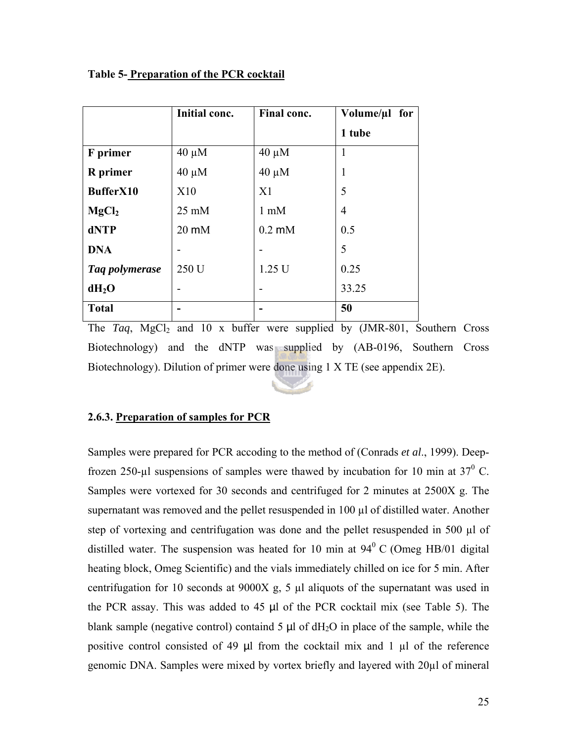**Table 5- Preparation of the PCR cocktail**

| | Initial conc. | Final conc. | Volume/µl for 1 tube |
|---|---|---|---|
| **F primer** | 40 µM | 40 µM | 1 |
| **R primer** | 40 µM | 40 µM | 1 |
| **BufferX10** | X10 | X1 | 5 |
| **$MgCl_2$** | 25 mM | 1 mM | 4 |
| **dNTP** | 20 mM | 0.2 mM | 0.5 |
| **DNA** | - | - | 5 |
| ***Taq polymerase*** | 250 U | 1.25 U | 0.25 |
| **$dH_2O$** | - | - | 33.25 |
| **Total** | **-** | **-** | **50** |

The *Taq*, $MgCl_2$ and 10 x buffer were supplied by (JMR-801, Southern Cross Biotechnology) and the dNTP was supplied by (AB-0196, Southern Cross Biotechnology). Dilution of primer were done using 1 X TE (see appendix 2E).

### 2.6.3. Preparation of samples for PCR

Samples were prepared for PCR accoding to the method of (Conrads *et al*., 1999). Deep-frozen 250-µl suspensions of samples were thawed by incubation for 10 min at $37^0$ C. Samples were vortexed for 30 seconds and centrifuged for 2 minutes at 2500X g. The supernatant was removed and the pellet resuspended in 100 µl of distilled water. Another step of vortexing and centrifugation was done and the pellet resuspended in 500 µl of distilled water. The suspension was heated for 10 min at $94^0$ C (Omeg HB/01 digital heating block, Omeg Scientific) and the vials immediately chilled on ice for 5 min. After centrifugation for 10 seconds at 9000X g, 5 µl aliquots of the supernatant was used in the PCR assay. This was added to 45 µl of the PCR cocktail mix (see Table 5). The blank sample (negative control) containd 5 µl of $dH_2O$ in place of the sample, while the positive control consisted of 49 µl from the cocktail mix and 1 µl of the reference genomic DNA. Samples were mixed by vortex briefly and layered with 20µl of mineral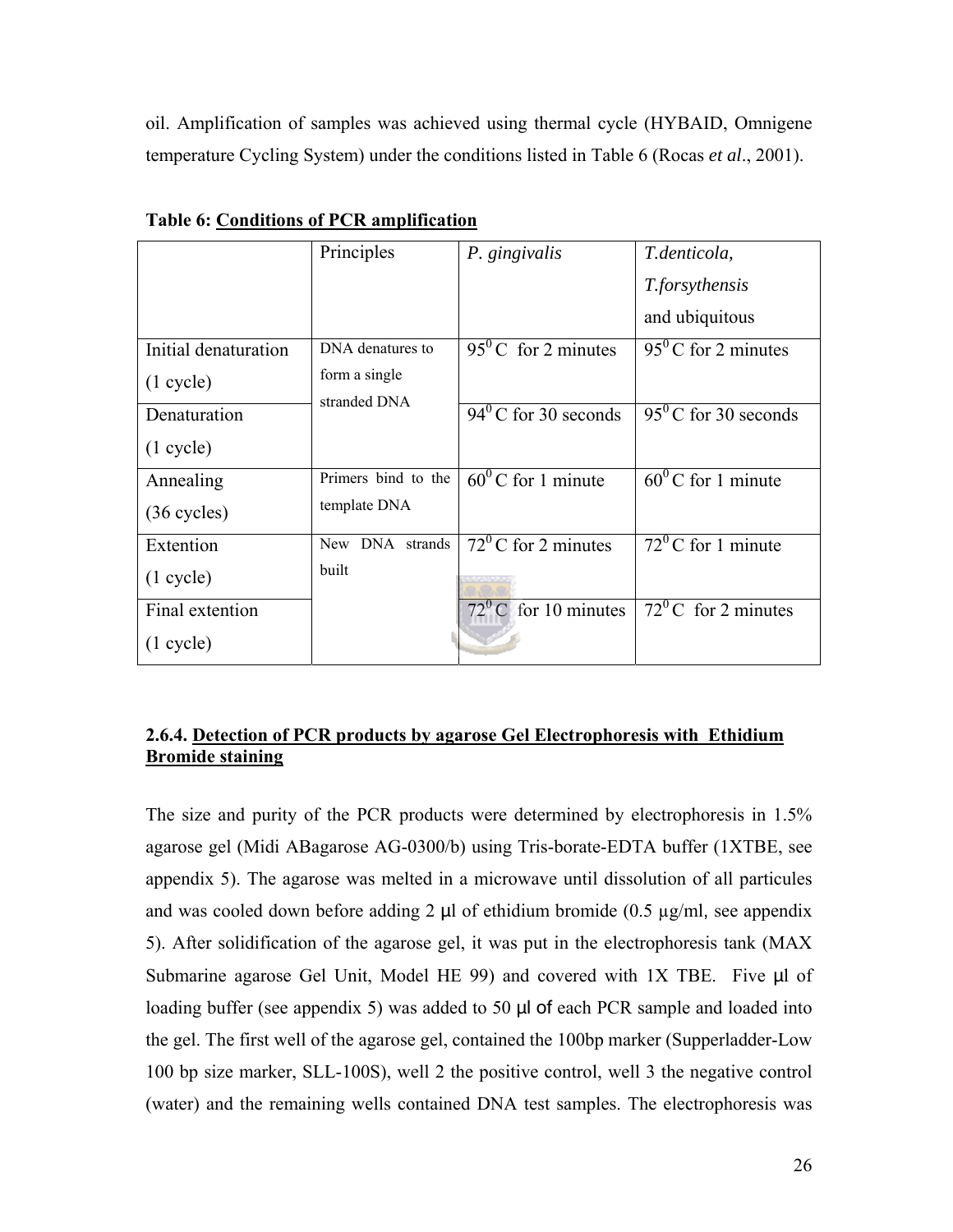oil. Amplification of samples was achieved using thermal cycle (HYBAID, Omnigene temperature Cycling System) under the conditions listed in Table 6 (Rocas *et al*., 2001).

**Table 6: Conditions of PCR amplification**

| | Principles | *P. gingivalis* | *T.denticola, T.forsythensis* and ubiquitous |
|---|---|---|---|
| Initial denaturation (1 cycle) | DNA denatures to form a single stranded DNA | $95^0$ C for 2 minutes | $95^0$ C for 2 minutes |
| Denaturation (1 cycle) | | $94^0$ C for 30 seconds | $95^0$ C for 30 seconds |
| Annealing (36 cycles) | Primers bind to the template DNA | $60^0$ C for 1 minute | $60^0$ C for 1 minute |
| Extention (1 cycle) | New DNA strands built | $72^0$ C for 2 minutes | $72^0$ C for 1 minute |
| Final extention (1 cycle) | | $72^0$ C for 10 minutes | $72^0$ C for 2 minutes |

### 2.6.4. Detection of PCR products by agarose Gel Electrophoresis with Ethidium Bromide staining

The size and purity of the PCR products were determined by electrophoresis in 1.5% agarose gel (Midi ABagarose AG-0300/b) using Tris-borate-EDTA buffer (1XTBE, see appendix 5). The agarose was melted in a microwave until dissolution of all particules and was cooled down before adding 2 µl of ethidium bromide (0.5 µg/ml, see appendix 5). After solidification of the agarose gel, it was put in the electrophoresis tank (MAX Submarine agarose Gel Unit, Model HE 99) and covered with 1X TBE. Five µl of loading buffer (see appendix 5) was added to 50 µl of each PCR sample and loaded into the gel. The first well of the agarose gel, contained the 100bp marker (Supperladder-Low 100 bp size marker, SLL-100S), well 2 the positive control, well 3 the negative control (water) and the remaining wells contained DNA test samples. The electrophoresis was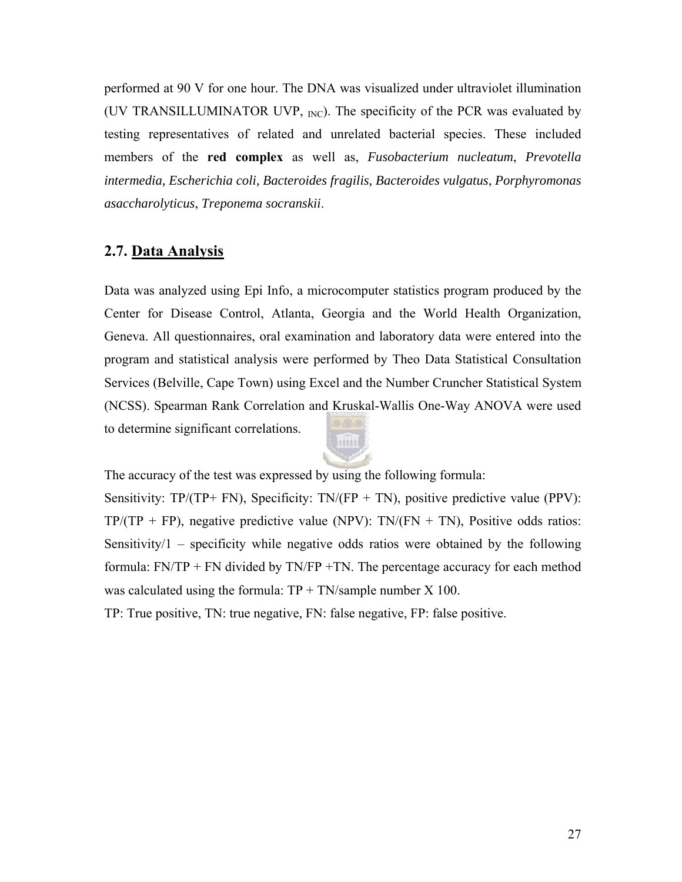performed at 90 V for one hour. The DNA was visualized under ultraviolet illumination (UV TRANSILLUMINATOR UVP, $_{\text{INC}}$). The specificity of the PCR was evaluated by testing representatives of related and unrelated bacterial species. These included members of the **red complex** as well as, *Fusobacterium nucleatum*, *Prevotella intermedia, Escherichia coli, Bacteroides fragilis, Bacteroides vulgatus*, *Porphyromonas asaccharolyticus*, *Treponema socranskii*.

## 2.7. Data Analysis

Data was analyzed using Epi Info, a microcomputer statistics program produced by the Center for Disease Control, Atlanta, Georgia and the World Health Organization, Geneva. All questionnaires, oral examination and laboratory data were entered into the program and statistical analysis were performed by Theo Data Statistical Consultation Services (Belville, Cape Town) using Excel and the Number Cruncher Statistical System (NCSS). Spearman Rank Correlation and Kruskal-Wallis One-Way ANOVA were used to determine significant correlations.

The accuracy of the test was expressed by using the following formula:

Sensitivity: TP/(TP+ FN), Specificity: TN/(FP + TN), positive predictive value (PPV): TP/(TP + FP), negative predictive value (NPV): TN/(FN + TN), Positive odds ratios: Sensitivity/1 – specificity while negative odds ratios were obtained by the following formula: FN/TP + FN divided by TN/FP +TN. The percentage accuracy for each method was calculated using the formula: TP + TN/sample number X 100.

TP: True positive, TN: true negative, FN: false negative, FP: false positive.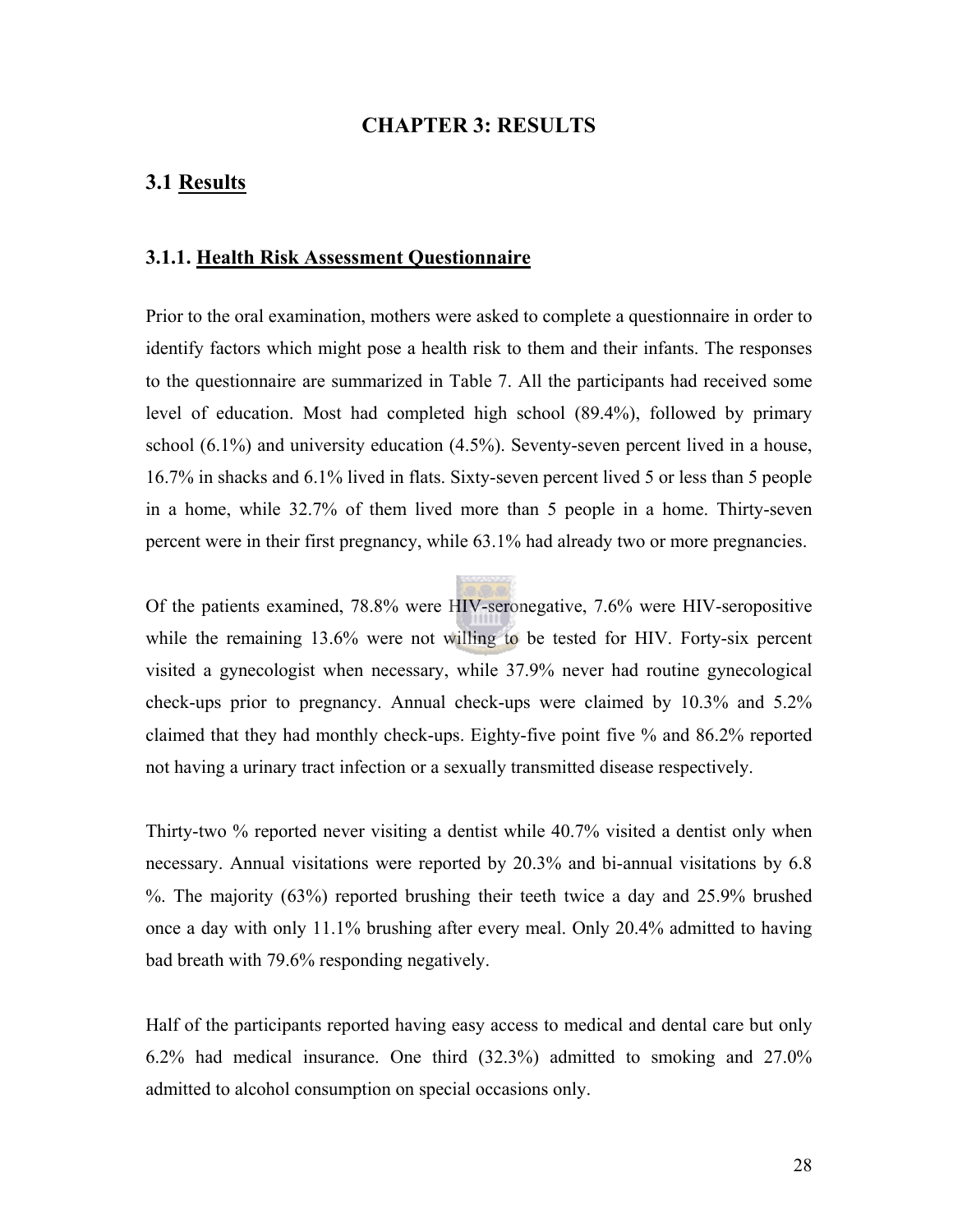# CHAPTER 3: RESULTS

## 3.1 Results

### 3.1.1. Health Risk Assessment Questionnaire

Prior to the oral examination, mothers were asked to complete a questionnaire in order to identify factors which might pose a health risk to them and their infants. The responses to the questionnaire are summarized in Table 7. All the participants had received some level of education. Most had completed high school (89.4%), followed by primary school (6.1%) and university education (4.5%). Seventy-seven percent lived in a house, 16.7% in shacks and 6.1% lived in flats. Sixty-seven percent lived 5 or less than 5 people in a home, while 32.7% of them lived more than 5 people in a home. Thirty-seven percent were in their first pregnancy, while 63.1% had already two or more pregnancies.

Of the patients examined, 78.8% were HIV-seronegative, 7.6% were HIV-seropositive while the remaining 13.6% were not willing to be tested for HIV. Forty-six percent visited a gynecologist when necessary, while 37.9% never had routine gynecological check-ups prior to pregnancy. Annual check-ups were claimed by 10.3% and 5.2% claimed that they had monthly check-ups. Eighty-five point five % and 86.2% reported not having a urinary tract infection or a sexually transmitted disease respectively.

Thirty-two % reported never visiting a dentist while 40.7% visited a dentist only when necessary. Annual visitations were reported by 20.3% and bi-annual visitations by 6.8 %. The majority (63%) reported brushing their teeth twice a day and 25.9% brushed once a day with only 11.1% brushing after every meal. Only 20.4% admitted to having bad breath with 79.6% responding negatively.

Half of the participants reported having easy access to medical and dental care but only 6.2% had medical insurance. One third (32.3%) admitted to smoking and 27.0% admitted to alcohol consumption on special occasions only.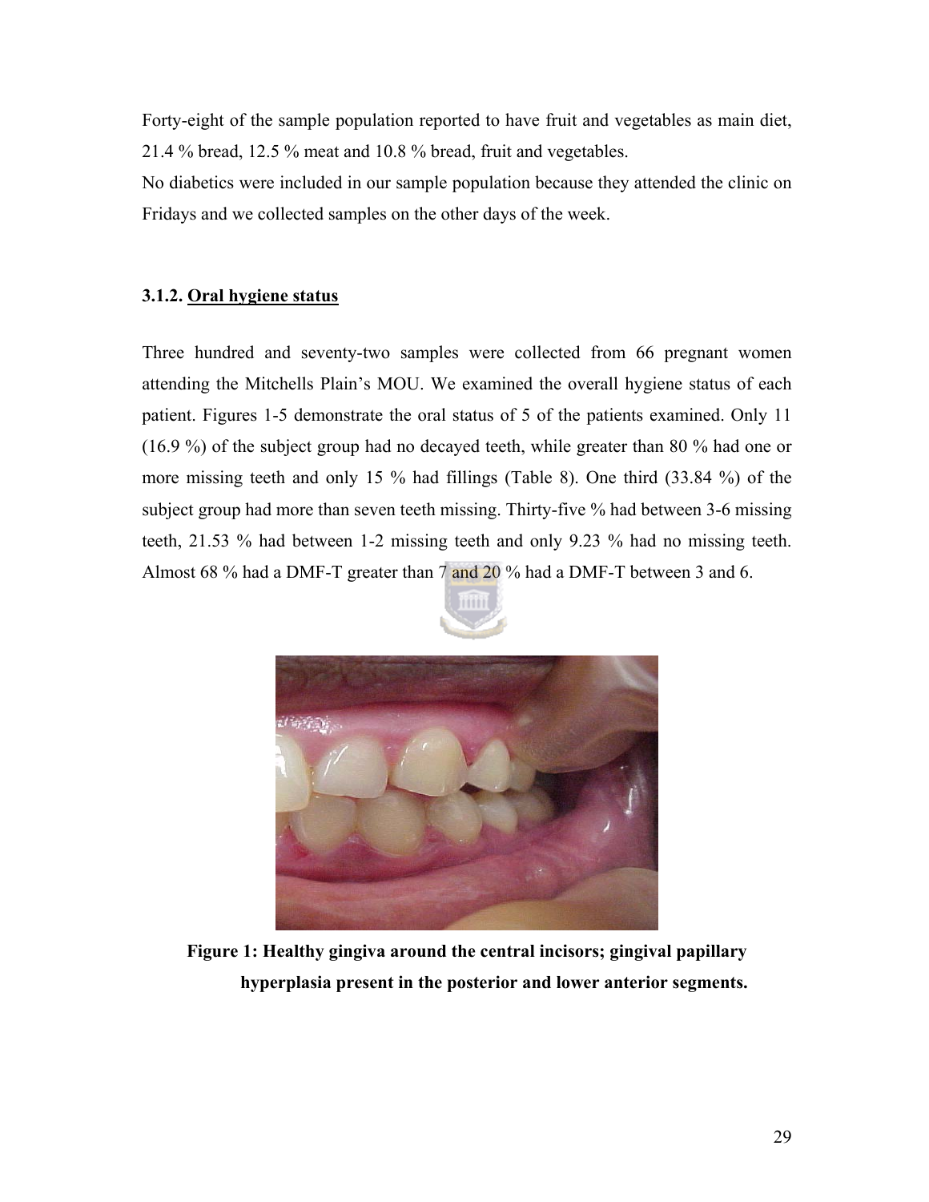Forty-eight of the sample population reported to have fruit and vegetables as main diet, 21.4 % bread, 12.5 % meat and 10.8 % bread, fruit and vegetables.
No diabetics were included in our sample population because they attended the clinic on Fridays and we collected samples on the other days of the week.

### 3.1.2. Oral hygiene status

Three hundred and seventy-two samples were collected from 66 pregnant women attending the Mitchells Plain's MOU. We examined the overall hygiene status of each patient. Figures 1-5 demonstrate the oral status of 5 of the patients examined. Only 11 (16.9 %) of the subject group had no decayed teeth, while greater than 80 % had one or more missing teeth and only 15 % had fillings (Table 8). One third (33.84 %) of the subject group had more than seven teeth missing. Thirty-five % had between 3-6 missing teeth, 21.53 % had between 1-2 missing teeth and only 9.23 % had no missing teeth. Almost 68 % had a DMF-T greater than 7 and 20 % had a DMF-T between 3 and 6.

**Figure 1: Healthy gingiva around the central incisors; gingival papillary hyperplasia present in the posterior and lower anterior segments.**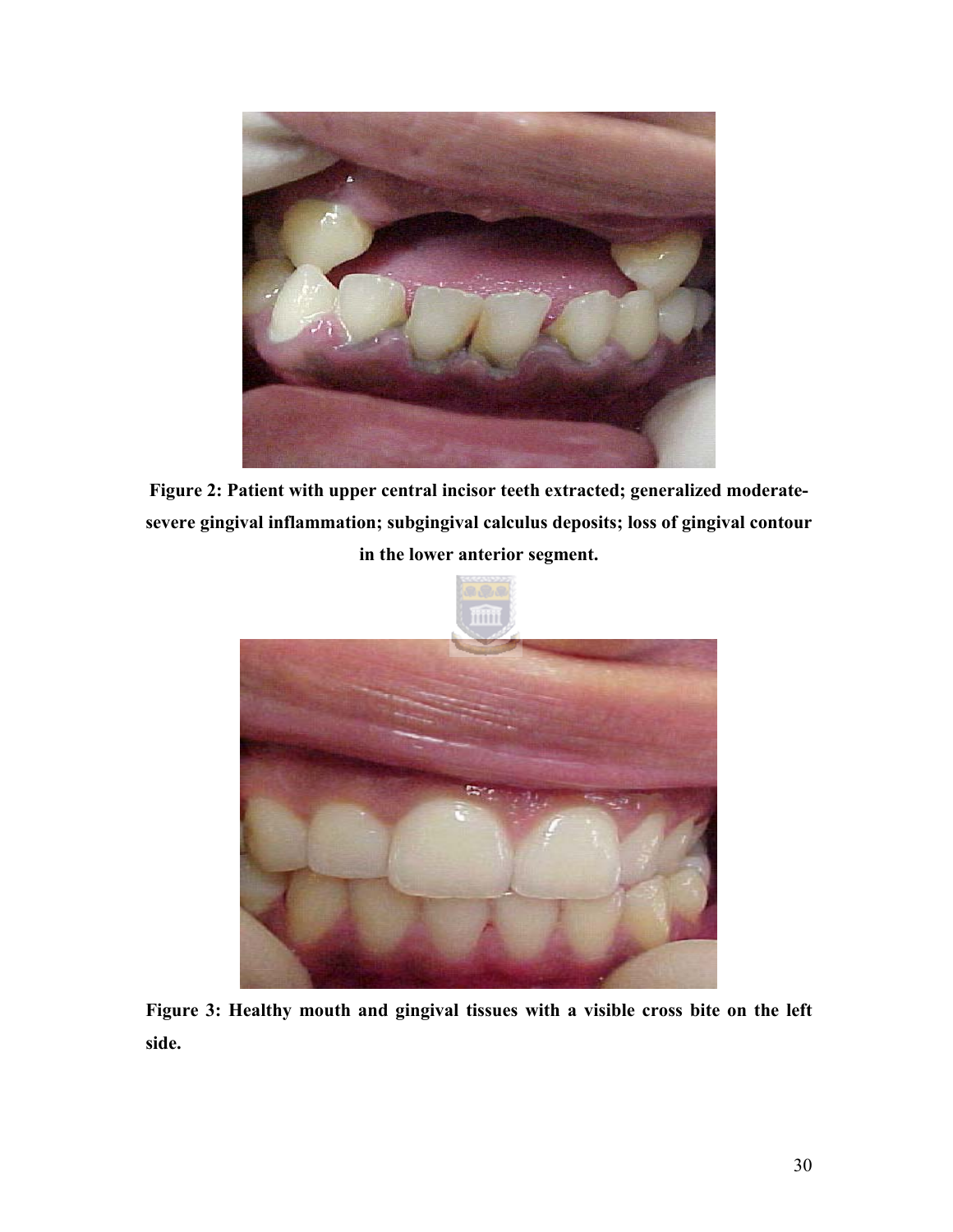**Figure 2: Patient with upper central incisor teeth extracted; generalized moderate-severe gingival inflammation; subgingival calculus deposits; loss of gingival contour in the lower anterior segment.**

**Figure 3: Healthy mouth and gingival tissues with a visible cross bite on the left side.**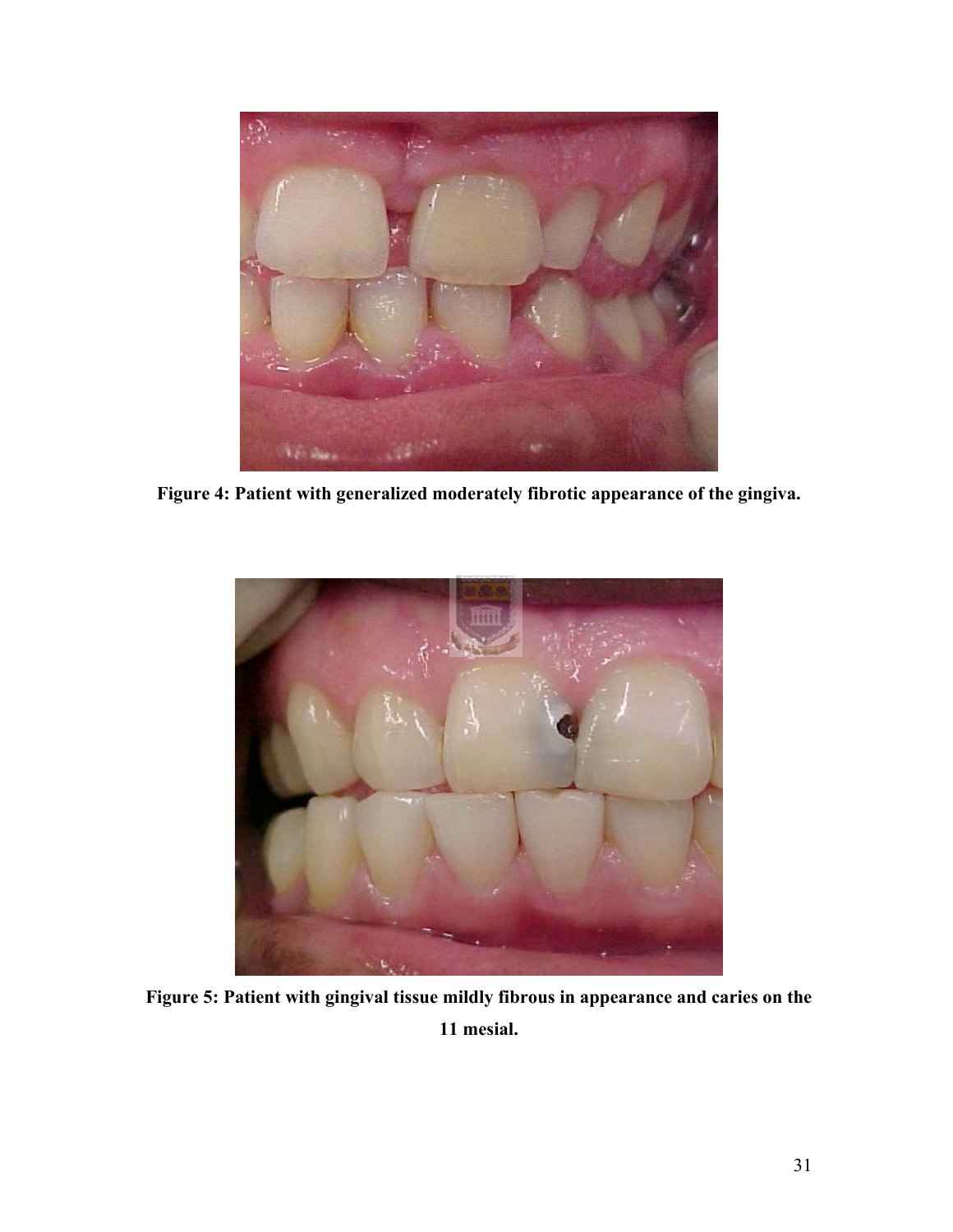**Figure 4: Patient with generalized moderately fibrotic appearance of the gingiva.**

**Figure 5: Patient with gingival tissue mildly fibrous in appearance and caries on the 11 mesial.**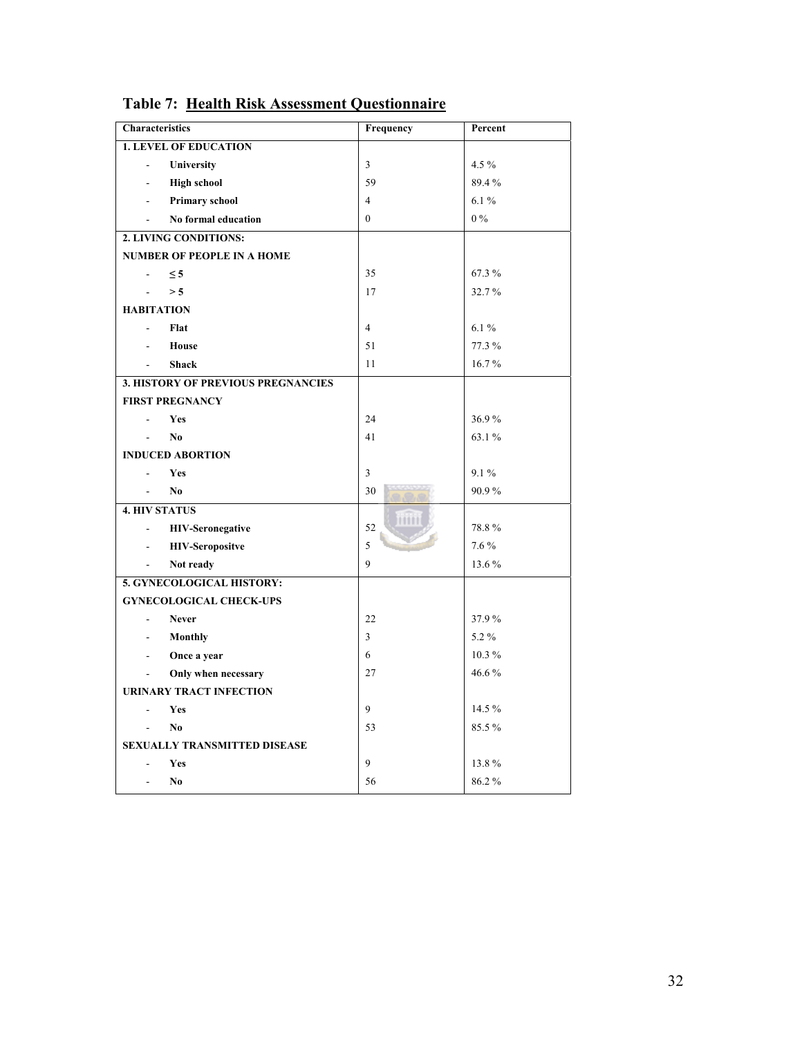**Table 7: Health Risk Assessment Questionnaire**

| Characteristics | Frequency | Percent |
|---|---|---|
| **1. LEVEL OF EDUCATION** | | |
| - **University** | 3 | 4.5 % |
| - **High school** | 59 | 89.4 % |
| - **Primary school** | 4 | 6.1 % |
| - **No formal education** | 0 | 0 % |
| **2. LIVING CONDITIONS:** | | |
| **NUMBER OF PEOPLE IN A HOME** | | |
| - **≤ 5** | 35 | 67.3 % |
| - **> 5** | 17 | 32.7 % |
| **HABITATION** | | |
| - **Flat** | 4 | 6.1 % |
| - **House** | 51 | 77.3 % |
| - **Shack** | 11 | 16.7 % |
| **3. HISTORY OF PREVIOUS PREGNANCIES** | | |
| **FIRST PREGNANCY** | | |
| - **Yes** | 24 | 36.9 % |
| - **No** | 41 | 63.1 % |
| **INDUCED ABORTION** | | |
| - **Yes** | 3 | 9.1 % |
| - **No** | 30 | 90.9 % |
| **4. HIV STATUS** | | |
| - **HIV-Seronegative** | 52 | 78.8 % |
| - **HIV-Seropositve** | 5 | 7.6 % |
| - **Not ready** | 9 | 13.6 % |
| **5. GYNECOLOGICAL HISTORY:** | | |
| **GYNECOLOGICAL CHECK-UPS** | | |
| - **Never** | 22 | 37.9 % |
| - **Monthly** | 3 | 5.2 % |
| - **Once a year** | 6 | 10.3 % |
| - **Only when necessary** | 27 | 46.6 % |
| **URINARY TRACT INFECTION** | | |
| - **Yes** | 9 | 14.5 % |
| - **No** | 53 | 85.5 % |
| **SEXUALLY TRANSMITTED DISEASE** | | |
| - **Yes** | 9 | 13.8 % |
| - **No** | 56 | 86.2 % |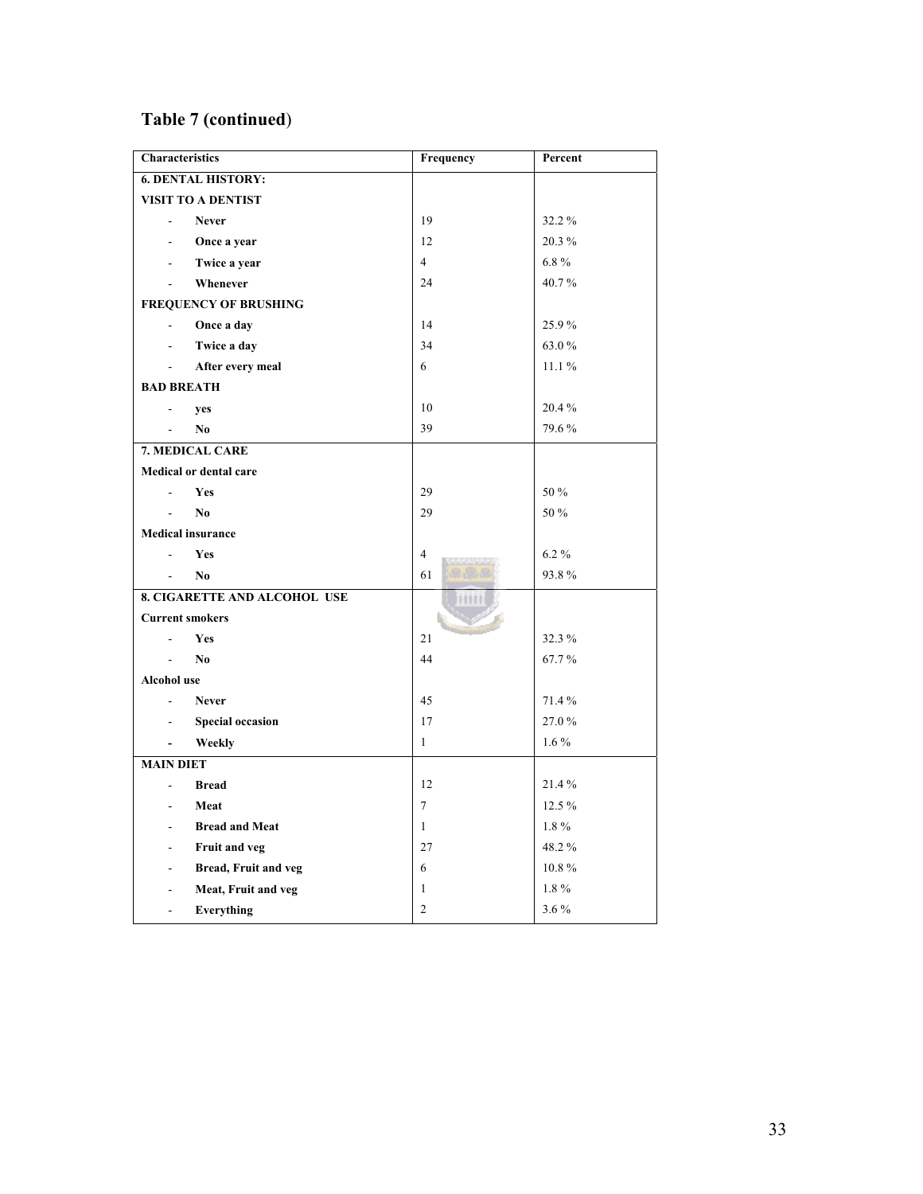## Table 7 (continued)

| Characteristics | Frequency | Percent |
|---|---|---|
| **6. DENTAL HISTORY:** | | |
| **VISIT TO A DENTIST** | | |
| - **Never** | 19 | 32.2 % |
| - **Once a year** | 12 | 20.3 % |
| - **Twice a year** | 4 | 6.8 % |
| - **Whenever** | 24 | 40.7 % |
| **FREQUENCY OF BRUSHING** | | |
| - **Once a day** | 14 | 25.9 % |
| - **Twice a day** | 34 | 63.0 % |
| - **After every meal** | 6 | 11.1 % |
| **BAD BREATH** | | |
| - **yes** | 10 | 20.4 % |
| - **No** | 39 | 79.6 % |
| **7. MEDICAL CARE** | | |
| **Medical or dental care** | | |
| - **Yes** | 29 | 50 % |
| - **No** | 29 | 50 % |
| **Medical insurance** | | |
| - **Yes** | 4 | 6.2 % |
| - **No** | 61 | 93.8 % |
| **8. CIGARETTE AND ALCOHOL USE** | | |
| **Current smokers** | | |
| - **Yes** | 21 | 32.3 % |
| - **No** | 44 | 67.7 % |
| **Alcohol use** | | |
| - **Never** | 45 | 71.4 % |
| - **Special occasion** | 17 | 27.0 % |
| - **Weekly** | 1 | 1.6 % |
| **MAIN DIET** | | |
| - **Bread** | 12 | 21.4 % |
| - **Meat** | 7 | 12.5 % |
| - **Bread and Meat** | 1 | 1.8 % |
| - **Fruit and veg** | 27 | 48.2 % |
| - **Bread, Fruit and veg** | 6 | 10.8 % |
| - **Meat, Fruit and veg** | 1 | 1.8 % |
| - **Everything** | 2 | 3.6 % |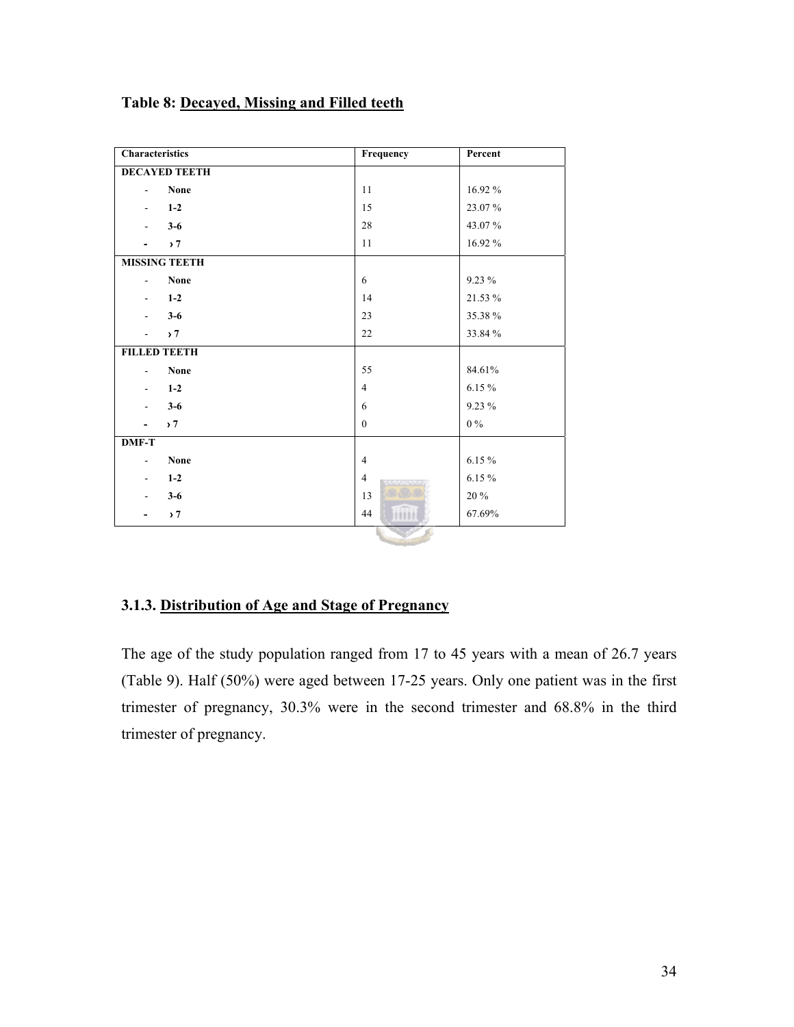**Table 8: Decayed, Missing and Filled teeth**

| Characteristics | Frequency | Percent |
|---|---|---|
| **DECAYED TEETH** | | |
| - **None** | 11 | 16.92 % |
| - **1-2** | 15 | 23.07 % |
| - **3-6** | 28 | 43.07 % |
| - **› 7** | 11 | 16.92 % |
| **MISSING TEETH** | | |
| - **None** | 6 | 9.23 % |
| - **1-2** | 14 | 21.53 % |
| - **3-6** | 23 | 35.38 % |
| - **› 7** | 22 | 33.84 % |
| **FILLED TEETH** | | |
| - **None** | 55 | 84.61% |
| - **1-2** | 4 | 6.15 % |
| - **3-6** | 6 | 9.23 % |
| - **› 7** | 0 | 0 % |
| **DMF-T** | | |
| - **None** | 4 | 6.15 % |
| - **1-2** | 4 | 6.15 % |
| - **3-6** | 13 | 20 % |
| - **› 7** | 44 | 67.69% |

### 3.1.3. Distribution of Age and Stage of Pregnancy

The age of the study population ranged from 17 to 45 years with a mean of 26.7 years (Table 9). Half (50%) were aged between 17-25 years. Only one patient was in the first trimester of pregnancy, 30.3% were in the second trimester and 68.8% in the third trimester of pregnancy.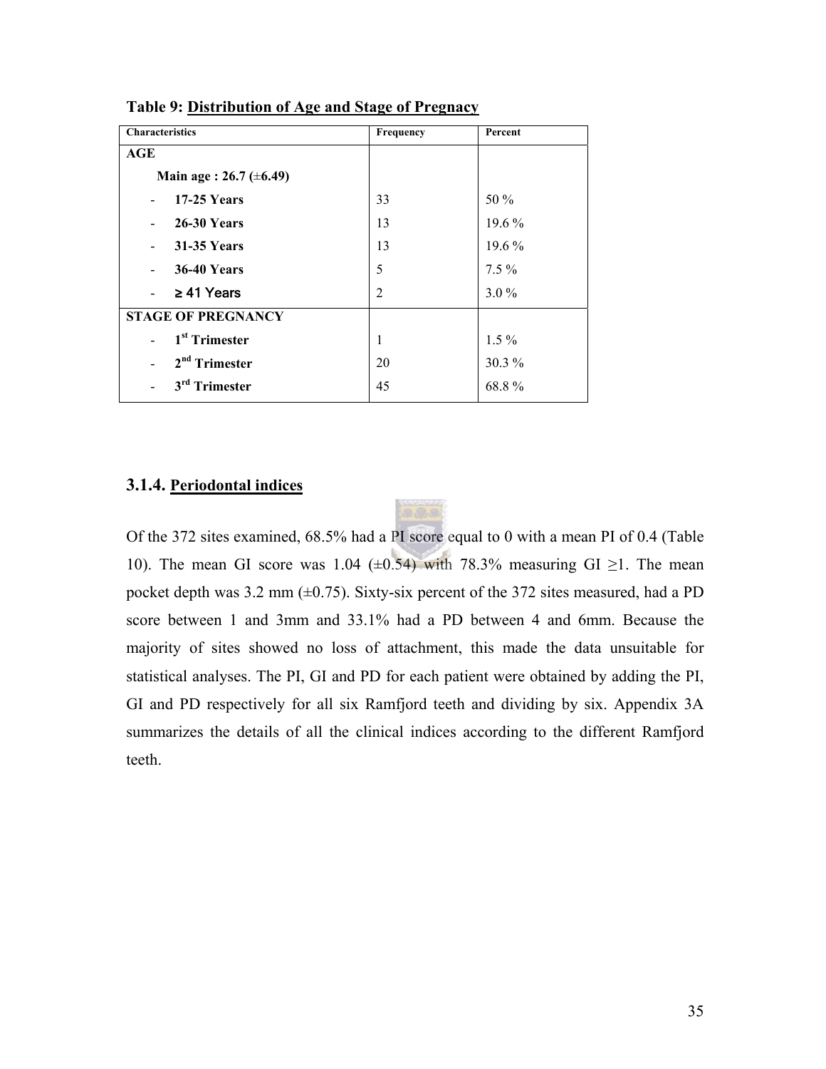**Table 9: Distribution of Age and Stage of Pregnacy**

| Characteristics | Frequency | Percent |
|---|---|---|
| **AGE** | | |
| **Main age : 26.7 (±6.49)** | | |
| - **17-25 Years** | 33 | 50 % |
| - **26-30 Years** | 13 | 19.6 % |
| - **31-35 Years** | 13 | 19.6 % |
| - **36-40 Years** | 5 | 7.5 % |
| - **≥ 41 Years** | 2 | 3.0 % |
| **STAGE OF PREGNANCY** | | |
| - **1st Trimester** | 1 | 1.5 % |
| - **2nd Trimester** | 20 | 30.3 % |
| - **3rd Trimester** | 45 | 68.8 % |

### 3.1.4. Periodontal indices

Of the 372 sites examined, 68.5% had a PI score equal to 0 with a mean PI of 0.4 (Table 10). The mean GI score was 1.04 (±0.54) with 78.3% measuring GI ≥1. The mean pocket depth was 3.2 mm (±0.75). Sixty-six percent of the 372 sites measured, had a PD score between 1 and 3mm and 33.1% had a PD between 4 and 6mm. Because the majority of sites showed no loss of attachment, this made the data unsuitable for statistical analyses. The PI, GI and PD for each patient were obtained by adding the PI, GI and PD respectively for all six Ramfjord teeth and dividing by six. Appendix 3A summarizes the details of all the clinical indices according to the different Ramfjord teeth.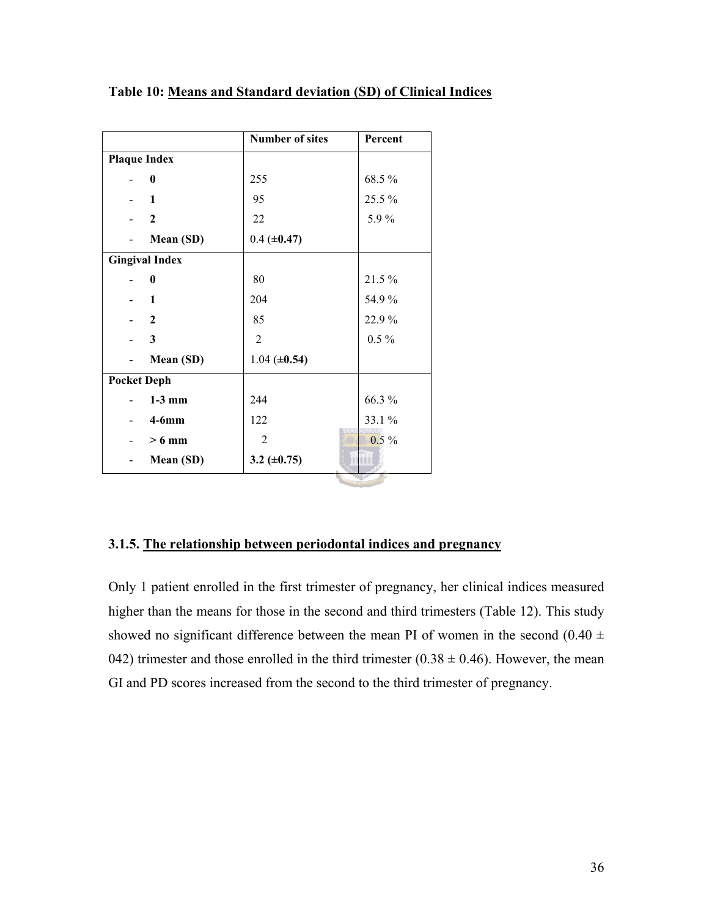**Table 10: Means and Standard deviation (SD) of Clinical Indices**

| | Number of sites | Percent |
|---|---|---|
| **Plaque Index** | | |
| - **0** | 255 | 68.5 % |
| - **1** | 95 | 25.5 % |
| - **2** | 22 | 5.9 % |
| - **Mean (SD)** | 0.4 (±**0.47)** | |
| **Gingival Index** | | |
| - **0** | 80 | 21.5 % |
| - **1** | 204 | 54.9 % |
| - **2** | 85 | 22.9 % |
| - **3** | 2 | 0.5 % |
| - **Mean (SD)** | 1.04 (±**0.54)** | |
| **Pocket Deph** | | |
| - **1-3 mm** | 244 | 66.3 % |
| - **4-6mm** | 122 | 33.1 % |
| - **> 6 mm** | 2 | 0.5 % |
| - **Mean (SD)** | **3.2 (±0.75)** | |

### 3.1.5. The relationship between periodontal indices and pregnancy

Only 1 patient enrolled in the first trimester of pregnancy, her clinical indices measured higher than the means for those in the second and third trimesters (Table 12). This study showed no significant difference between the mean PI of women in the second (0.40 ± 042) trimester and those enrolled in the third trimester (0.38 ± 0.46). However, the mean GI and PD scores increased from the second to the third trimester of pregnancy.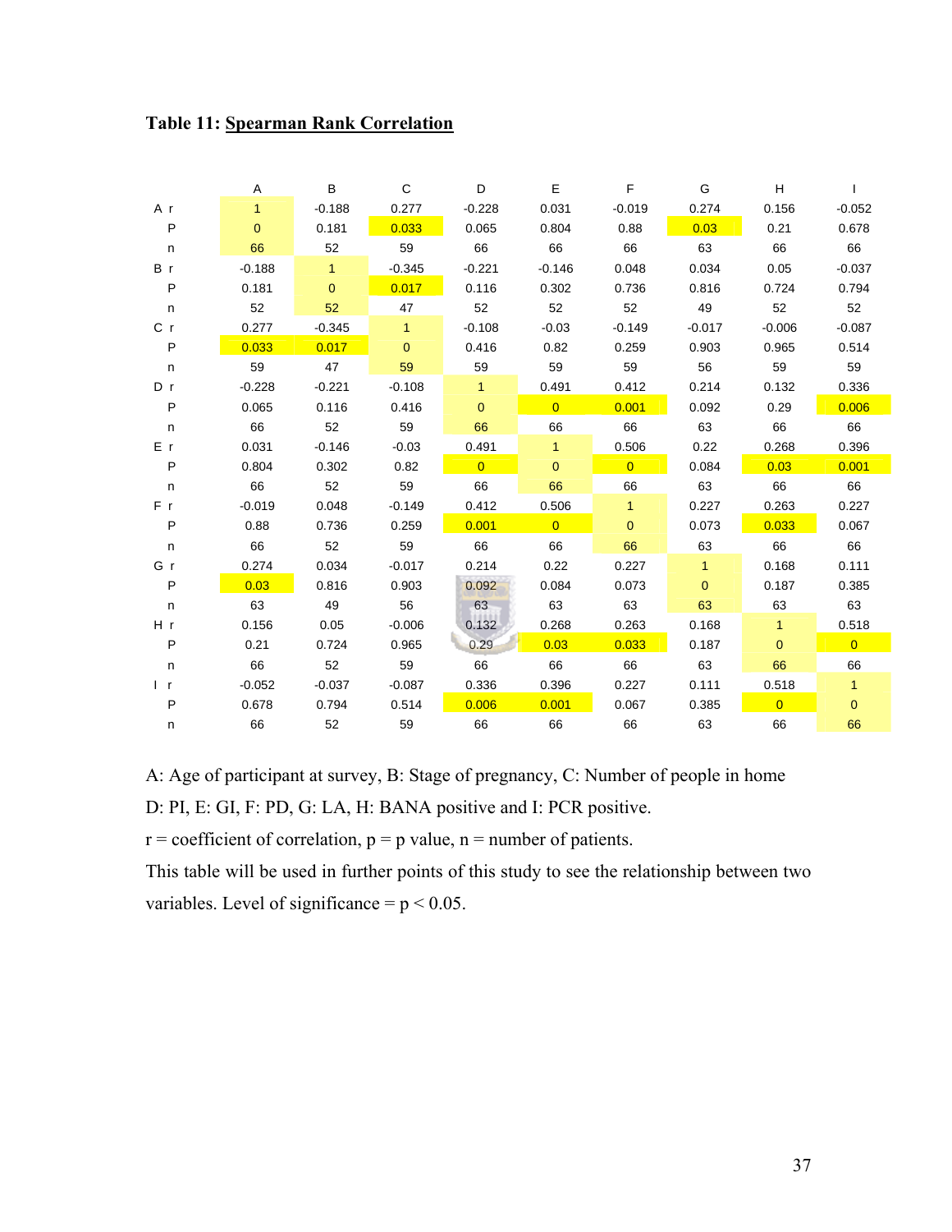**Table 11: Spearman Rank Correlation**

| | | A | B | C | D | E | F | G | H | I |
|---|---|---|---|---|---|---|---|---|---|---|
| A | r | 1 | -0.188 | 0.277 | -0.228 | 0.031 | -0.019 | 0.274 | 0.156 | -0.052 |
| | P | 0 | 0.181 | 0.033 | 0.065 | 0.804 | 0.88 | 0.03 | 0.21 | 0.678 |
| | n | 66 | 52 | 59 | 66 | 66 | 66 | 63 | 66 | 66 |
| B | r | -0.188 | 1 | -0.345 | -0.221 | -0.146 | 0.048 | 0.034 | 0.05 | -0.037 |
| | P | 0.181 | 0 | 0.017 | 0.116 | 0.302 | 0.736 | 0.816 | 0.724 | 0.794 |
| | n | 52 | 52 | 47 | 52 | 52 | 52 | 49 | 52 | 52 |
| C | r | 0.277 | -0.345 | 1 | -0.108 | -0.03 | -0.149 | -0.017 | -0.006 | -0.087 |
| | P | 0.033 | 0.017 | 0 | 0.416 | 0.82 | 0.259 | 0.903 | 0.965 | 0.514 |
| | n | 59 | 47 | 59 | 59 | 59 | 59 | 56 | 59 | 59 |
| D | r | -0.228 | -0.221 | -0.108 | 1 | 0.491 | 0.412 | 0.214 | 0.132 | 0.336 |
| | P | 0.065 | 0.116 | 0.416 | 0 | 0 | 0.001 | 0.092 | 0.29 | 0.006 |
| | n | 66 | 52 | 59 | 66 | 66 | 66 | 63 | 66 | 66 |
| E | r | 0.031 | -0.146 | -0.03 | 0.491 | 1 | 0.506 | 0.22 | 0.268 | 0.396 |
| | P | 0.804 | 0.302 | 0.82 | 0 | 0 | 0 | 0.084 | 0.03 | 0.001 |
| | n | 66 | 52 | 59 | 66 | 66 | 66 | 63 | 66 | 66 |
| F | r | -0.019 | 0.048 | -0.149 | 0.412 | 0.506 | 1 | 0.227 | 0.263 | 0.227 |
| | P | 0.88 | 0.736 | 0.259 | 0.001 | 0 | 0 | 0.073 | 0.033 | 0.067 |
| | n | 66 | 52 | 59 | 66 | 66 | 66 | 63 | 66 | 66 |
| G | r | 0.274 | 0.034 | -0.017 | 0.214 | 0.22 | 0.227 | 1 | 0.168 | 0.111 |
| | P | 0.03 | 0.816 | 0.903 | 0.092 | 0.084 | 0.073 | 0 | 0.187 | 0.385 |
| | n | 63 | 49 | 56 | 63 | 63 | 63 | 63 | 63 | 63 |
| H | r | 0.156 | 0.05 | -0.006 | 0.132 | 0.268 | 0.263 | 0.168 | 1 | 0.518 |
| | P | 0.21 | 0.724 | 0.965 | 0.29 | 0.03 | 0.033 | 0.187 | 0 | 0 |
| | n | 66 | 52 | 59 | 66 | 66 | 66 | 63 | 66 | 66 |
| I | r | -0.052 | -0.037 | -0.087 | 0.336 | 0.396 | 0.227 | 0.111 | 0.518 | 1 |
| | P | 0.678 | 0.794 | 0.514 | 0.006 | 0.001 | 0.067 | 0.385 | 0 | 0 |
| | n | 66 | 52 | 59 | 66 | 66 | 66 | 63 | 66 | 66 |

A: Age of participant at survey, B: Stage of pregnancy, C: Number of people in home

D: PI, E: GI, F: PD, G: LA, H: BANA positive and I: PCR positive.

r = coefficient of correlation, p = p value, n = number of patients.

This table will be used in further points of this study to see the relationship between two variables. Level of significance = $p < 0.05$.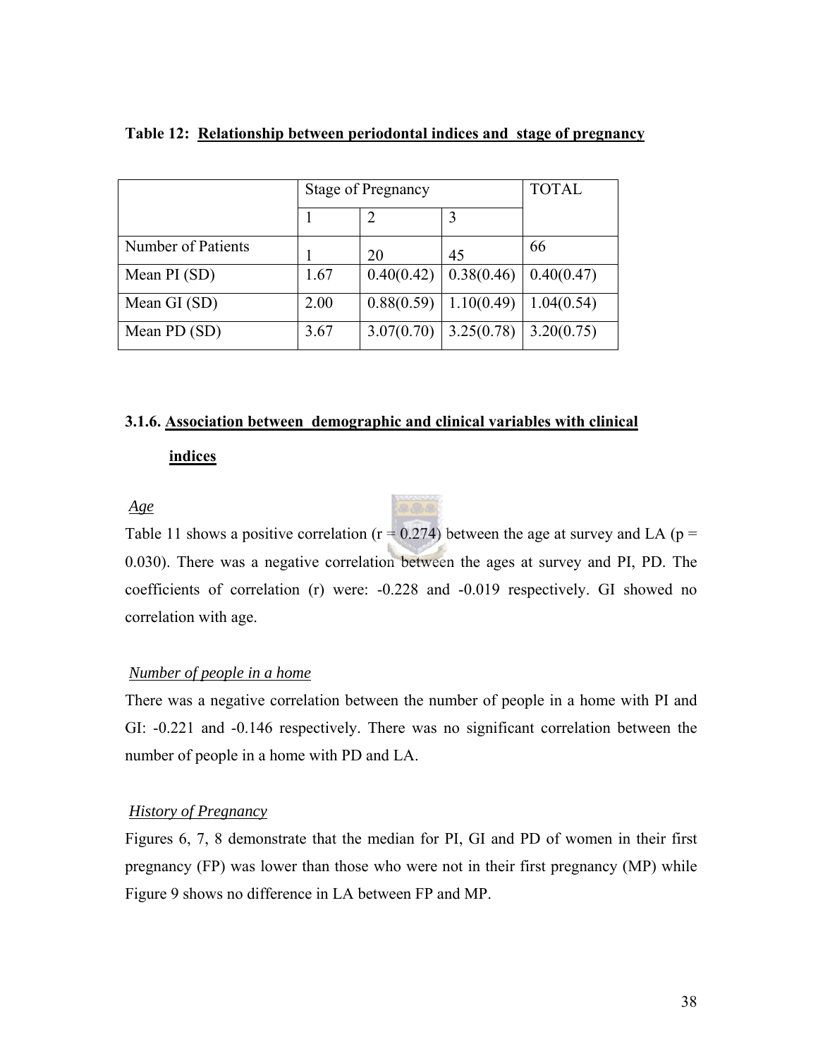**Table 12: Relationship between periodontal indices and stage of pregnancy**

| | Stage of Pregnancy | | | TOTAL |
|---|---|---|---|---|
| | 1 | 2 | 3 | |
| Number of Patients | 1 | 20 | 45 | 66 |
| Mean PI (SD) | 1.67 | 0.40(0.42) | 0.38(0.46) | 0.40(0.47) |
| Mean GI (SD) | 2.00 | 0.88(0.59) | 1.10(0.49) | 1.04(0.54) |
| Mean PD (SD) | 3.67 | 3.07(0.70) | 3.25(0.78) | 3.20(0.75) |

### 3.1.6. Association between demographic and clinical variables with clinical indices

*Age*

Table 11 shows a positive correlation ($r = 0.274$) between the age at survey and LA ($p = 0.030$). There was a negative correlation between the ages at survey and PI, PD. The coefficients of correlation (r) were: -0.228 and -0.019 respectively. GI showed no correlation with age.

*Number of people in a home*

There was a negative correlation between the number of people in a home with PI and GI: -0.221 and -0.146 respectively. There was no significant correlation between the number of people in a home with PD and LA.

*History of Pregnancy*

Figures 6, 7, 8 demonstrate that the median for PI, GI and PD of women in their first pregnancy (FP) was lower than those who were not in their first pregnancy (MP) while Figure 9 shows no difference in LA between FP and MP.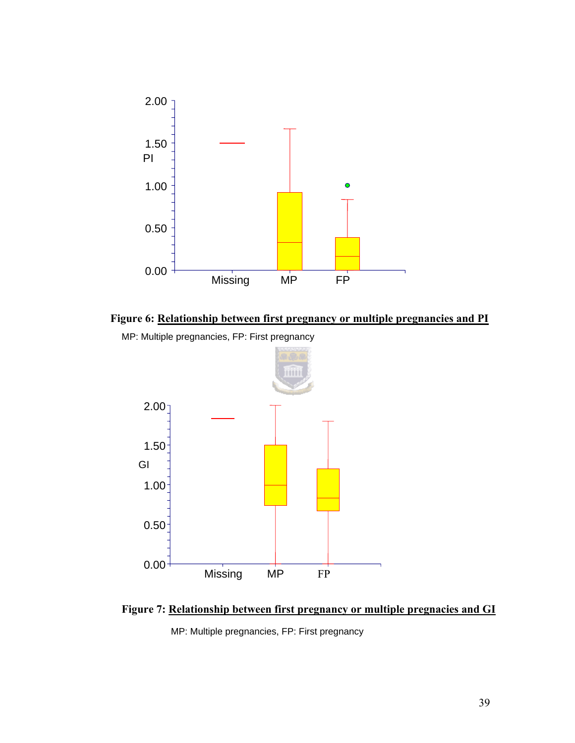**Figure 6: Relationship between first pregnancy or multiple pregnancies and PI**

MP: Multiple pregnancies, FP: First pregnancy

**Figure 7: Relationship between first pregnancy or multiple pregnacies and GI**

MP: Multiple pregnancies, FP: First pregnancy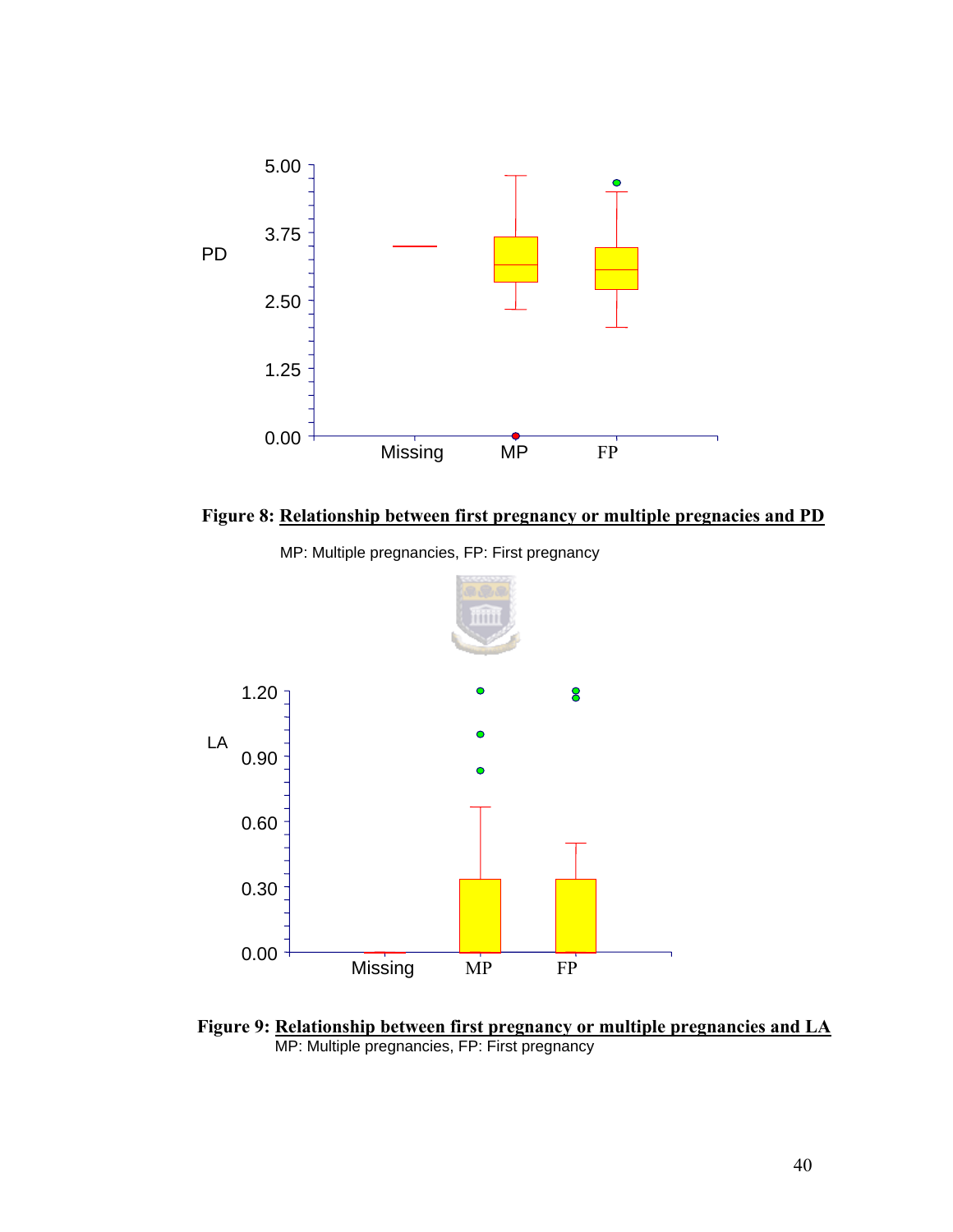**Figure 8: Relationship between first pregnancy or multiple pregnacies and PD**

MP: Multiple pregnancies, FP: First pregnancy

**Figure 9: Relationship between first pregnancy or multiple pregnancies and LA**
MP: Multiple pregnancies, FP: First pregnancy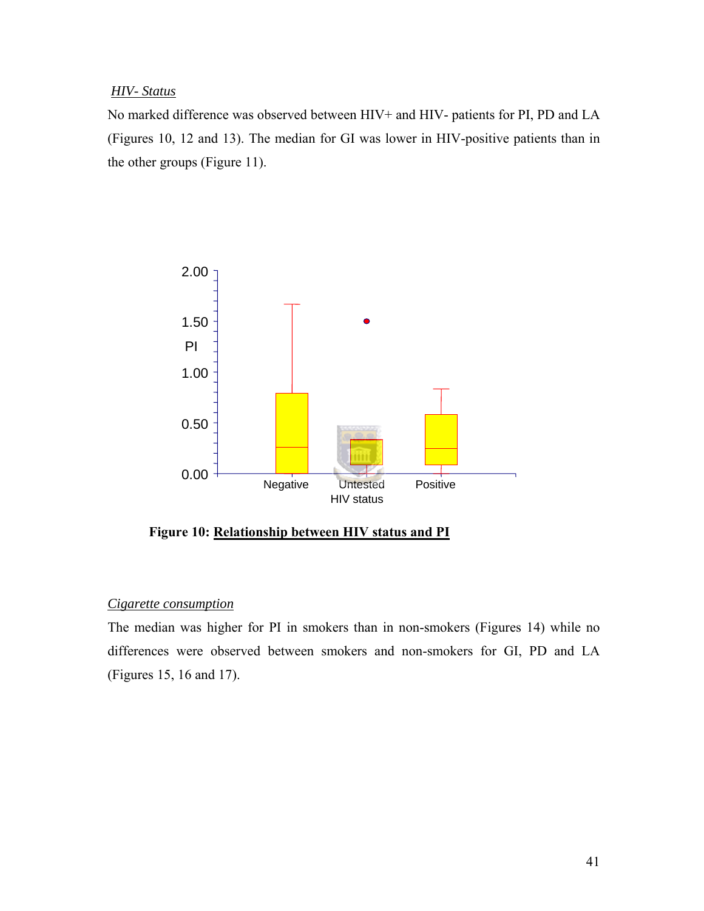*HIV- Status*

No marked difference was observed between HIV+ and HIV- patients for PI, PD and LA (Figures 10, 12 and 13). The median for GI was lower in HIV-positive patients than in the other groups (Figure 11).

**Figure 10: Relationship between HIV status and PI**

*Cigarette consumption*

The median was higher for PI in smokers than in non-smokers (Figures 14) while no differences were observed between smokers and non-smokers for GI, PD and LA (Figures 15, 16 and 17).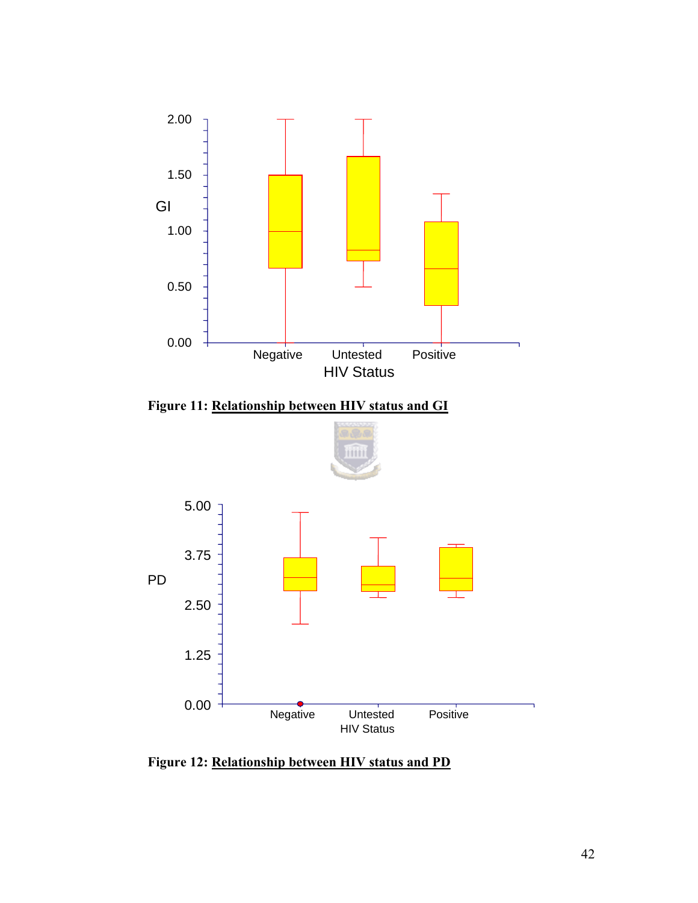**Figure 11: Relationship between HIV status and GI**

**Figure 12: Relationship between HIV status and PD**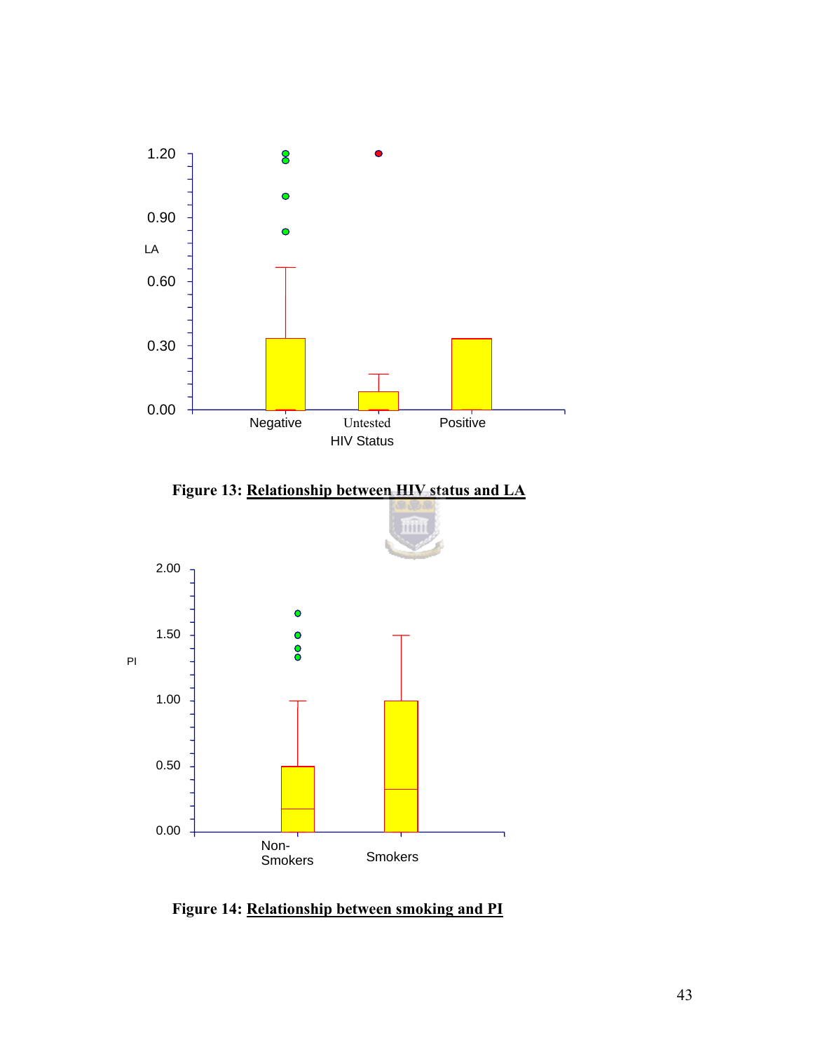Figure 13: **Relationship between HIV status and LA**

Figure 14: **Relationship between smoking and PI**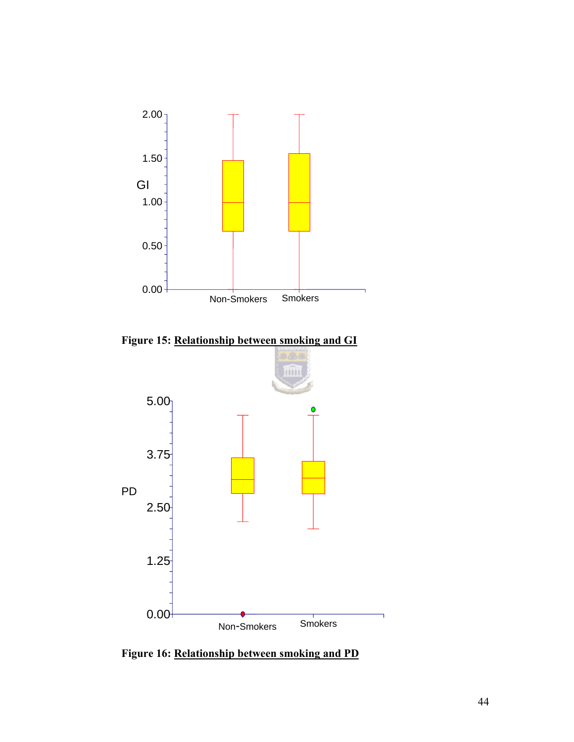**Figure 15: Relationship between smoking and GI**

**Figure 16: Relationship between smoking and PD**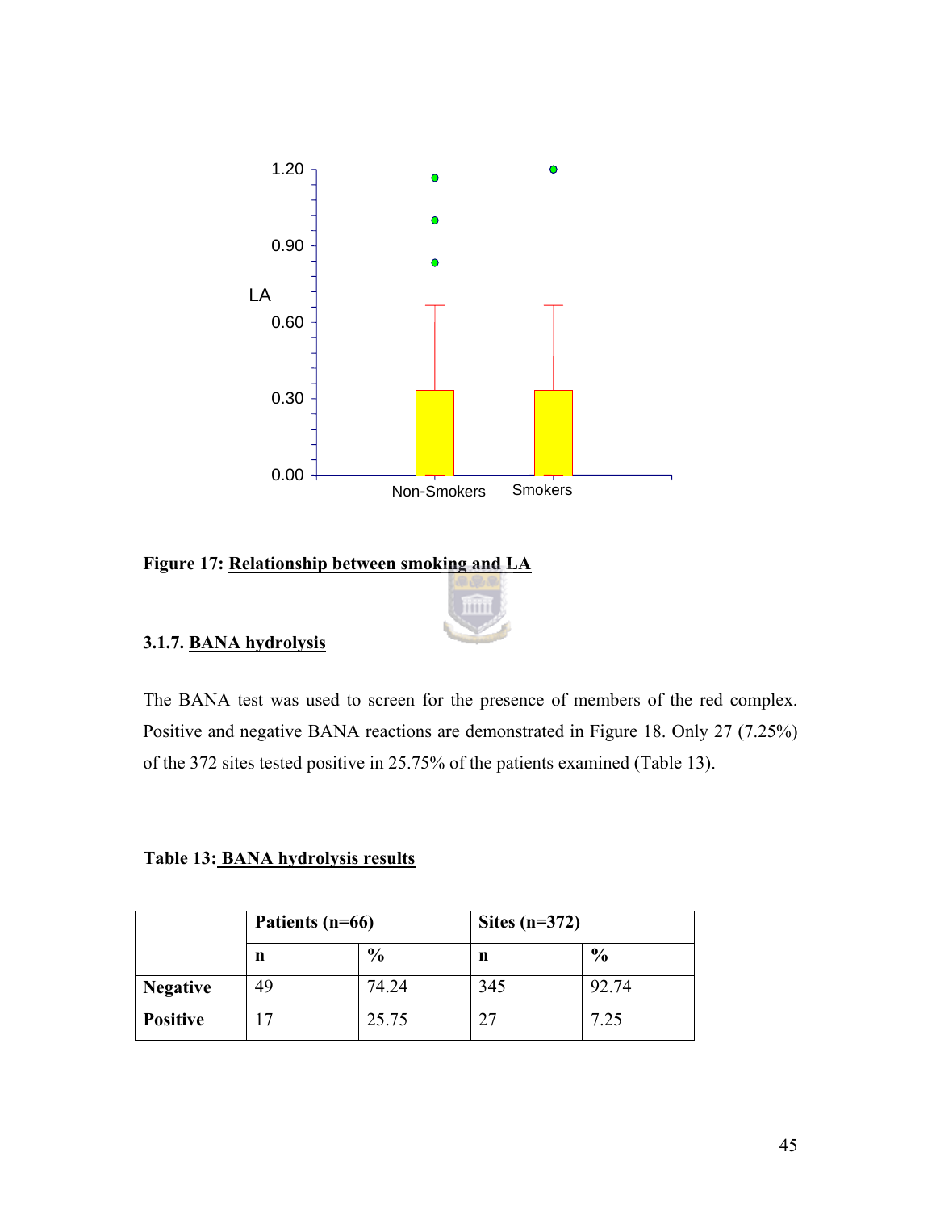**Figure 17: Relationship between smoking and LA**

### 3.1.7. BANA hydrolysis

The BANA test was used to screen for the presence of members of the red complex. Positive and negative BANA reactions are demonstrated in Figure 18. Only 27 (7.25%) of the 372 sites tested positive in 25.75% of the patients examined (Table 13).

**Table 13: BANA hydrolysis results**

| | Patients (n=66) | | Sites (n=372) | |
|---|---|---|---|---|
| | n | % | n | % |
| **Negative** | 49 | 74.24 | 345 | 92.74 |
| **Positive** | 17 | 25.75 | 27 | 7.25 |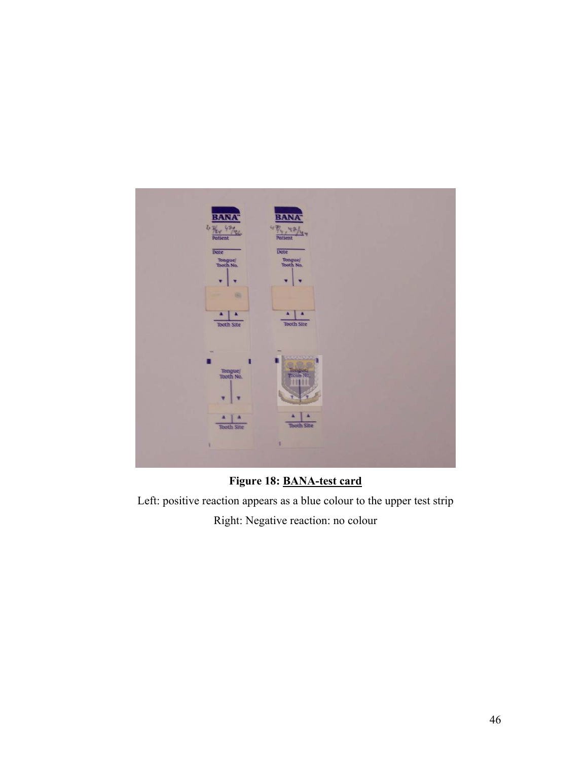**Figure 18: <u>BANA-test card</u>**

Left: positive reaction appears as a blue colour to the upper test strip

Right: Negative reaction: no colour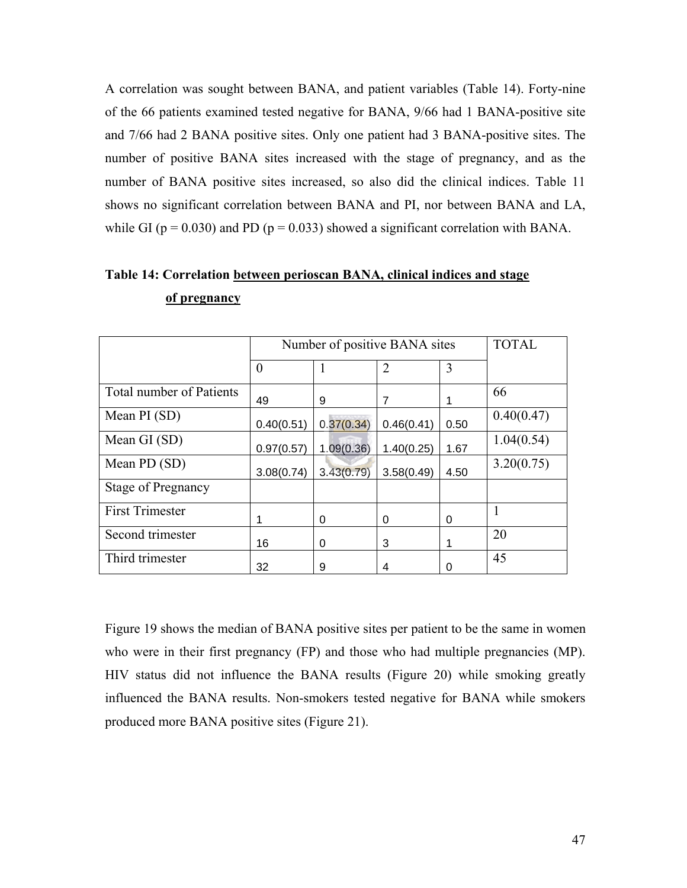A correlation was sought between BANA, and patient variables (Table 14). Forty-nine of the 66 patients examined tested negative for BANA, 9/66 had 1 BANA-positive site and 7/66 had 2 BANA positive sites. Only one patient had 3 BANA-positive sites. The number of positive BANA sites increased with the stage of pregnancy, and as the number of BANA positive sites increased, so also did the clinical indices. Table 11 shows no significant correlation between BANA and PI, nor between BANA and LA, while GI ($p = 0.030$) and PD ($p = 0.033$) showed a significant correlation with BANA.

**Table 14: Correlation between perioscan BANA, clinical indices and stage of pregnancy**

| | Number of positive BANA sites | | | | TOTAL |
|---|---|---|---|---|---|
| | 0 | 1 | 2 | 3 | |
| Total number of Patients | 49 | 9 | 7 | 1 | 66 |
| Mean PI (SD) | 0.40(0.51) | 0.37(0.34) | 0.46(0.41) | 0.50 | 0.40(0.47) |
| Mean GI (SD) | 0.97(0.57) | 1.09(0.36) | 1.40(0.25) | 1.67 | 1.04(0.54) |
| Mean PD (SD) | 3.08(0.74) | 3.43(0.79) | 3.58(0.49) | 4.50 | 3.20(0.75) |
| Stage of Pregnancy | | | | | |
| First Trimester | 1 | 0 | 0 | 0 | 1 |
| Second trimester | 16 | 0 | 3 | 1 | 20 |
| Third trimester | 32 | 9 | 4 | 0 | 45 |

Figure 19 shows the median of BANA positive sites per patient to be the same in women who were in their first pregnancy (FP) and those who had multiple pregnancies (MP). HIV status did not influence the BANA results (Figure 20) while smoking greatly influenced the BANA results. Non-smokers tested negative for BANA while smokers produced more BANA positive sites (Figure 21).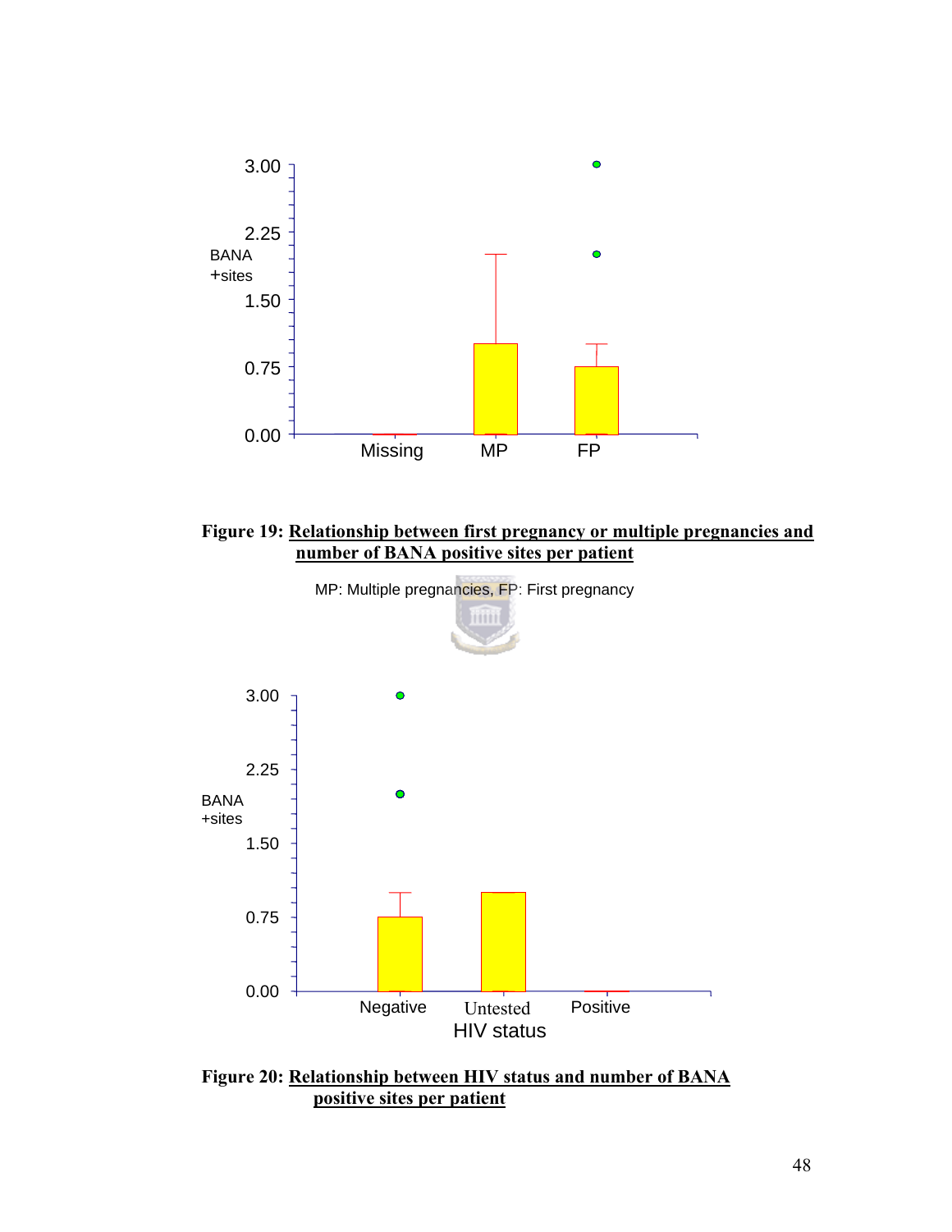**Figure 19: Relationship between first pregnancy or multiple pregnancies and number of BANA positive sites per patient**

MP: Multiple pregnancies, FP: First pregnancy

**Figure 20: Relationship between HIV status and number of BANA positive sites per patient**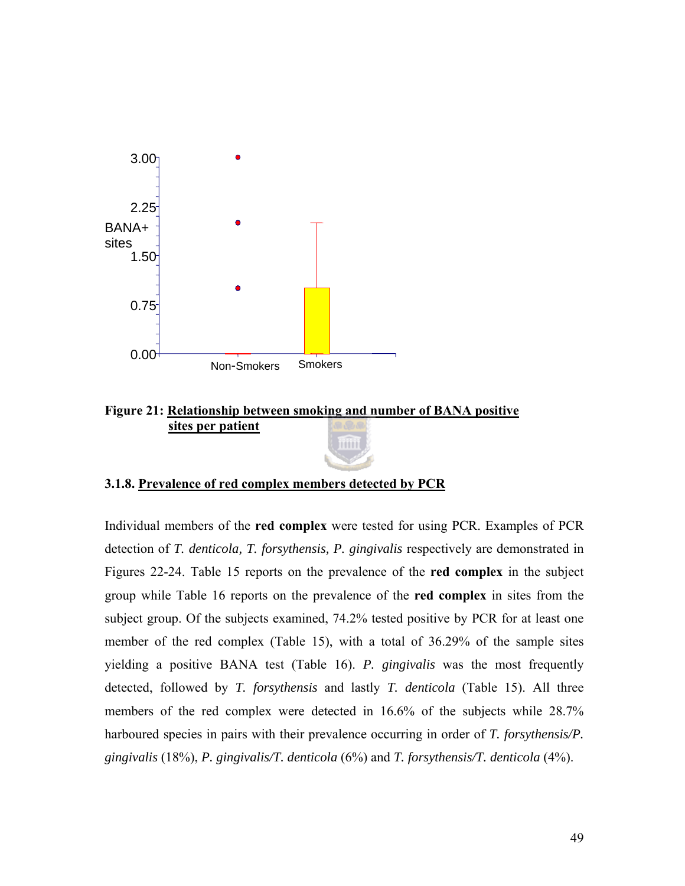**Figure 21: Relationship between smoking and number of BANA positive sites per patient**

### 3.1.8. Prevalence of red complex members detected by PCR

Individual members of the **red complex** were tested for using PCR. Examples of PCR detection of *T. denticola, T. forsythensis, P. gingivalis* respectively are demonstrated in Figures 22-24. Table 15 reports on the prevalence of the **red complex** in the subject group while Table 16 reports on the prevalence of the **red complex** in sites from the subject group. Of the subjects examined, 74.2% tested positive by PCR for at least one member of the red complex (Table 15), with a total of 36.29% of the sample sites yielding a positive BANA test (Table 16). *P. gingivalis* was the most frequently detected, followed by *T. forsythensis* and lastly *T. denticola* (Table 15). All three members of the red complex were detected in 16.6% of the subjects while 28.7% harboured species in pairs with their prevalence occurring in order of *T. forsythensis/P. gingivalis* (18%), *P. gingivalis/T. denticola* (6%) and *T. forsythensis/T. denticola* (4%).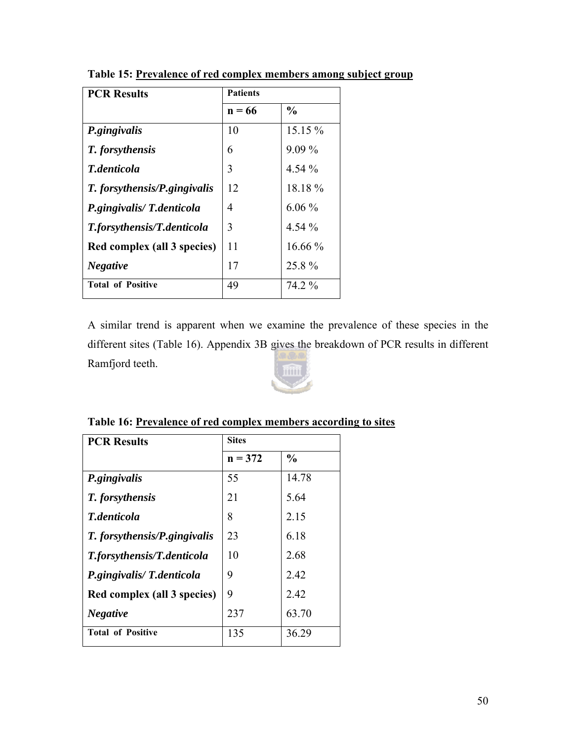**Table 15: Prevalence of red complex members among subject group**

| PCR Results | Patients | |
|---|---|---|
| | **n = 66** | **%** |
| ***P.gingivalis*** | 10 | 15.15 % |
| ***T. forsythensis*** | 6 | 9.09 % |
| ***T.denticola*** | 3 | 4.54 % |
| ***T. forsythensis/P.gingivalis*** | 12 | 18.18 % |
| ***P.gingivalis/ T.denticola*** | 4 | 6.06 % |
| ***T.forsythensis/T.denticola*** | 3 | 4.54 % |
| **Red complex (all 3 species)** | 11 | 16.66 % |
| ***Negative*** | 17 | 25.8 % |
| **Total of Positive** | 49 | 74.2 % |

A similar trend is apparent when we examine the prevalence of these species in the different sites (Table 16). Appendix 3B gives the breakdown of PCR results in different Ramfjord teeth.

**Table 16: Prevalence of red complex members according to sites**

| PCR Results | Sites | |
|---|---|---|
| | **n = 372** | **%** |
| ***P.gingivalis*** | 55 | 14.78 |
| ***T. forsythensis*** | 21 | 5.64 |
| ***T.denticola*** | 8 | 2.15 |
| ***T. forsythensis/P.gingivalis*** | 23 | 6.18 |
| ***T.forsythensis/T.denticola*** | 10 | 2.68 |
| ***P.gingivalis/ T.denticola*** | 9 | 2.42 |
| **Red complex (all 3 species)** | 9 | 2.42 |
| ***Negative*** | 237 | 63.70 |
| **Total of Positive** | 135 | 36.29 |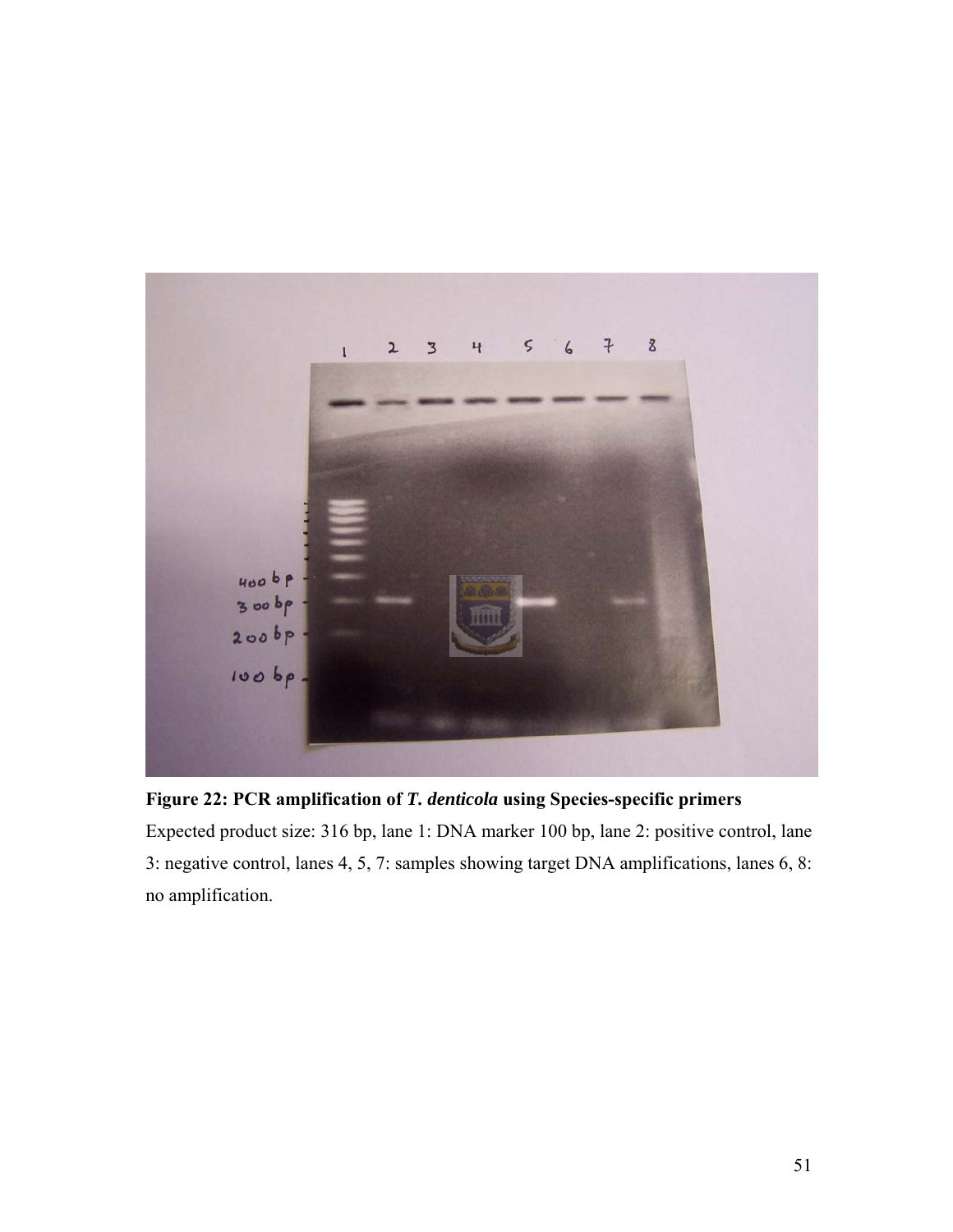**Figure 22: PCR amplification of *T. denticola* using Species-specific primers**

Expected product size: 316 bp, lane 1: DNA marker 100 bp, lane 2: positive control, lane 3: negative control, lanes 4, 5, 7: samples showing target DNA amplifications, lanes 6, 8: no amplification.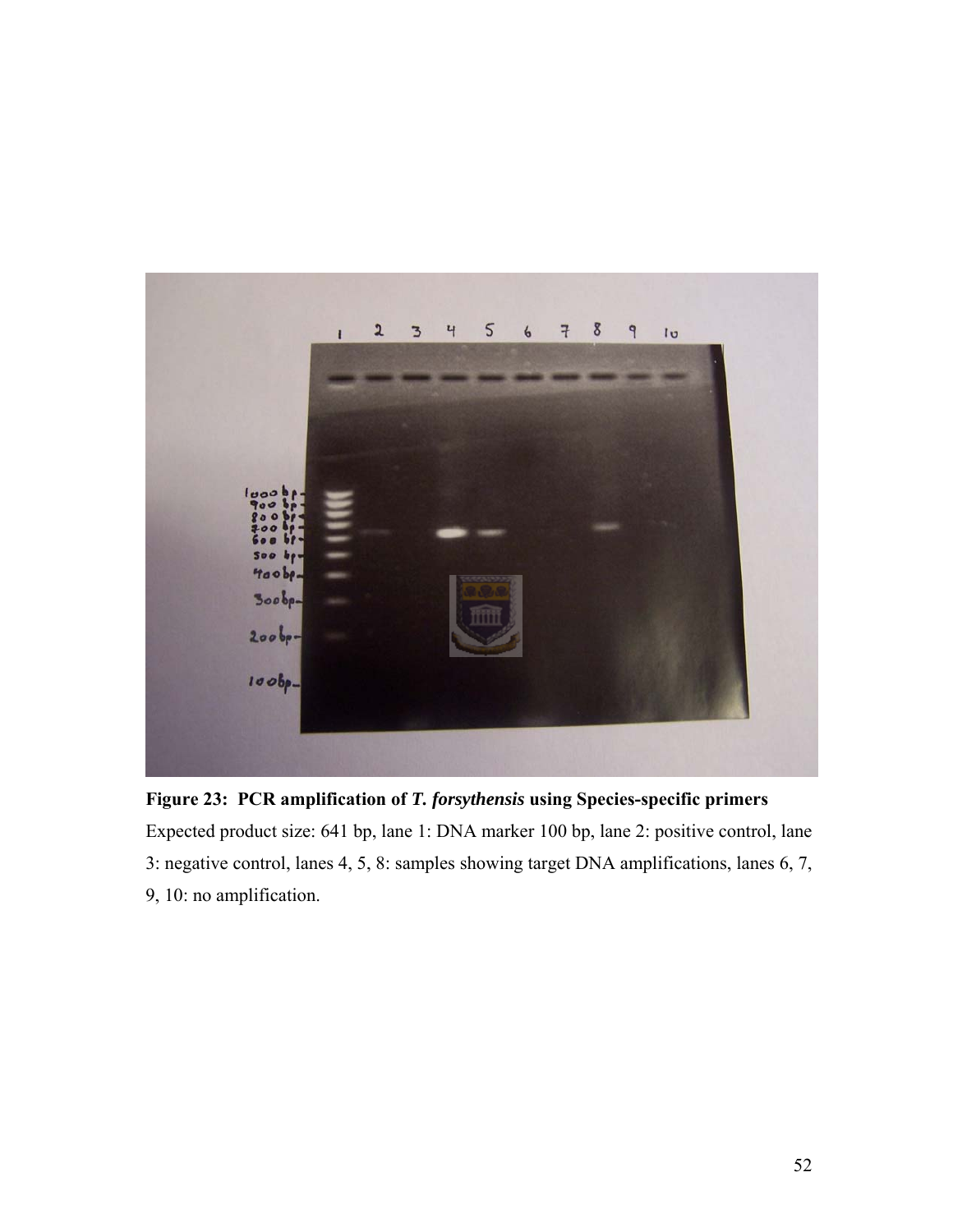**Figure 23: PCR amplification of *T. forsythensis* using Species-specific primers**

Expected product size: 641 bp, lane 1: DNA marker 100 bp, lane 2: positive control, lane 3: negative control, lanes 4, 5, 8: samples showing target DNA amplifications, lanes 6, 7, 9, 10: no amplification.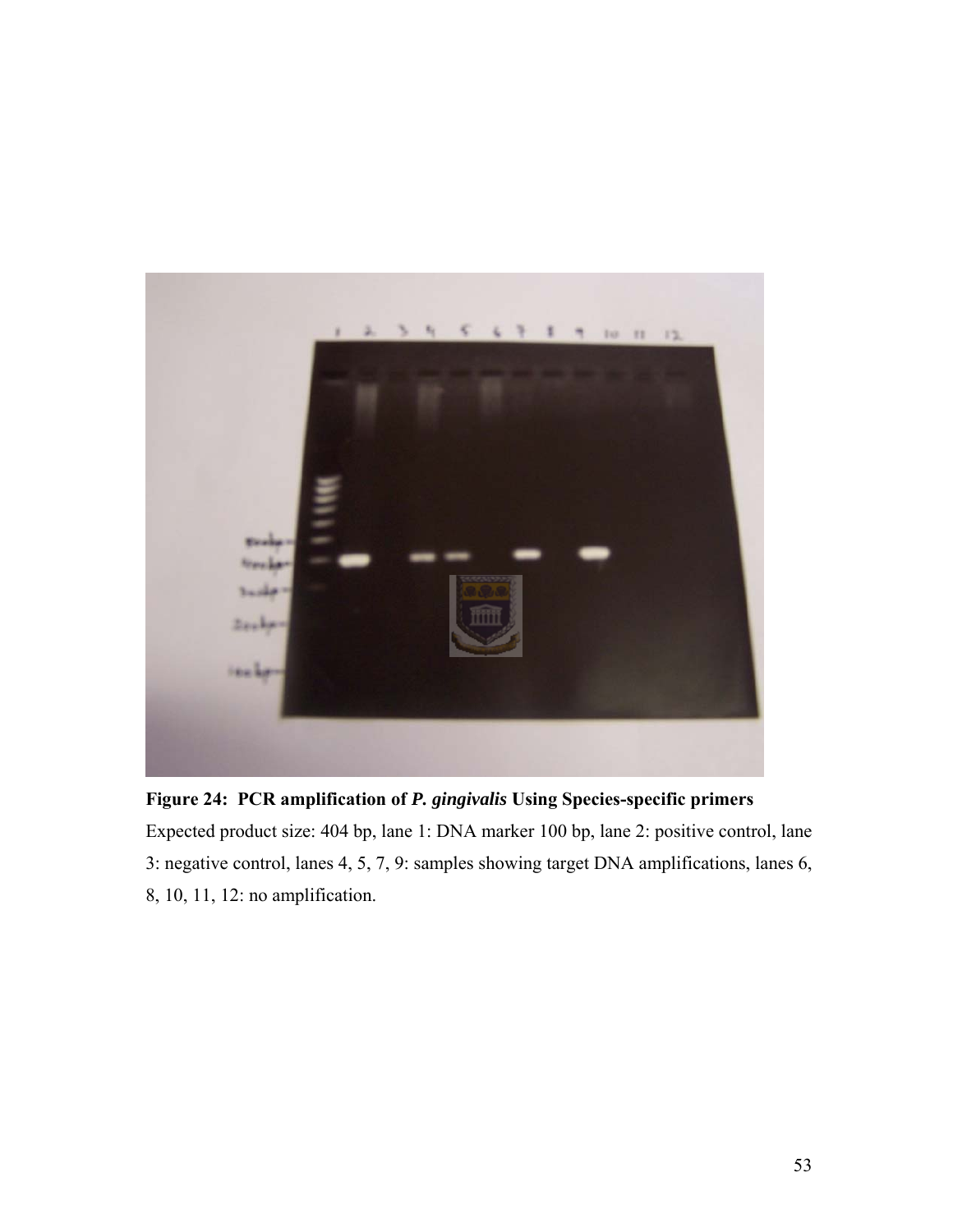**Figure 24: PCR amplification of *P. gingivalis* Using Species-specific primers**

Expected product size: 404 bp, lane 1: DNA marker 100 bp, lane 2: positive control, lane 3: negative control, lanes 4, 5, 7, 9: samples showing target DNA amplifications, lanes 6, 8, 10, 11, 12: no amplification.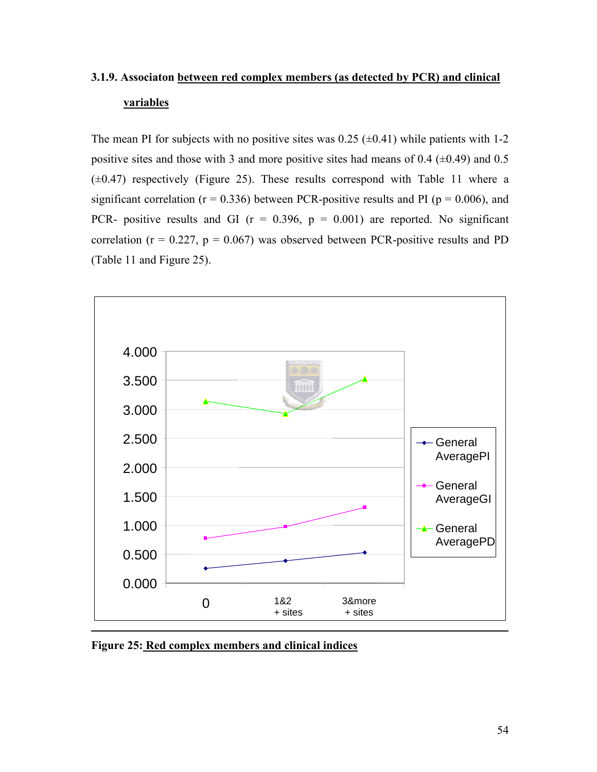### 3.1.9. Associaton between red complex members (as detected by PCR) and clinical variables

The mean PI for subjects with no positive sites was 0.25 (±0.41) while patients with 1-2 positive sites and those with 3 and more positive sites had means of 0.4 (±0.49) and 0.5 (±0.47) respectively (Figure 25). These results correspond with Table 11 where a significant correlation (r = 0.336) between PCR-positive results and PI (p = 0.006), and PCR- positive results and GI (r = 0.396, p = 0.001) are reported. No significant correlation (r = 0.227, p = 0.067) was observed between PCR-positive results and PD (Table 11 and Figure 25).

**Figure 25: Red complex members and clinical indices**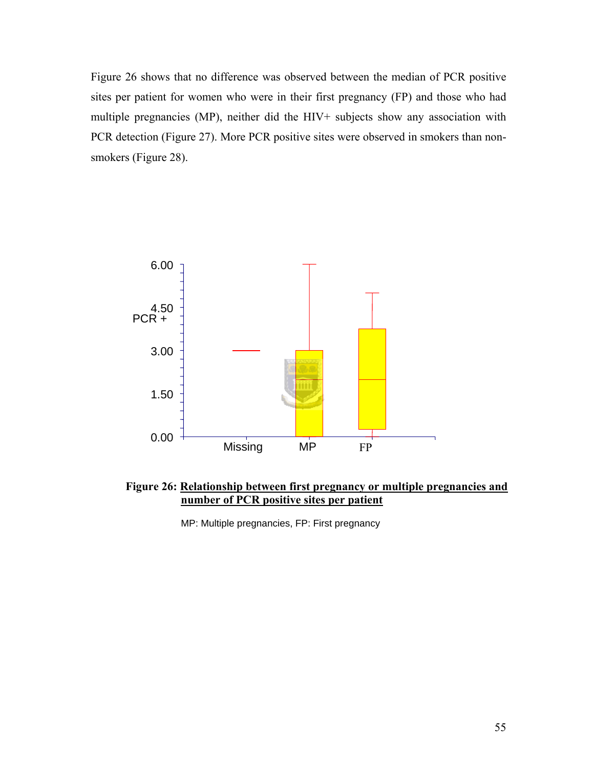Figure 26 shows that no difference was observed between the median of PCR positive sites per patient for women who were in their first pregnancy (FP) and those who had multiple pregnancies (MP), neither did the HIV+ subjects show any association with PCR detection (Figure 27). More PCR positive sites were observed in smokers than non-smokers (Figure 28).

**Figure 26: Relationship between first pregnancy or multiple pregnancies and number of PCR positive sites per patient**

MP: Multiple pregnancies, FP: First pregnancy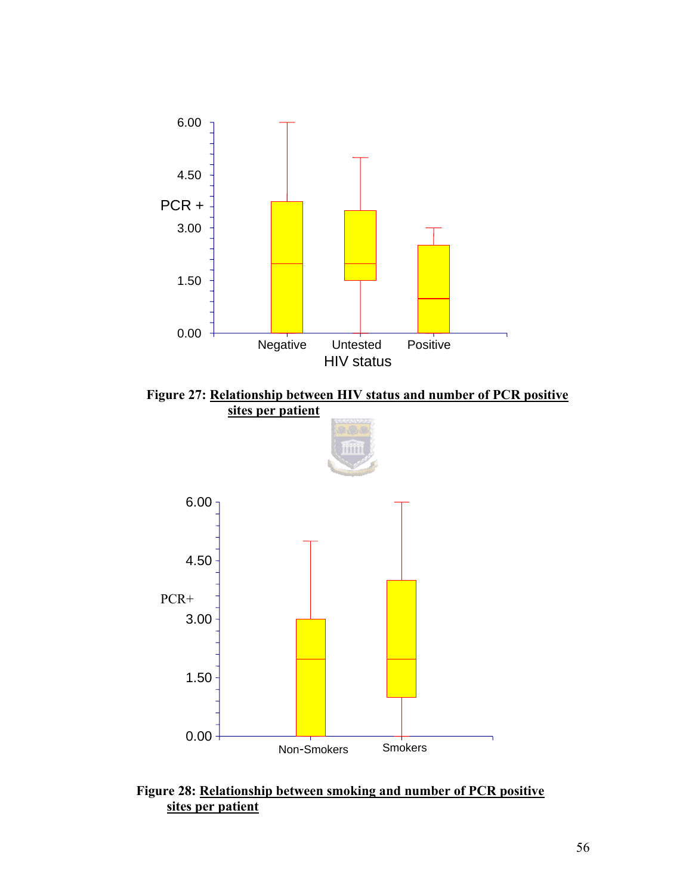**Figure 27: Relationship between HIV status and number of PCR positive sites per patient**

**Figure 28: Relationship between smoking and number of PCR positive sites per patient**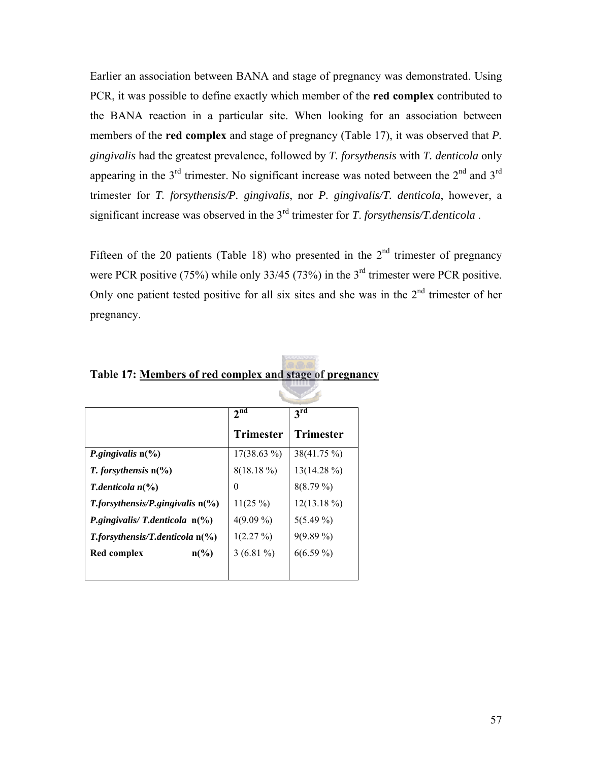Earlier an association between BANA and stage of pregnancy was demonstrated. Using PCR, it was possible to define exactly which member of the **red complex** contributed to the BANA reaction in a particular site. When looking for an association between members of the **red complex** and stage of pregnancy (Table 17), it was observed that *P. gingivalis* had the greatest prevalence, followed by *T. forsythensis* with *T. denticola* only appearing in the 3rd trimester. No significant increase was noted between the 2nd and 3rd trimester for *T. forsythensis/P. gingivalis*, nor *P. gingivalis/T. denticola*, however, a significant increase was observed in the 3rd trimester for *T. forsythensis/T.denticola* .

Fifteen of the 20 patients (Table 18) who presented in the 2nd trimester of pregnancy were PCR positive (75%) while only 33/45 (73%) in the 3rd trimester were PCR positive. Only one patient tested positive for all six sites and she was in the 2nd trimester of her pregnancy.

**Table 17: Members of red complex and stage of pregnancy**

| | **2nd Trimester** | **3rd Trimester** |
|---|---|---|
| ***P.gingivalis*** **n(%)** | 17(38.63 %) | 38(41.75 %) |
| ***T. forsythensis*** **n(%)** | 8(18.18 %) | 13(14.28 %) |
| ***T.denticola n(%)*** | 0 | 8(8.79 %) |
| ***T.forsythensis/P.gingivalis*** **n(%)** | 11(25 %) | 12(13.18 %) |
| ***P.gingivalis/ T.denticola*** **n(%)** | 4(9.09 %) | 5(5.49 %) |
| ***T.forsythensis/T.denticola*** **n(%)** | 1(2.27 %) | 9(9.89 %) |
| **Red complex n(%)** | 3 (6.81 %) | 6(6.59 %) |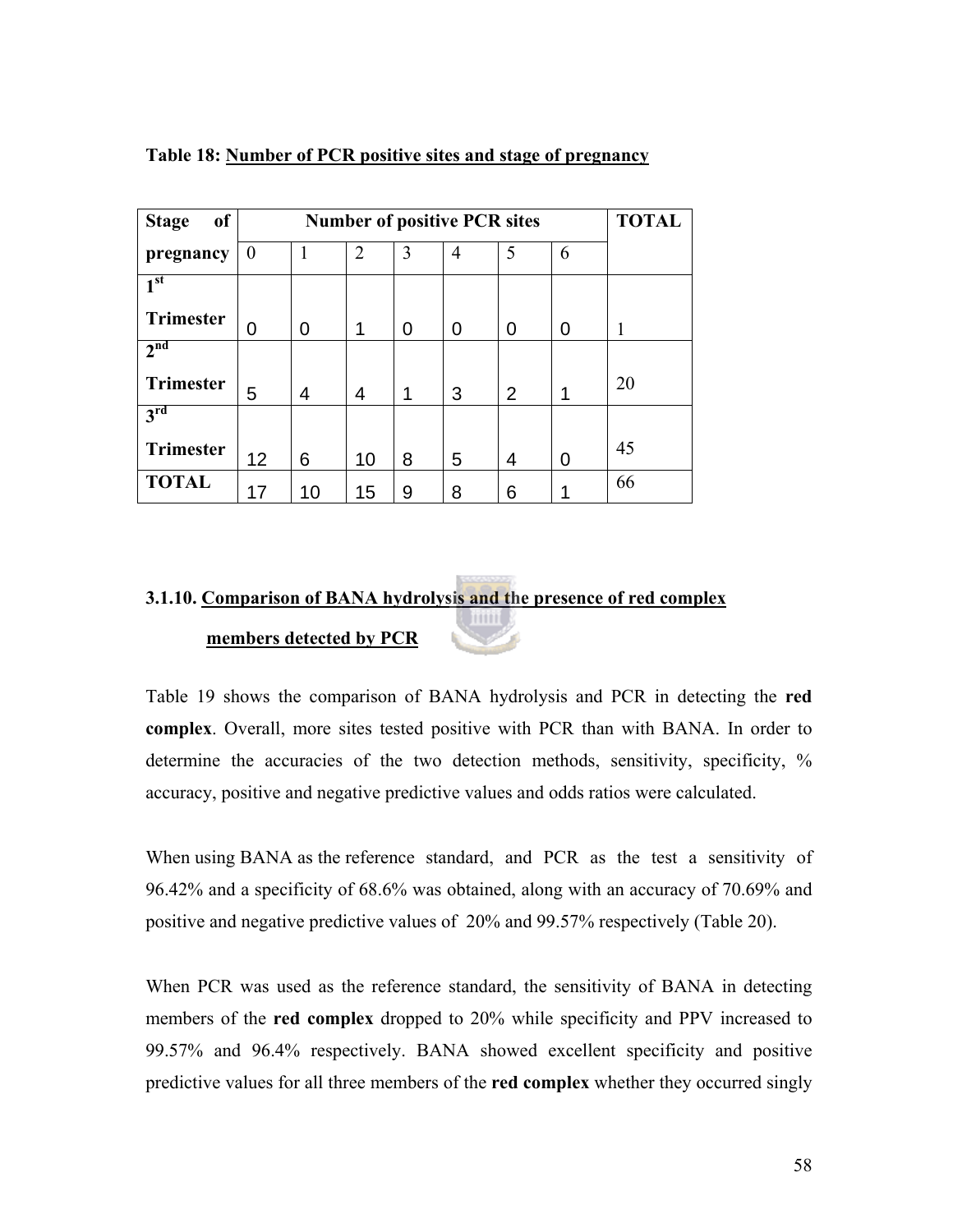**Table 18: Number of PCR positive sites and stage of pregnancy**

| Stage of pregnancy | Number of positive PCR sites | | | | | | | TOTAL |
|---|---|---|---|---|---|---|---|---|
| | 0 | 1 | 2 | 3 | 4 | 5 | 6 | |
| 1[st] Trimester | 0 | 0 | 1 | 0 | 0 | 0 | 0 | 1 |
| 2[nd] Trimester | 5 | 4 | 4 | 1 | 3 | 2 | 1 | 20 |
| 3[rd] Trimester | 12 | 6 | 10 | 8 | 5 | 4 | 0 | 45 |
| TOTAL | 17 | 10 | 15 | 9 | 8 | 6 | 1 | 66 |

### 3.1.10. Comparison of BANA hydrolysis and the presence of red complex members detected by PCR

Table 19 shows the comparison of BANA hydrolysis and PCR in detecting the **red complex**. Overall, more sites tested positive with PCR than with BANA. In order to determine the accuracies of the two detection methods, sensitivity, specificity, % accuracy, positive and negative predictive values and odds ratios were calculated.

When using BANA as the reference standard, and PCR as the test a sensitivity of 96.42% and a specificity of 68.6% was obtained, along with an accuracy of 70.69% and positive and negative predictive values of 20% and 99.57% respectively (Table 20).

When PCR was used as the reference standard, the sensitivity of BANA in detecting members of the **red complex** dropped to 20% while specificity and PPV increased to 99.57% and 96.4% respectively. BANA showed excellent specificity and positive predictive values for all three members of the **red complex** whether they occurred singly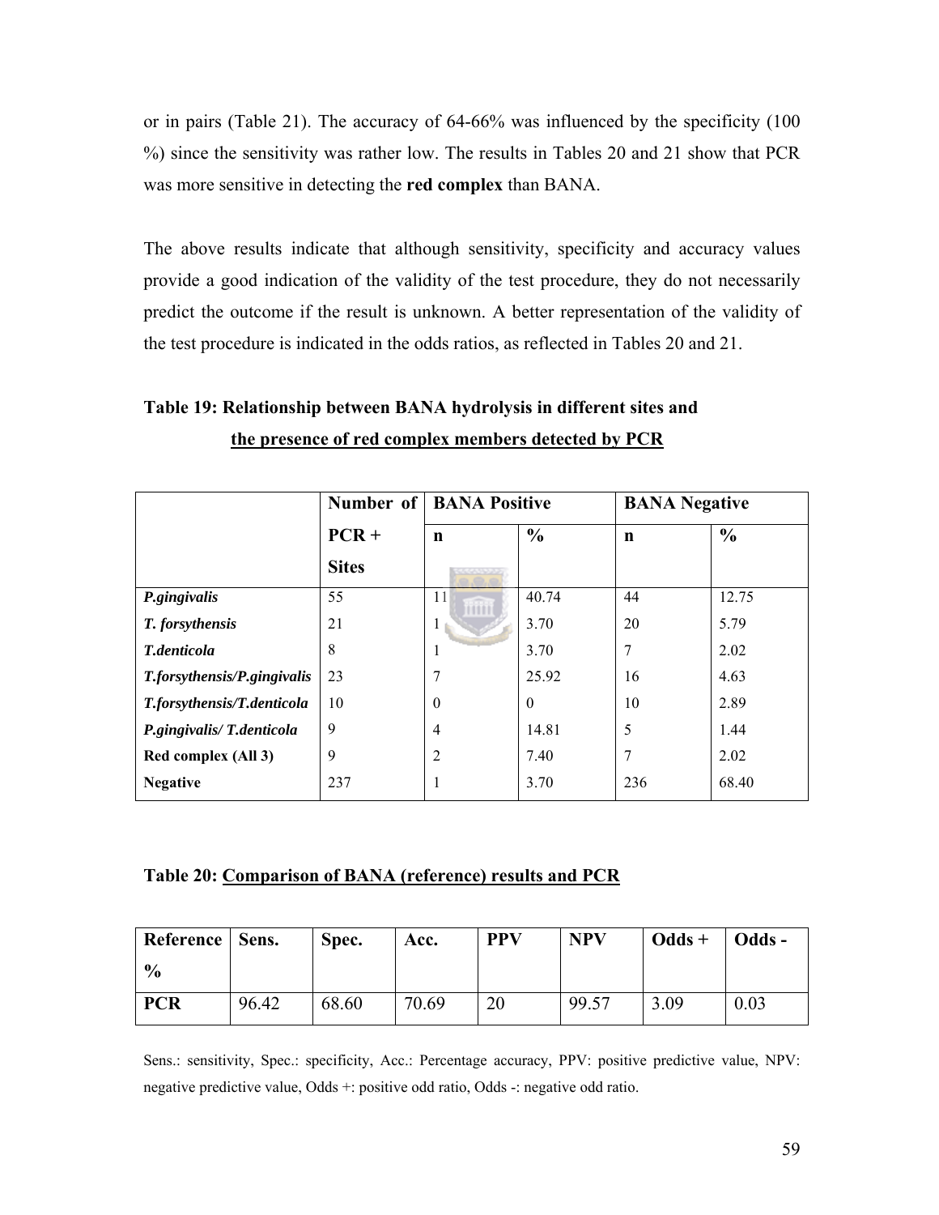or in pairs (Table 21). The accuracy of 64-66% was influenced by the specificity (100 %) since the sensitivity was rather low. The results in Tables 20 and 21 show that PCR was more sensitive in detecting the **red complex** than BANA.

The above results indicate that although sensitivity, specificity and accuracy values provide a good indication of the validity of the test procedure, they do not necessarily predict the outcome if the result is unknown. A better representation of the validity of the test procedure is indicated in the odds ratios, as reflected in Tables 20 and 21.

**Table 19: Relationship between BANA hydrolysis in different sites and the presence of red complex members detected by PCR**

| | Number of PCR + Sites | BANA Positive | | BANA Negative | |
|---|---|---|---|---|---|
| | | n | % | n | % |
| *P.gingivalis* | 55 | 11 | 40.74 | 44 | 12.75 |
| *T. forsythensis* | 21 | 1 | 3.70 | 20 | 5.79 |
| *T.denticola* | 8 | 1 | 3.70 | 7 | 2.02 |
| *T.forsythensis/P.gingivalis* | 23 | 7 | 25.92 | 16 | 4.63 |
| *T.forsythensis/T.denticola* | 10 | 0 | 0 | 10 | 2.89 |
| *P.gingivalis/ T.denticola* | 9 | 4 | 14.81 | 5 | 1.44 |
| **Red complex (All 3)** | 9 | 2 | 7.40 | 7 | 2.02 |
| **Negative** | 237 | 1 | 3.70 | 236 | 68.40 |

**Table 20: Comparison of BANA (reference) results and PCR**

| Reference % | Sens. | Spec. | Acc. | PPV | NPV | Odds + | Odds - |
|---|---|---|---|---|---|---|---|
| **PCR** | 96.42 | 68.60 | 70.69 | 20 | 99.57 | 3.09 | 0.03 |

Sens.: sensitivity, Spec.: specificity, Acc.: Percentage accuracy, PPV: positive predictive value, NPV: negative predictive value, Odds +: positive odd ratio, Odds -: negative odd ratio.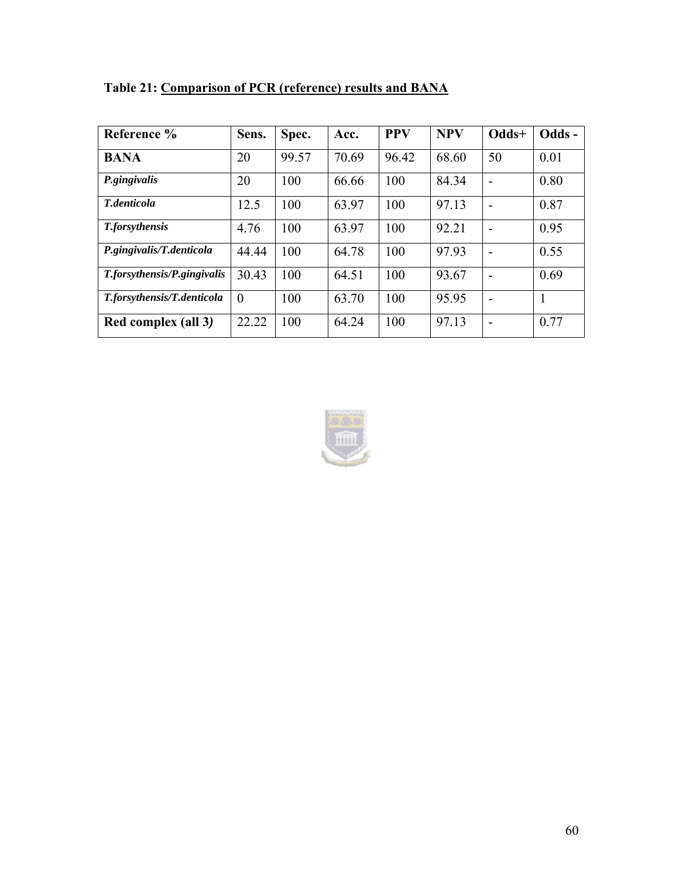**Table 21: Comparison of PCR (reference) results and BANA**

| Reference % | Sens. | Spec. | Acc. | PPV | NPV | Odds+ | Odds - |
|---|---|---|---|---|---|---|---|
| **BANA** | 20 | 99.57 | 70.69 | 96.42 | 68.60 | 50 | 0.01 |
| ***P.gingivalis*** | 20 | 100 | 66.66 | 100 | 84.34 | - | 0.80 |
| ***T.denticola*** | 12.5 | 100 | 63.97 | 100 | 97.13 | - | 0.87 |
| ***T.forsythensis*** | 4.76 | 100 | 63.97 | 100 | 92.21 | - | 0.95 |
| ***P.gingivalis/T.denticola*** | 44.44 | 100 | 64.78 | 100 | 97.93 | - | 0.55 |
| ***T.forsythensis/P.gingivalis*** | 30.43 | 100 | 64.51 | 100 | 93.67 | - | 0.69 |
| ***T.forsythensis/T.denticola*** | 0 | 100 | 63.70 | 100 | 95.95 | - | 1 |
| **Red complex (all 3)** | 22.22 | 100 | 64.24 | 100 | 97.13 | - | 0.77 |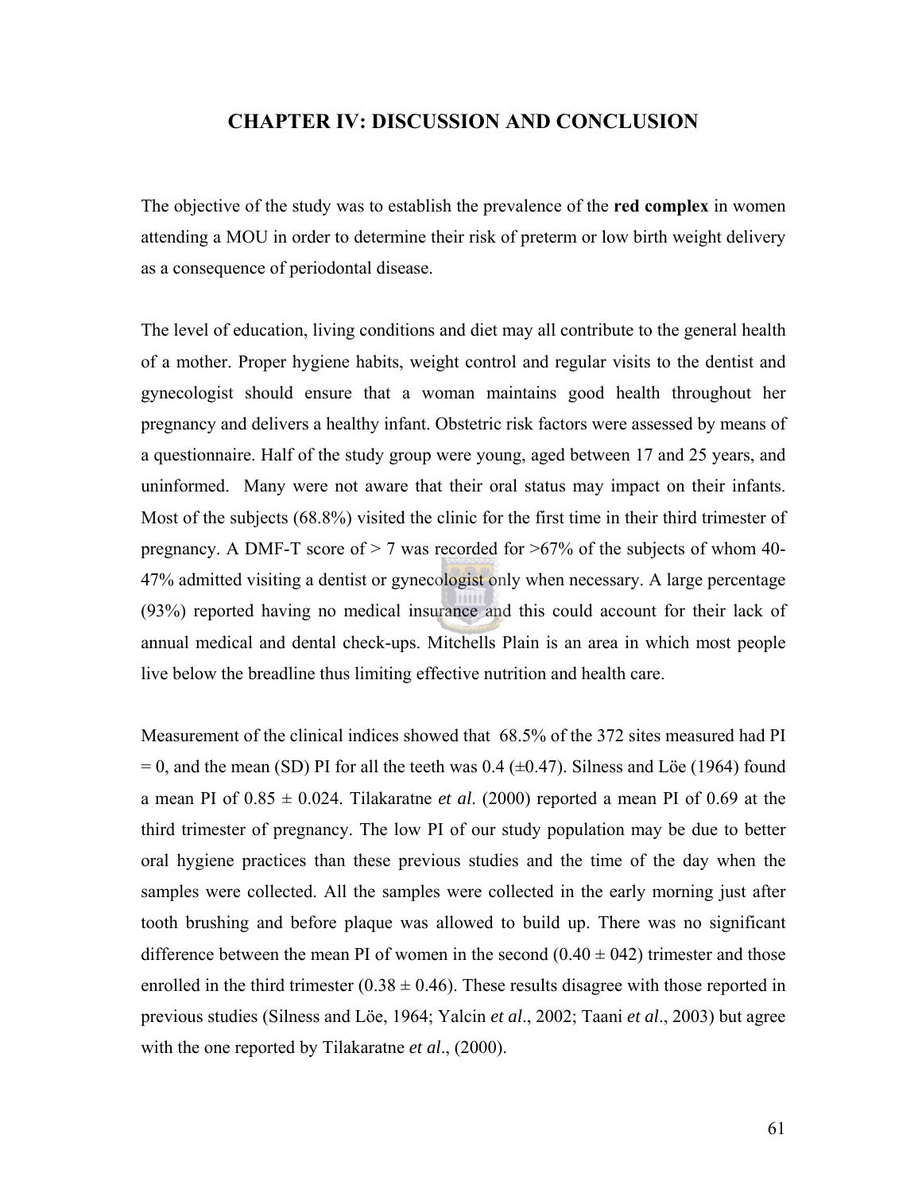# CHAPTER IV: DISCUSSION AND CONCLUSION

The objective of the study was to establish the prevalence of the **red complex** in women attending a MOU in order to determine their risk of preterm or low birth weight delivery as a consequence of periodontal disease.

The level of education, living conditions and diet may all contribute to the general health of a mother. Proper hygiene habits, weight control and regular visits to the dentist and gynecologist should ensure that a woman maintains good health throughout her pregnancy and delivers a healthy infant. Obstetric risk factors were assessed by means of a questionnaire. Half of the study group were young, aged between 17 and 25 years, and uninformed. Many were not aware that their oral status may impact on their infants. Most of the subjects (68.8%) visited the clinic for the first time in their third trimester of pregnancy. A DMF-T score of > 7 was recorded for >67% of the subjects of whom 40-47% admitted visiting a dentist or gynecologist only when necessary. A large percentage (93%) reported having no medical insurance and this could account for their lack of annual medical and dental check-ups. Mitchells Plain is an area in which most people live below the breadline thus limiting effective nutrition and health care.

Measurement of the clinical indices showed that 68.5% of the 372 sites measured had PI = 0, and the mean (SD) PI for all the teeth was 0.4 (±0.47). Silness and Löe (1964) found a mean PI of 0.85 ± 0.024. Tilakaratne *et al*. (2000) reported a mean PI of 0.69 at the third trimester of pregnancy. The low PI of our study population may be due to better oral hygiene practices than these previous studies and the time of the day when the samples were collected. All the samples were collected in the early morning just after tooth brushing and before plaque was allowed to build up. There was no significant difference between the mean PI of women in the second (0.40 ± 042) trimester and those enrolled in the third trimester (0.38 ± 0.46). These results disagree with those reported in previous studies (Silness and Löe, 1964; Yalcin *et al*., 2002; Taani *et al*., 2003) but agree with the one reported by Tilakaratne *et al*., (2000).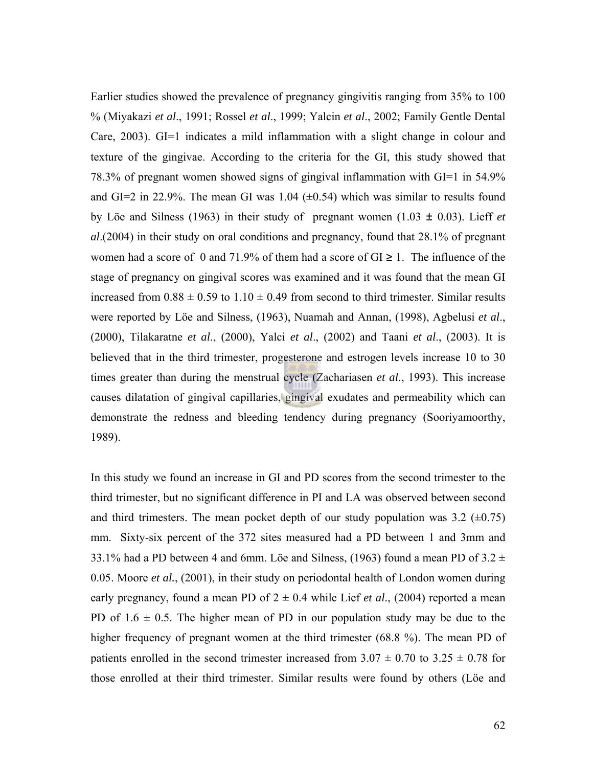Earlier studies showed the prevalence of pregnancy gingivitis ranging from 35% to 100 % (Miyakazi *et al*., 1991; Rossel *et al*., 1999; Yalcin *et al*., 2002; Family Gentle Dental Care, 2003). GI=1 indicates a mild inflammation with a slight change in colour and texture of the gingivae. According to the criteria for the GI, this study showed that 78.3% of pregnant women showed signs of gingival inflammation with GI=1 in 54.9% and GI=2 in 22.9%. The mean GI was 1.04 (±0.54) which was similar to results found by Löe and Silness (1963) in their study of pregnant women (1.03 ± 0.03). Lieff *et al*.(2004) in their study on oral conditions and pregnancy, found that 28.1% of pregnant women had a score of 0 and 71.9% of them had a score of GI ≥ 1. The influence of the stage of pregnancy on gingival scores was examined and it was found that the mean GI increased from 0.88 ± 0.59 to 1.10 ± 0.49 from second to third trimester. Similar results were reported by Löe and Silness, (1963), Nuamah and Annan, (1998), Agbelusi *et al*., (2000), Tilakaratne *et al*., (2000), Yalci *et al*., (2002) and Taani *et al*., (2003). It is believed that in the third trimester, progesterone and estrogen levels increase 10 to 30 times greater than during the menstrual cycle (Zachariasen *et al*., 1993). This increase causes dilatation of gingival capillaries, gingival exudates and permeability which can demonstrate the redness and bleeding tendency during pregnancy (Sooriyamoorthy, 1989).

In this study we found an increase in GI and PD scores from the second trimester to the third trimester, but no significant difference in PI and LA was observed between second and third trimesters. The mean pocket depth of our study population was 3.2 (±0.75) mm. Sixty-six percent of the 372 sites measured had a PD between 1 and 3mm and 33.1% had a PD between 4 and 6mm. Löe and Silness, (1963) found a mean PD of 3.2 ± 0.05. Moore *et al.*, (2001), in their study on periodontal health of London women during early pregnancy, found a mean PD of 2 ± 0.4 while Lief *et al*., (2004) reported a mean PD of 1.6 ± 0.5. The higher mean of PD in our population study may be due to the higher frequency of pregnant women at the third trimester (68.8 %). The mean PD of patients enrolled in the second trimester increased from 3.07 ± 0.70 to 3.25 ± 0.78 for those enrolled at their third trimester. Similar results were found by others (Löe and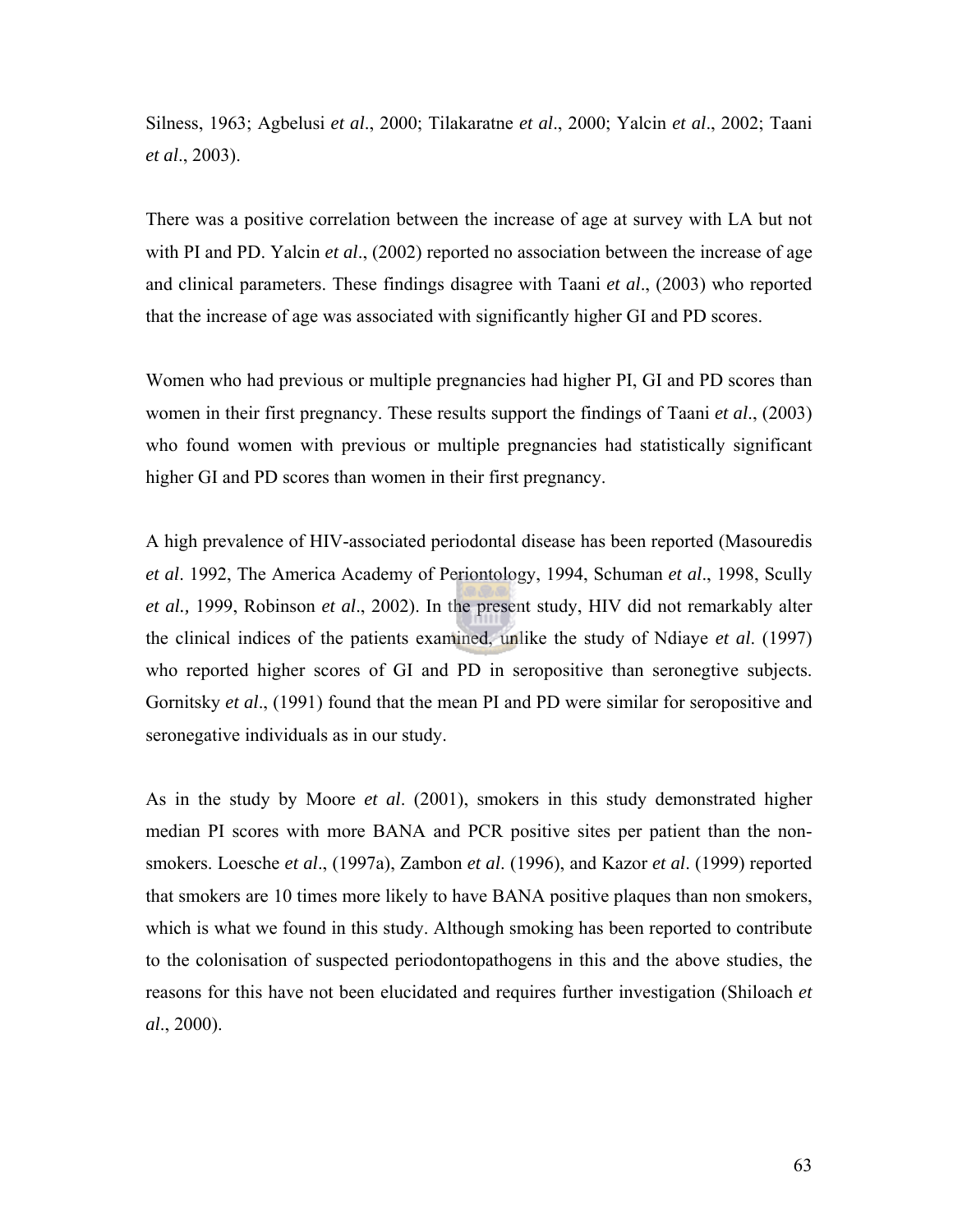Silness, 1963; Agbelusi *et al*., 2000; Tilakaratne *et al*., 2000; Yalcin *et al*., 2002; Taani *et al*., 2003).

There was a positive correlation between the increase of age at survey with LA but not with PI and PD. Yalcin *et al*., (2002) reported no association between the increase of age and clinical parameters. These findings disagree with Taani *et al*., (2003) who reported that the increase of age was associated with significantly higher GI and PD scores.

Women who had previous or multiple pregnancies had higher PI, GI and PD scores than women in their first pregnancy. These results support the findings of Taani *et al*., (2003) who found women with previous or multiple pregnancies had statistically significant higher GI and PD scores than women in their first pregnancy.

A high prevalence of HIV-associated periodontal disease has been reported (Masouredis *et al*. 1992, The America Academy of Periontology, 1994, Schuman *et al*., 1998, Scully *et al.,* 1999, Robinson *et al*., 2002). In the present study, HIV did not remarkably alter the clinical indices of the patients examined, unlike the study of Ndiaye *et al*. (1997) who reported higher scores of GI and PD in seropositive than seronegtive subjects. Gornitsky *et al*., (1991) found that the mean PI and PD were similar for seropositive and seronegative individuals as in our study.

As in the study by Moore *et al*. (2001), smokers in this study demonstrated higher median PI scores with more BANA and PCR positive sites per patient than the non-smokers. Loesche *et al*., (1997a), Zambon *et al*. (1996), and Kazor *et al*. (1999) reported that smokers are 10 times more likely to have BANA positive plaques than non smokers, which is what we found in this study. Although smoking has been reported to contribute to the colonisation of suspected periodontopathogens in this and the above studies, the reasons for this have not been elucidated and requires further investigation (Shiloach *et al*., 2000).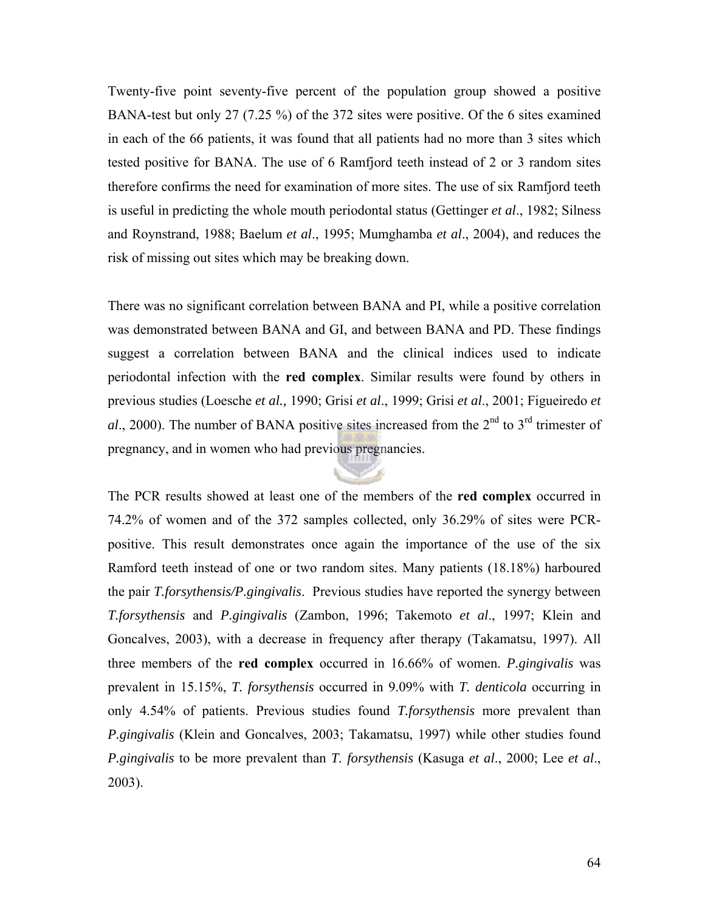Twenty-five point seventy-five percent of the population group showed a positive BANA-test but only 27 (7.25 %) of the 372 sites were positive. Of the 6 sites examined in each of the 66 patients, it was found that all patients had no more than 3 sites which tested positive for BANA. The use of 6 Ramfjord teeth instead of 2 or 3 random sites therefore confirms the need for examination of more sites. The use of six Ramfjord teeth is useful in predicting the whole mouth periodontal status (Gettinger *et al*., 1982; Silness and Roynstrand, 1988; Baelum *et al*., 1995; Mumghamba *et al*., 2004), and reduces the risk of missing out sites which may be breaking down.

There was no significant correlation between BANA and PI, while a positive correlation was demonstrated between BANA and GI, and between BANA and PD. These findings suggest a correlation between BANA and the clinical indices used to indicate periodontal infection with the **red complex**. Similar results were found by others in previous studies (Loesche *et al.,* 1990; Grisi *et al*., 1999; Grisi *et al*., 2001; Figueiredo *et al*., 2000). The number of BANA positive sites increased from the 2nd to 3rd trimester of pregnancy, and in women who had previous pregnancies.

The PCR results showed at least one of the members of the **red complex** occurred in 74.2% of women and of the 372 samples collected, only 36.29% of sites were PCR-positive. This result demonstrates once again the importance of the use of the six Ramford teeth instead of one or two random sites. Many patients (18.18%) harboured the pair *T.forsythensis/P.gingivalis*. Previous studies have reported the synergy between *T.forsythensis* and *P.gingivalis* (Zambon, 1996; Takemoto *et al*., 1997; Klein and Goncalves, 2003), with a decrease in frequency after therapy (Takamatsu, 1997). All three members of the **red complex** occurred in 16.66% of women. *P.gingivalis* was prevalent in 15.15%, *T. forsythensis* occurred in 9.09% with *T. denticola* occurring in only 4.54% of patients. Previous studies found *T.forsythensis* more prevalent than *P.gingivalis* (Klein and Goncalves, 2003; Takamatsu, 1997) while other studies found *P.gingivalis* to be more prevalent than *T. forsythensis* (Kasuga *et al*., 2000; Lee *et al*., 2003).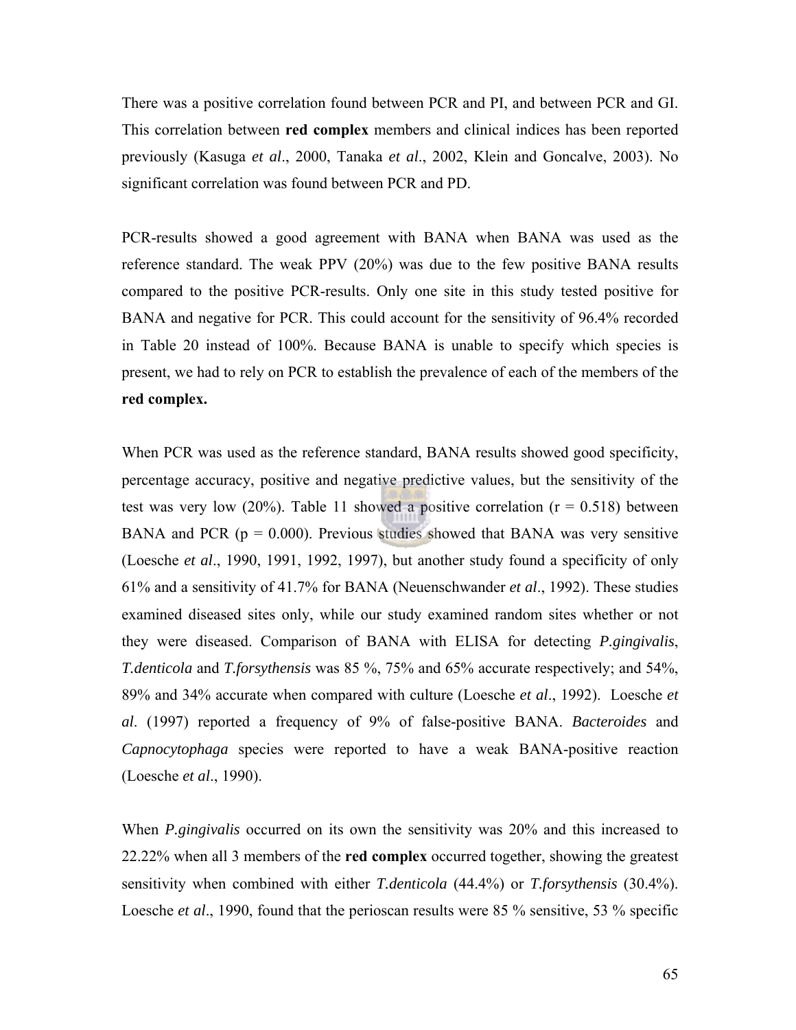There was a positive correlation found between PCR and PI, and between PCR and GI. This correlation between **red complex** members and clinical indices has been reported previously (Kasuga *et al*., 2000, Tanaka *et al*., 2002, Klein and Goncalve, 2003). No significant correlation was found between PCR and PD.

PCR-results showed a good agreement with BANA when BANA was used as the reference standard. The weak PPV (20%) was due to the few positive BANA results compared to the positive PCR-results. Only one site in this study tested positive for BANA and negative for PCR. This could account for the sensitivity of 96.4% recorded in Table 20 instead of 100%. Because BANA is unable to specify which species is present, we had to rely on PCR to establish the prevalence of each of the members of the **red complex.**

When PCR was used as the reference standard, BANA results showed good specificity, percentage accuracy, positive and negative predictive values, but the sensitivity of the test was very low (20%). Table 11 showed a positive correlation ($r = 0.518$) between BANA and PCR ($p = 0.000$). Previous studies showed that BANA was very sensitive (Loesche *et al*., 1990, 1991, 1992, 1997), but another study found a specificity of only 61% and a sensitivity of 41.7% for BANA (Neuenschwander *et al*., 1992). These studies examined diseased sites only, while our study examined random sites whether or not they were diseased. Comparison of BANA with ELISA for detecting *P.gingivalis*, *T.denticola* and *T.forsythensis* was 85 %, 75% and 65% accurate respectively; and 54%, 89% and 34% accurate when compared with culture (Loesche *et al*., 1992). Loesche *et al*. (1997) reported a frequency of 9% of false-positive BANA. *Bacteroides* and *Capnocytophaga* species were reported to have a weak BANA-positive reaction (Loesche *et al*., 1990).

When *P.gingivalis* occurred on its own the sensitivity was 20% and this increased to 22.22% when all 3 members of the **red complex** occurred together, showing the greatest sensitivity when combined with either *T.denticola* (44.4%) or *T.forsythensis* (30.4%). Loesche *et al*., 1990, found that the perioscan results were 85 % sensitive, 53 % specific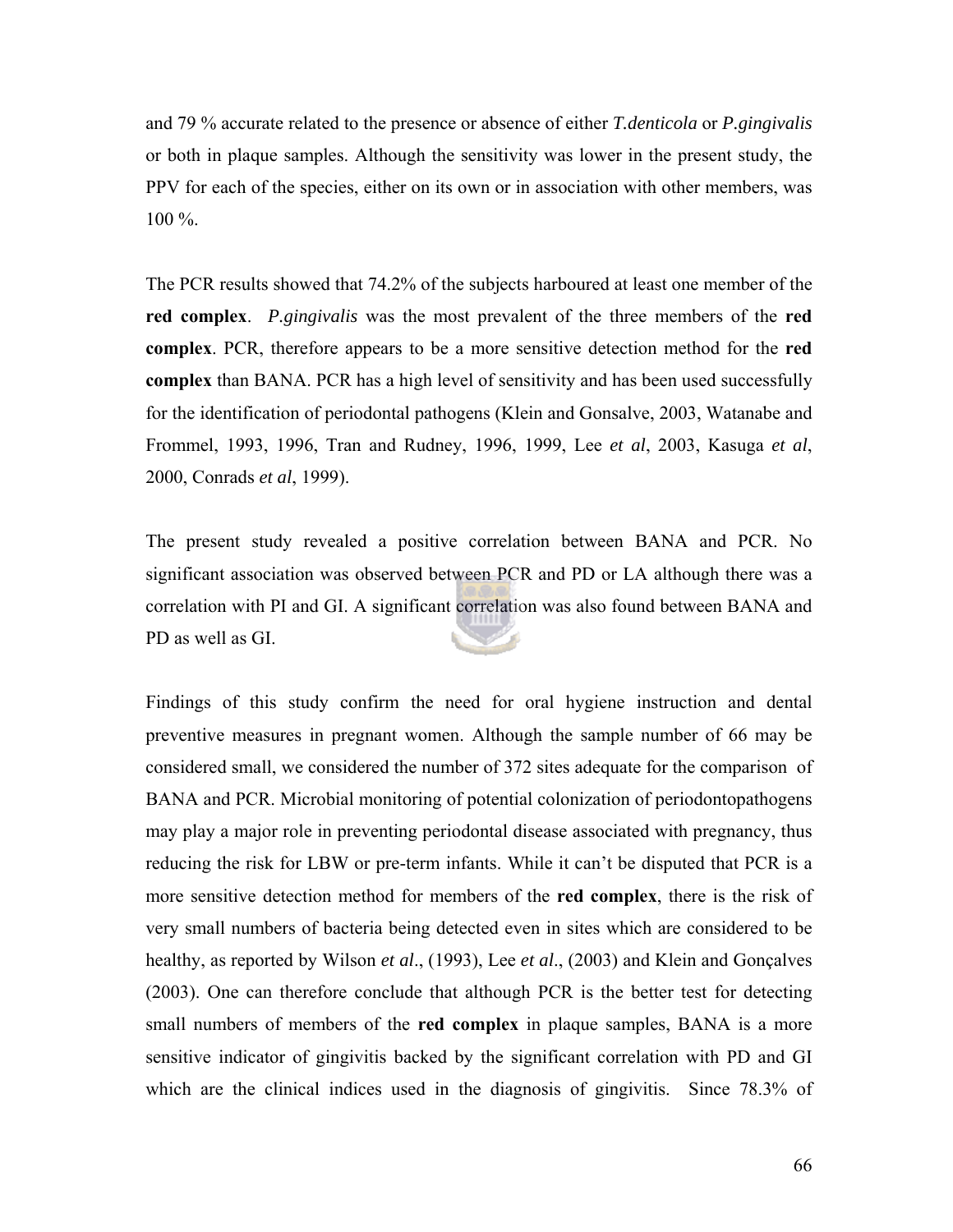and 79 % accurate related to the presence or absence of either *T.denticola* or *P.gingivalis* or both in plaque samples. Although the sensitivity was lower in the present study, the PPV for each of the species, either on its own or in association with other members, was 100 %.

The PCR results showed that 74.2% of the subjects harboured at least one member of the **red complex**. *P.gingivalis* was the most prevalent of the three members of the **red complex**. PCR, therefore appears to be a more sensitive detection method for the **red complex** than BANA. PCR has a high level of sensitivity and has been used successfully for the identification of periodontal pathogens (Klein and Gonsalve, 2003, Watanabe and Frommel, 1993, 1996, Tran and Rudney, 1996, 1999, Lee *et al*, 2003, Kasuga *et al*, 2000, Conrads *et al*, 1999).

The present study revealed a positive correlation between BANA and PCR. No significant association was observed between PCR and PD or LA although there was a correlation with PI and GI. A significant correlation was also found between BANA and PD as well as GI.

Findings of this study confirm the need for oral hygiene instruction and dental preventive measures in pregnant women. Although the sample number of 66 may be considered small, we considered the number of 372 sites adequate for the comparison of BANA and PCR. Microbial monitoring of potential colonization of periodontopathogens may play a major role in preventing periodontal disease associated with pregnancy, thus reducing the risk for LBW or pre-term infants. While it can't be disputed that PCR is a more sensitive detection method for members of the **red complex**, there is the risk of very small numbers of bacteria being detected even in sites which are considered to be healthy, as reported by Wilson *et al*., (1993), Lee *et al*., (2003) and Klein and Gonçalves (2003). One can therefore conclude that although PCR is the better test for detecting small numbers of members of the **red complex** in plaque samples, BANA is a more sensitive indicator of gingivitis backed by the significant correlation with PD and GI which are the clinical indices used in the diagnosis of gingivitis. Since 78.3% of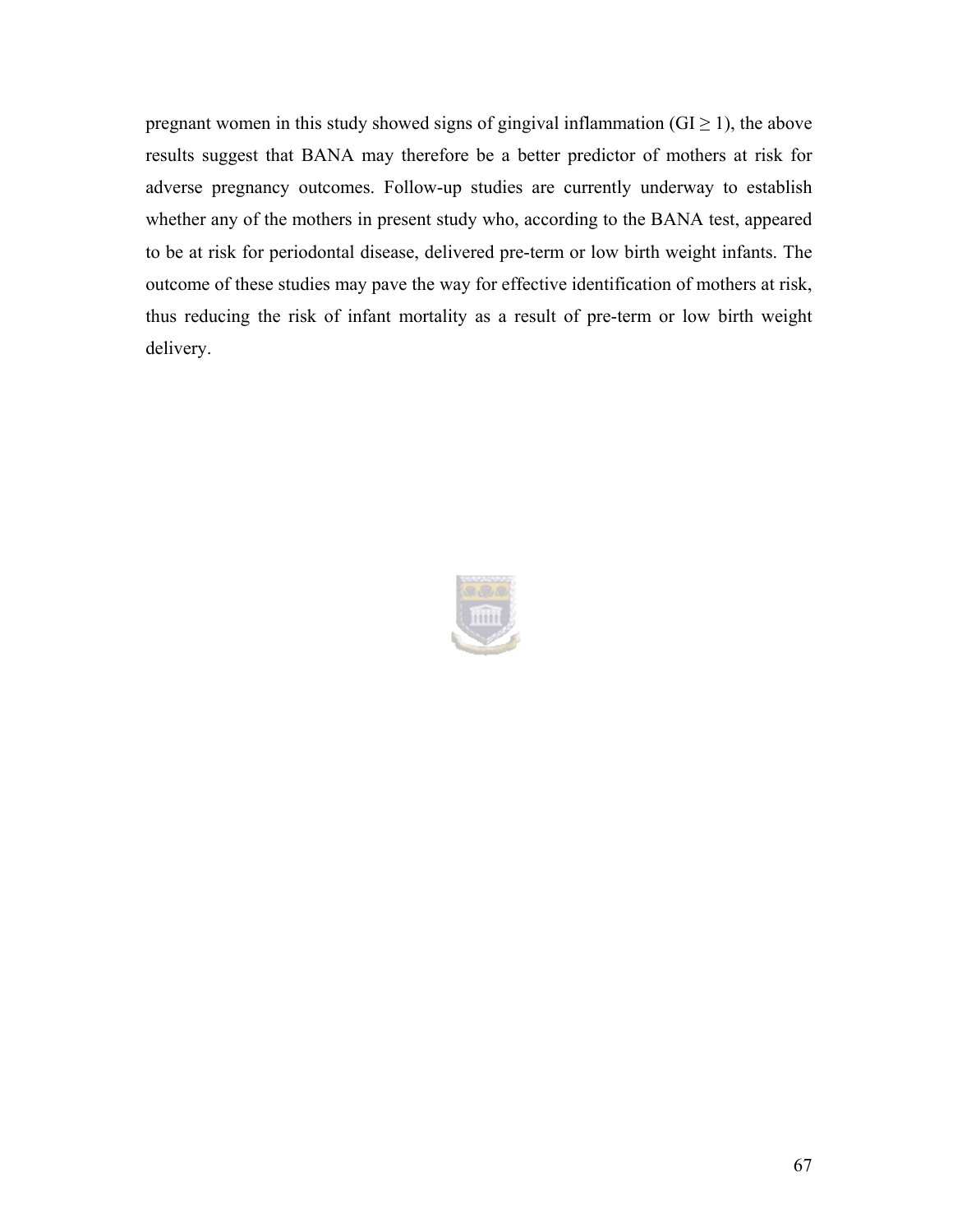pregnant women in this study showed signs of gingival inflammation (GI $\geq$ 1), the above results suggest that BANA may therefore be a better predictor of mothers at risk for adverse pregnancy outcomes. Follow-up studies are currently underway to establish whether any of the mothers in present study who, according to the BANA test, appeared to be at risk for periodontal disease, delivered pre-term or low birth weight infants. The outcome of these studies may pave the way for effective identification of mothers at risk, thus reducing the risk of infant mortality as a result of pre-term or low birth weight delivery.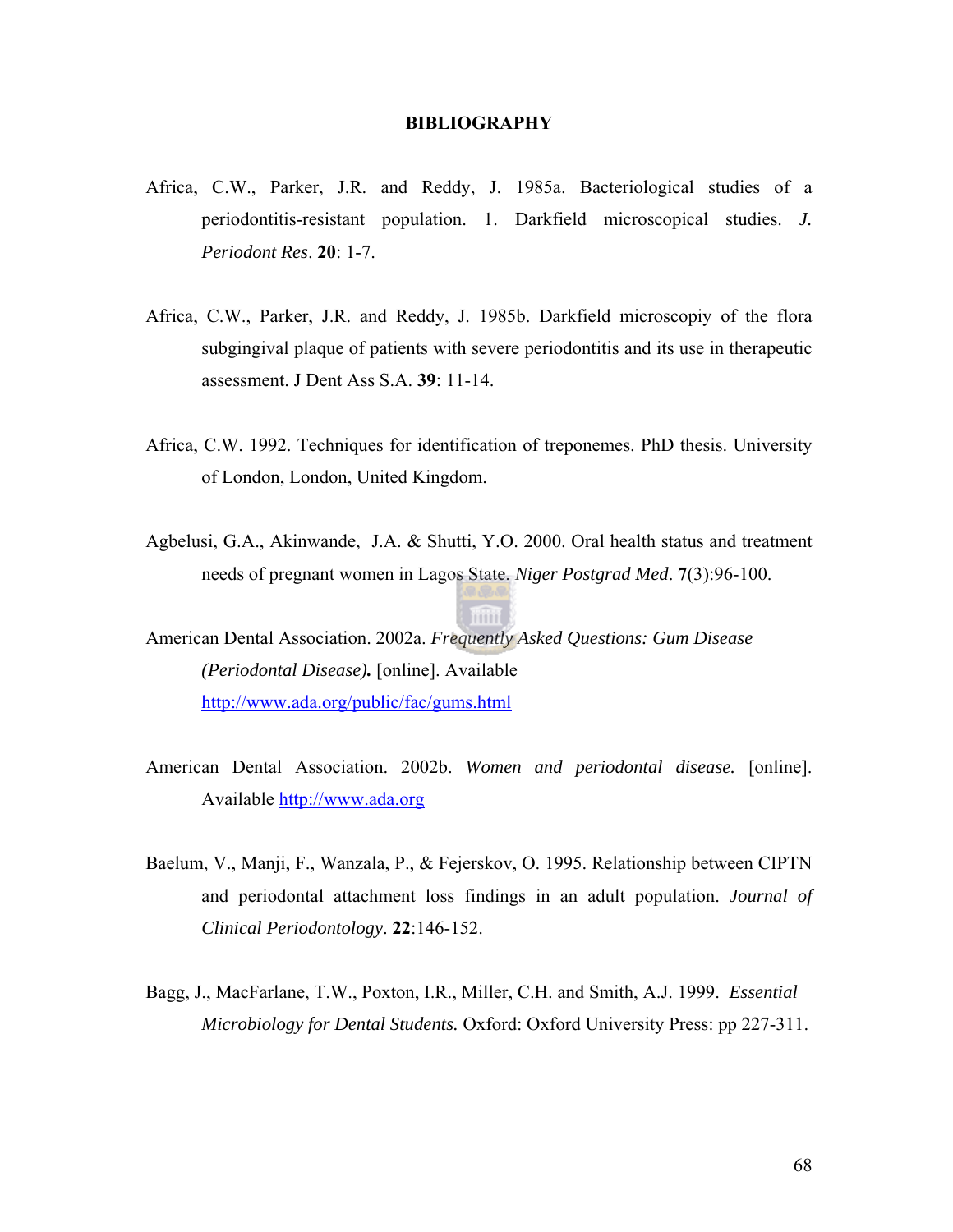# BIBLIOGRAPHY

Africa, C.W., Parker, J.R. and Reddy, J. 1985a. Bacteriological studies of a periodontitis-resistant population. 1. Darkfield microscopical studies. *J. Periodont Res*. **20**: 1-7.

Africa, C.W., Parker, J.R. and Reddy, J. 1985b. Darkfield microscopiy of the flora subgingival plaque of patients with severe periodontitis and its use in therapeutic assessment. J Dent Ass S.A. **39**: 11-14.

Africa, C.W. 1992. Techniques for identification of treponemes. PhD thesis. University of London, London, United Kingdom.

Agbelusi, G.A., Akinwande, J.A. & Shutti, Y.O. 2000. Oral health status and treatment needs of pregnant women in Lagos State. *Niger Postgrad Med*. **7**(3):96-100.

American Dental Association. 2002a. *Frequently Asked Questions: Gum Disease (Periodontal Disease)***.** [online]. Available http://www.ada.org/public/fac/gums.html

American Dental Association. 2002b. *Women and periodontal disease.* [online]. Available http://www.ada.org

Baelum, V., Manji, F., Wanzala, P., & Fejerskov, O. 1995. Relationship between CIPTN and periodontal attachment loss findings in an adult population. *Journal of Clinical Periodontology*. **22**:146-152.

Bagg, J., MacFarlane, T.W., Poxton, I.R., Miller, C.H. and Smith, A.J. 1999. *Essential Microbiology for Dental Students.* Oxford: Oxford University Press: pp 227-311.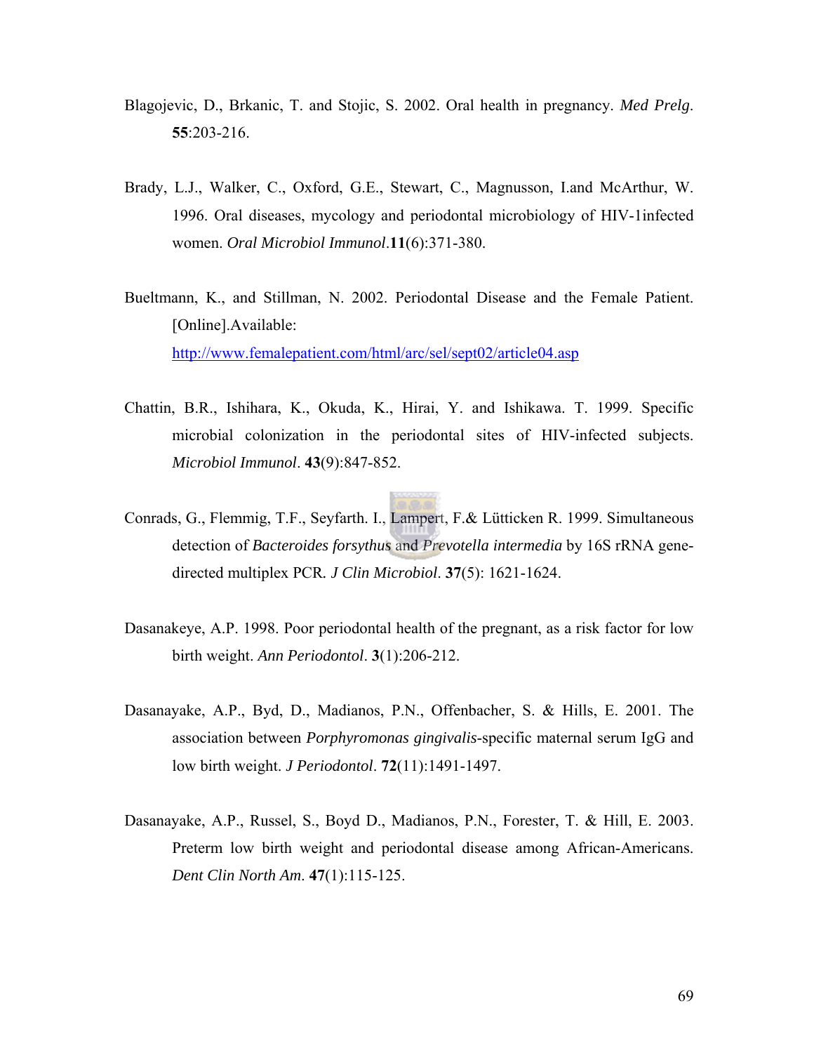Blagojevic, D., Brkanic, T. and Stojic, S. 2002. Oral health in pregnancy. *Med Prelg*. **55**:203-216.

Brady, L.J., Walker, C., Oxford, G.E., Stewart, C., Magnusson, I.and McArthur, W. 1996. Oral diseases, mycology and periodontal microbiology of HIV-1infected women. *Oral Microbiol Immunol*.**11**(6):371-380.

Bueltmann, K., and Stillman, N. 2002. Periodontal Disease and the Female Patient. [Online].Available: http://www.femalepatient.com/html/arc/sel/sept02/article04.asp

Chattin, B.R., Ishihara, K., Okuda, K., Hirai, Y. and Ishikawa. T. 1999. Specific microbial colonization in the periodontal sites of HIV-infected subjects. *Microbiol Immunol*. **43**(9):847-852.

Conrads, G., Flemmig, T.F., Seyfarth. I., Lampert, F.& Lütticken R. 1999. Simultaneous detection of *Bacteroides forsythus* and *Prevotella intermedia* by 16S rRNA gene-directed multiplex PCR. *J Clin Microbiol*. **37**(5): 1621-1624.

Dasanakeye, A.P. 1998. Poor periodontal health of the pregnant, as a risk factor for low birth weight. *Ann Periodontol*. **3**(1):206-212.

Dasanayake, A.P., Byd, D., Madianos, P.N., Offenbacher, S. & Hills, E. 2001. The association between *Porphyromonas gingivalis*-specific maternal serum IgG and low birth weight. *J Periodontol*. **72**(11):1491-1497.

Dasanayake, A.P., Russel, S., Boyd D., Madianos, P.N., Forester, T. & Hill, E. 2003. Preterm low birth weight and periodontal disease among African-Americans. *Dent Clin North Am*. **47**(1):115-125.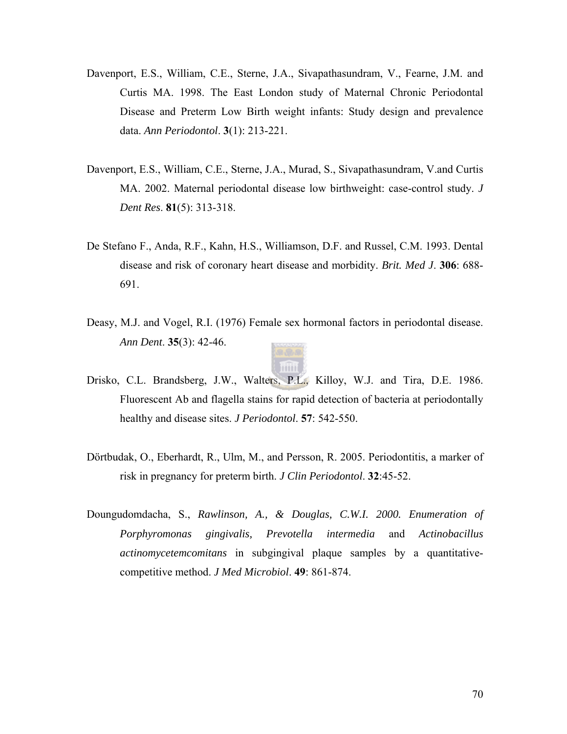Davenport, E.S., William, C.E., Sterne, J.A., Sivapathasundram, V., Fearne, J.M. and Curtis MA. 1998. The East London study of Maternal Chronic Periodontal Disease and Preterm Low Birth weight infants: Study design and prevalence data. *Ann Periodontol*. **3**(1): 213-221.

Davenport, E.S., William, C.E., Sterne, J.A., Murad, S., Sivapathasundram, V.and Curtis MA. 2002. Maternal periodontal disease low birthweight: case-control study. *J Dent Res*. **81**(5): 313-318.

De Stefano F., Anda, R.F., Kahn, H.S., Williamson, D.F. and Russel, C.M. 1993. Dental disease and risk of coronary heart disease and morbidity. *Brit. Med J*. **306**: 688-691.

Deasy, M.J. and Vogel, R.I. (1976) Female sex hormonal factors in periodontal disease. *Ann Dent*. **35**(3): 42-46.

Drisko, C.L. Brandsberg, J.W., Walters, P.L., Killoy, W.J. and Tira, D.E. 1986. Fluorescent Ab and flagella stains for rapid detection of bacteria at periodontally healthy and disease sites. *J Periodontol*. **57**: 542-550.

Dörtbudak, O., Eberhardt, R., Ulm, M., and Persson, R. 2005. Periodontitis, a marker of risk in pregnancy for preterm birth. *J Clin Periodontol*. **32**:45-52.

Doungudomdacha, S., *Rawlinson, A., & Douglas, C.W.I. 2000. Enumeration of Porphyromonas gingivalis, Prevotella intermedia* and *Actinobacillus actinomycetemcomitans* in subgingival plaque samples by a quantitative-competitive method. *J Med Microbiol*. **49**: 861-874.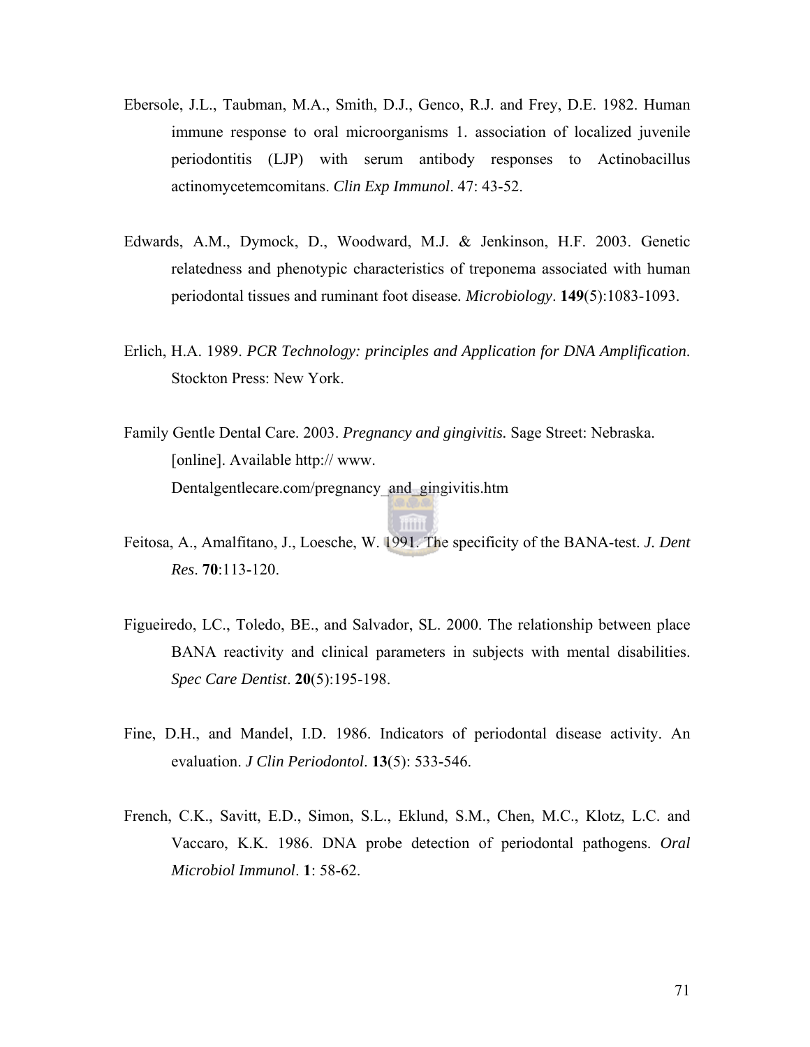Ebersole, J.L., Taubman, M.A., Smith, D.J., Genco, R.J. and Frey, D.E. 1982. Human immune response to oral microorganisms 1. association of localized juvenile periodontitis (LJP) with serum antibody responses to Actinobacillus actinomycetemcomitans. *Clin Exp Immunol*. 47: 43-52.

Edwards, A.M., Dymock, D., Woodward, M.J. & Jenkinson, H.F. 2003. Genetic relatedness and phenotypic characteristics of treponema associated with human periodontal tissues and ruminant foot disease. *Microbiology*. **149**(5):1083-1093.

Erlich, H.A. 1989. *PCR Technology: principles and Application for DNA Amplification*. Stockton Press: New York.

Family Gentle Dental Care. 2003. *Pregnancy and gingivitis.* Sage Street: Nebraska. [online]. Available http:// www. Dentalgentlecare.com/pregnancy_and_gingivitis.htm

Feitosa, A., Amalfitano, J., Loesche, W. 1991. The specificity of the BANA-test. *J. Dent Res*. **70**:113-120.

Figueiredo, LC., Toledo, BE., and Salvador, SL. 2000. The relationship between place BANA reactivity and clinical parameters in subjects with mental disabilities. *Spec Care Dentist*. **20**(5):195-198.

Fine, D.H., and Mandel, I.D. 1986. Indicators of periodontal disease activity. An evaluation. *J Clin Periodontol*. **13**(5): 533-546.

French, C.K., Savitt, E.D., Simon, S.L., Eklund, S.M., Chen, M.C., Klotz, L.C. and Vaccaro, K.K. 1986. DNA probe detection of periodontal pathogens. *Oral Microbiol Immunol*. **1**: 58-62.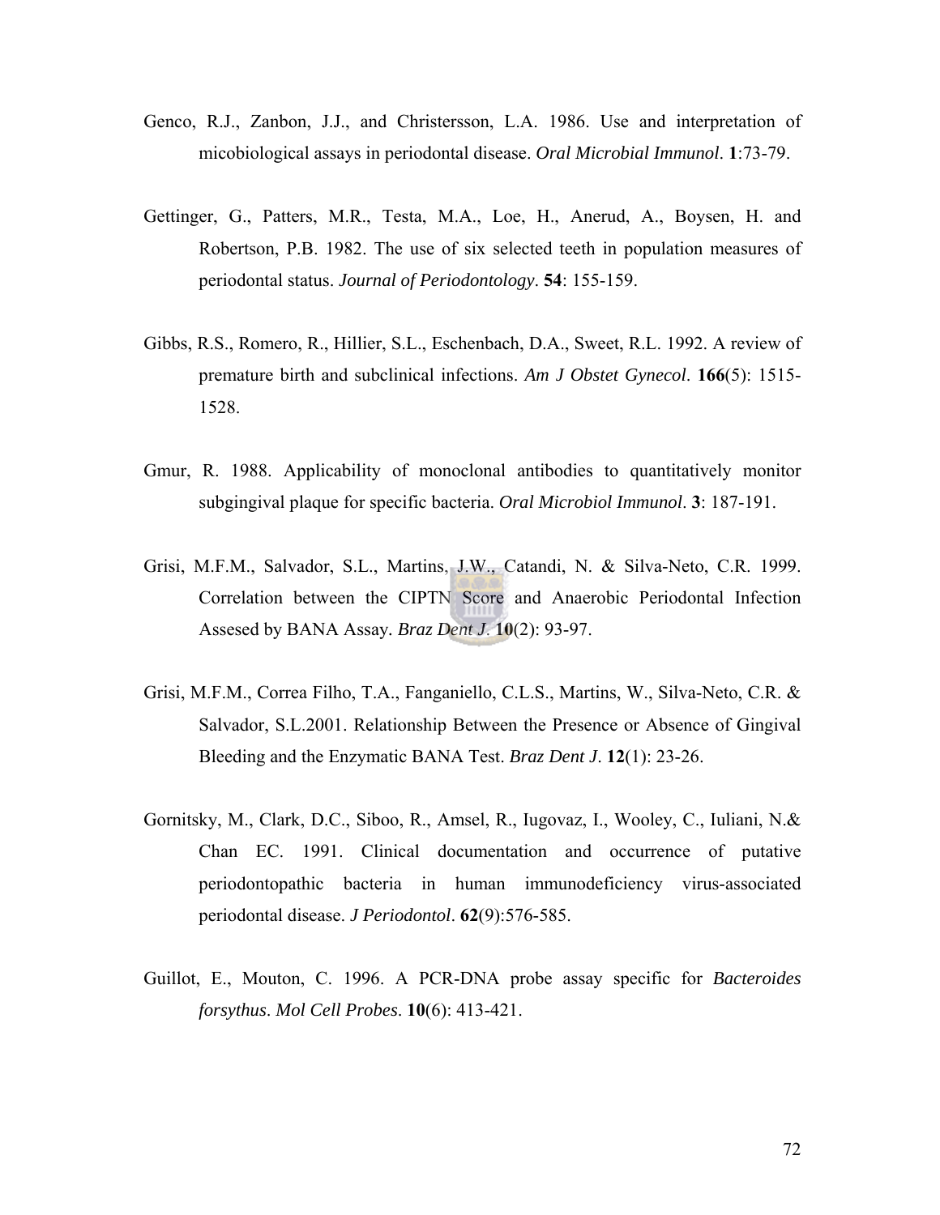Genco, R.J., Zanbon, J.J., and Christersson, L.A. 1986. Use and interpretation of micobiological assays in periodontal disease. *Oral Microbial Immunol*. **1**:73-79.

Gettinger, G., Patters, M.R., Testa, M.A., Loe, H., Anerud, A., Boysen, H. and Robertson, P.B. 1982. The use of six selected teeth in population measures of periodontal status. *Journal of Periodontology*. **54**: 155-159.

Gibbs, R.S., Romero, R., Hillier, S.L., Eschenbach, D.A., Sweet, R.L. 1992. A review of premature birth and subclinical infections. *Am J Obstet Gynecol*. **166**(5): 1515-1528.

Gmur, R. 1988. Applicability of monoclonal antibodies to quantitatively monitor subgingival plaque for specific bacteria. *Oral Microbiol Immunol*. **3**: 187-191.

Grisi, M.F.M., Salvador, S.L., Martins, J.W., Catandi, N. & Silva-Neto, C.R. 1999. Correlation between the CIPTN Score and Anaerobic Periodontal Infection Assesed by BANA Assay. *Braz Dent J*. **10**(2): 93-97.

Grisi, M.F.M., Correa Filho, T.A., Fanganiello, C.L.S., Martins, W., Silva-Neto, C.R. & Salvador, S.L.2001. Relationship Between the Presence or Absence of Gingival Bleeding and the Enzymatic BANA Test. *Braz Dent J*. **12**(1): 23-26.

Gornitsky, M., Clark, D.C., Siboo, R., Amsel, R., Iugovaz, I., Wooley, C., Iuliani, N.& Chan EC. 1991. Clinical documentation and occurrence of putative periodontopathic bacteria in human immunodeficiency virus-associated periodontal disease. *J Periodontol*. **62**(9):576-585.

Guillot, E., Mouton, C. 1996. A PCR-DNA probe assay specific for *Bacteroides forsythus*. *Mol Cell Probes*. **10**(6): 413-421.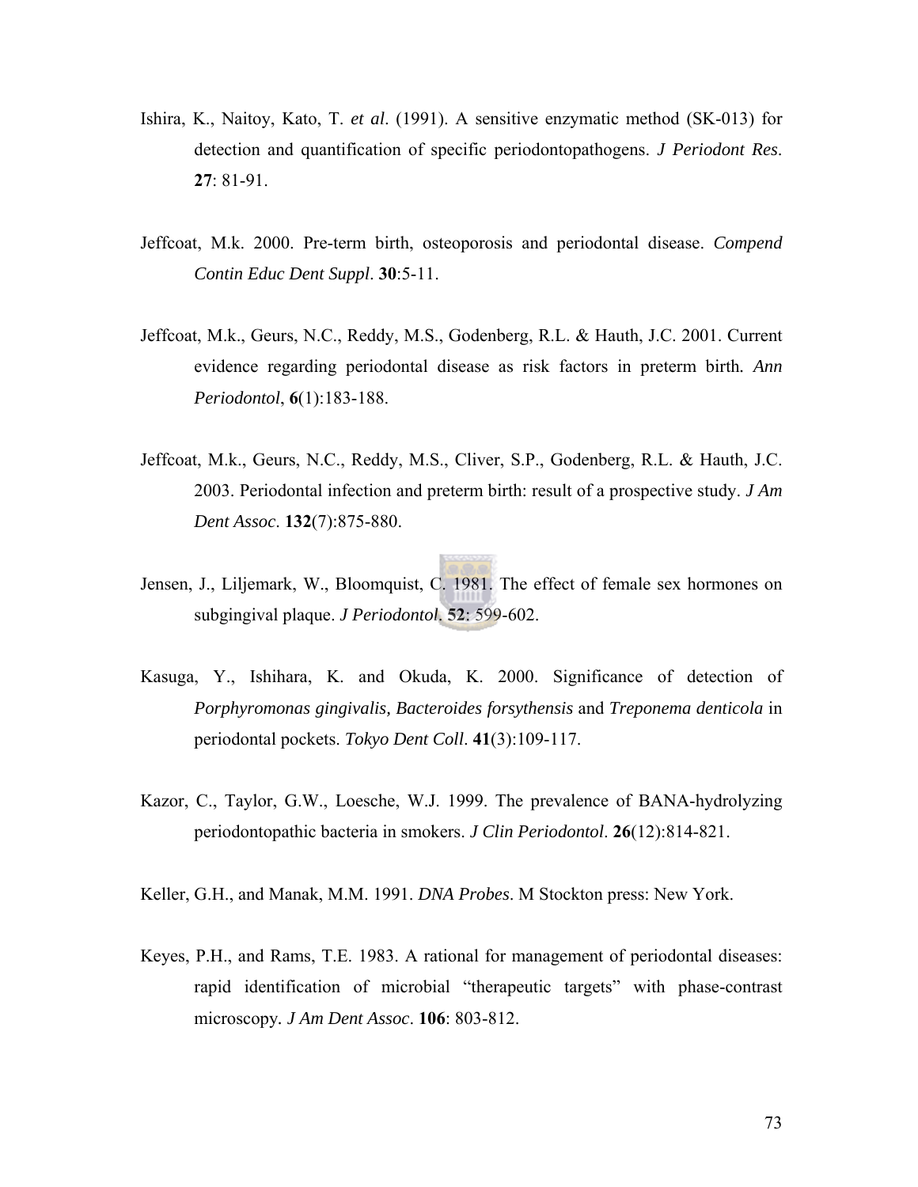Ishira, K., Naitoy, Kato, T. *et al*. (1991). A sensitive enzymatic method (SK-013) for detection and quantification of specific periodontopathogens. *J Periodont Res*. **27**: 81-91.

Jeffcoat, M.k. 2000. Pre-term birth, osteoporosis and periodontal disease. *Compend Contin Educ Dent Suppl*. **30**:5-11.

Jeffcoat, M.k., Geurs, N.C., Reddy, M.S., Godenberg, R.L. & Hauth, J.C. 2001. Current evidence regarding periodontal disease as risk factors in preterm birth. *Ann Periodontol*, **6**(1):183-188.

Jeffcoat, M.k., Geurs, N.C., Reddy, M.S., Cliver, S.P., Godenberg, R.L. & Hauth, J.C. 2003. Periodontal infection and preterm birth: result of a prospective study. *J Am Dent Assoc*. **132**(7):875-880.

Jensen, J., Liljemark, W., Bloomquist, C. 1981. The effect of female sex hormones on subgingival plaque. *J Periodontol*. **52**: 599-602.

Kasuga, Y., Ishihara, K. and Okuda, K. 2000. Significance of detection of *Porphyromonas gingivalis*, *Bacteroides forsythensis* and *Treponema denticola* in periodontal pockets. *Tokyo Dent Coll*. **41**(3):109-117.

Kazor, C., Taylor, G.W., Loesche, W.J. 1999. The prevalence of BANA-hydrolyzing periodontopathic bacteria in smokers. *J Clin Periodontol*. **26**(12):814-821.

Keller, G.H., and Manak, M.M. 1991. *DNA Probes*. M Stockton press: New York.

Keyes, P.H., and Rams, T.E. 1983. A rational for management of periodontal diseases: rapid identification of microbial "therapeutic targets" with phase-contrast microscopy. *J Am Dent Assoc*. **106**: 803-812.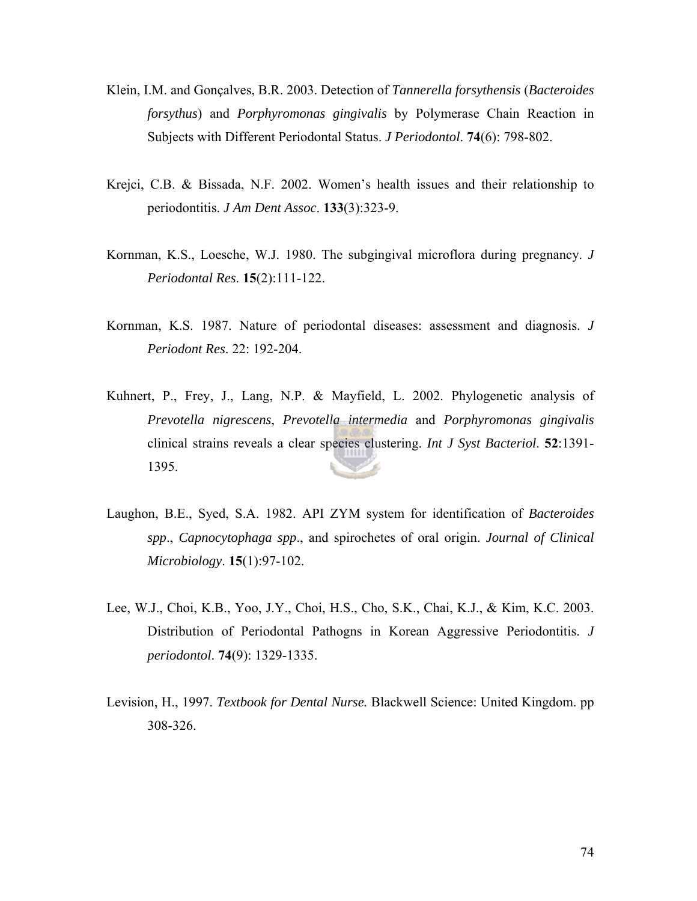Klein, I.M. and Gonçalves, B.R. 2003. Detection of *Tannerella forsythensis* (*Bacteroides forsythus*) and *Porphyromonas gingivalis* by Polymerase Chain Reaction in Subjects with Different Periodontal Status. *J Periodontol*. **74**(6): 798-802.

Krejci, C.B. & Bissada, N.F. 2002. Women's health issues and their relationship to periodontitis. *J Am Dent Assoc*. **133**(3):323-9.

Kornman, K.S., Loesche, W.J. 1980. The subgingival microflora during pregnancy. *J Periodontal Res*. **15**(2):111-122.

Kornman, K.S. 1987. Nature of periodontal diseases: assessment and diagnosis. *J Periodont Res*. 22: 192-204.

Kuhnert, P., Frey, J., Lang, N.P. & Mayfield, L. 2002. Phylogenetic analysis of *Prevotella nigrescens*, *Prevotella intermedia* and *Porphyromonas gingivalis* clinical strains reveals a clear species clustering. *Int J Syst Bacteriol*. **52**:1391-1395.

Laughon, B.E., Syed, S.A. 1982. API ZYM system for identification of *Bacteroides spp*., *Capnocytophaga spp*., and spirochetes of oral origin. *Journal of Clinical Microbiology*. **15**(1):97-102.

Lee, W.J., Choi, K.B., Yoo, J.Y., Choi, H.S., Cho, S.K., Chai, K.J., & Kim, K.C. 2003. Distribution of Periodontal Pathogns in Korean Aggressive Periodontitis. *J periodontol*. **74**(9): 1329-1335.

Levision, H., 1997. *Textbook for Dental Nurse.* Blackwell Science: United Kingdom. pp 308-326.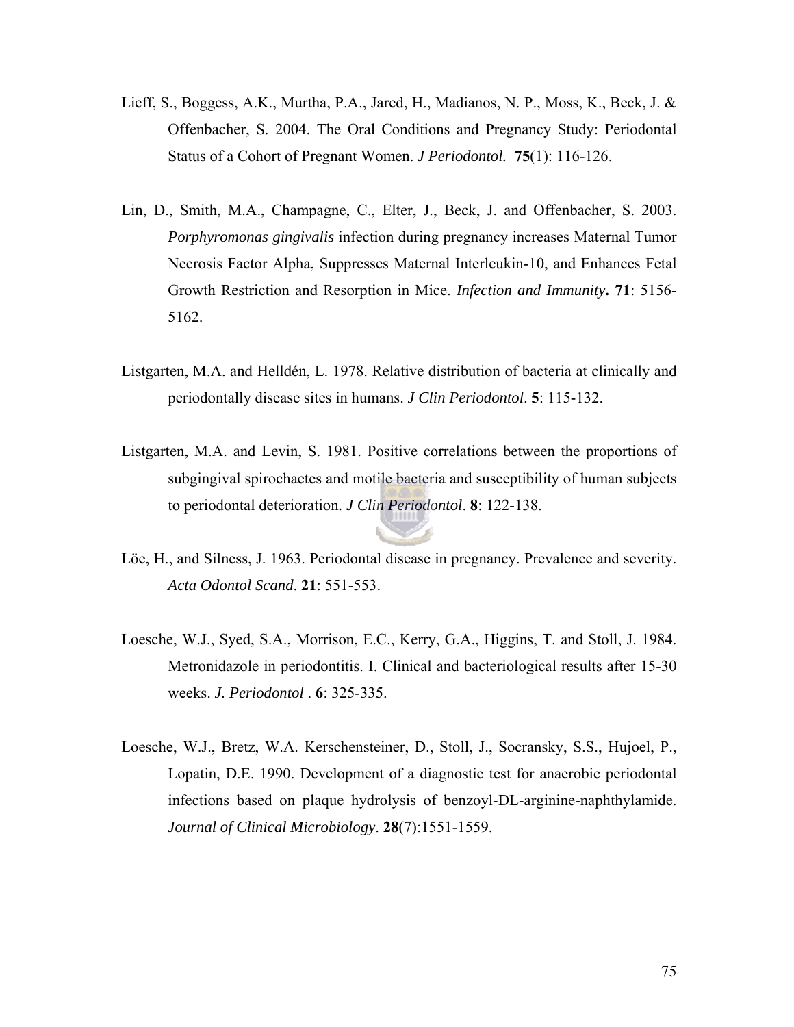Lieff, S., Boggess, A.K., Murtha, P.A., Jared, H., Madianos, N. P., Moss, K., Beck, J. & Offenbacher, S. 2004. The Oral Conditions and Pregnancy Study: Periodontal Status of a Cohort of Pregnant Women. *J Periodontol.* **75**(1): 116-126.

Lin, D., Smith, M.A., Champagne, C., Elter, J., Beck, J. and Offenbacher, S. 2003. *Porphyromonas gingivalis* infection during pregnancy increases Maternal Tumor Necrosis Factor Alpha, Suppresses Maternal Interleukin-10, and Enhances Fetal Growth Restriction and Resorption in Mice. *Infection and Immunity***. 71**: 5156-5162.

Listgarten, M.A. and Helldén, L. 1978. Relative distribution of bacteria at clinically and periodontally disease sites in humans. *J Clin Periodontol*. **5**: 115-132.

Listgarten, M.A. and Levin, S. 1981. Positive correlations between the proportions of subgingival spirochaetes and motile bacteria and susceptibility of human subjects to periodontal deterioration*. J Clin Periodontol*. **8**: 122-138.

Löe, H., and Silness, J. 1963. Periodontal disease in pregnancy. Prevalence and severity. *Acta Odontol Scand*. **21**: 551-553.

Loesche, W.J., Syed, S.A., Morrison, E.C., Kerry, G.A., Higgins, T. and Stoll, J. 1984. Metronidazole in periodontitis. I. Clinical and bacteriological results after 15-30 weeks. *J. Periodontol* . **6**: 325-335.

Loesche, W.J., Bretz, W.A. Kerschensteiner, D., Stoll, J., Socransky, S.S., Hujoel, P., Lopatin, D.E. 1990. Development of a diagnostic test for anaerobic periodontal infections based on plaque hydrolysis of benzoyl-DL-arginine-naphthylamide. *Journal of Clinical Microbiology*. **28**(7):1551-1559.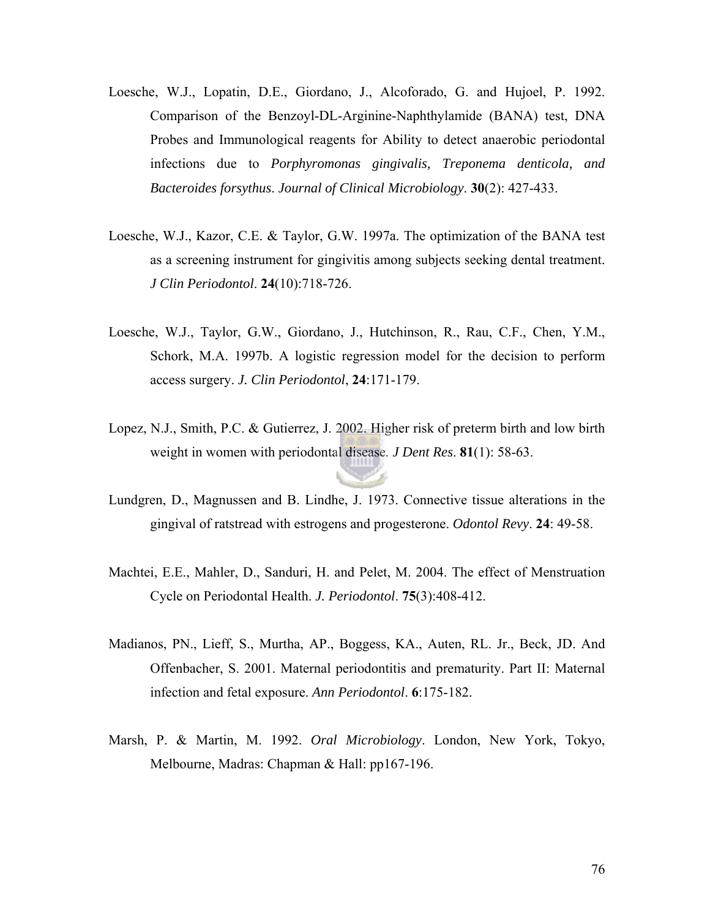Loesche, W.J., Lopatin, D.E., Giordano, J., Alcoforado, G. and Hujoel, P. 1992. Comparison of the Benzoyl-DL-Arginine-Naphthylamide (BANA) test, DNA Probes and Immunological reagents for Ability to detect anaerobic periodontal infections due to *Porphyromonas gingivalis, Treponema denticola, and Bacteroides forsythus*. *Journal of Clinical Microbiology*. **30**(2): 427-433.

Loesche, W.J., Kazor, C.E. & Taylor, G.W. 1997a. The optimization of the BANA test as a screening instrument for gingivitis among subjects seeking dental treatment. *J Clin Periodontol*. **24**(10):718-726.

Loesche, W.J., Taylor, G.W., Giordano, J., Hutchinson, R., Rau, C.F., Chen, Y.M., Schork, M.A. 1997b. A logistic regression model for the decision to perform access surgery. *J. Clin Periodontol*, **24**:171-179.

Lopez, N.J., Smith, P.C. & Gutierrez, J. 2002. Higher risk of preterm birth and low birth weight in women with periodontal disease. *J Dent Res*. **81**(1): 58-63.

Lundgren, D., Magnussen and B. Lindhe, J. 1973. Connective tissue alterations in the gingival of ratstread with estrogens and progesterone. *Odontol Revy*. **24**: 49-58.

Machtei, E.E., Mahler, D., Sanduri, H. and Pelet, M. 2004. The effect of Menstruation Cycle on Periodontal Health. *J. Periodontol*. **75**(3):408-412.

Madianos, PN., Lieff, S., Murtha, AP., Boggess, KA., Auten, RL. Jr., Beck, JD. And Offenbacher, S. 2001. Maternal periodontitis and prematurity. Part II: Maternal infection and fetal exposure. *Ann Periodontol*. **6**:175-182.

Marsh, P. & Martin, M. 1992. *Oral Microbiology*. London, New York, Tokyo, Melbourne, Madras: Chapman & Hall: pp167-196.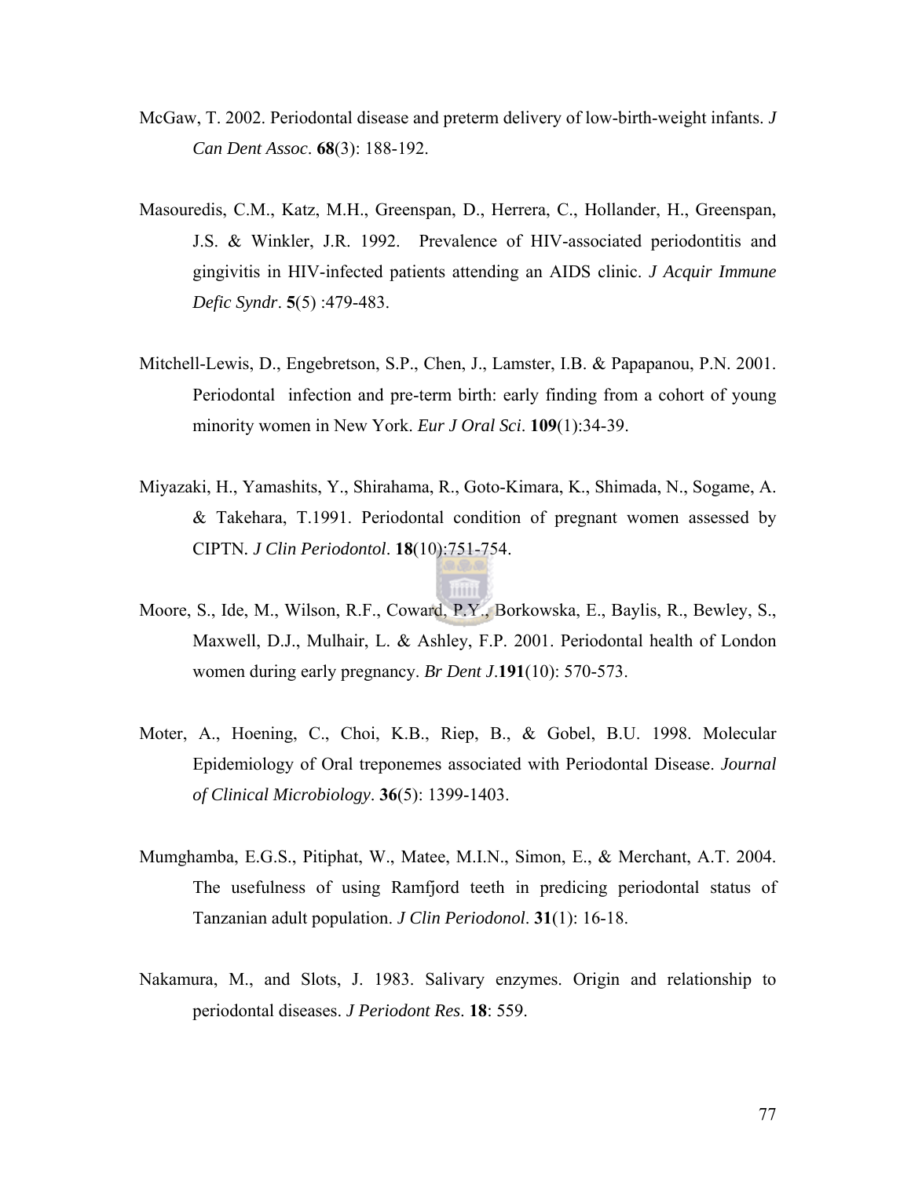McGaw, T. 2002. Periodontal disease and preterm delivery of low-birth-weight infants. *J Can Dent Assoc*. **68**(3): 188-192.

Masouredis, C.M., Katz, M.H., Greenspan, D., Herrera, C., Hollander, H., Greenspan, J.S. & Winkler, J.R. 1992. Prevalence of HIV-associated periodontitis and gingivitis in HIV-infected patients attending an AIDS clinic. *J Acquir Immune Defic Syndr*. **5**(5) :479-483.

Mitchell-Lewis, D., Engebretson, S.P., Chen, J., Lamster, I.B. & Papapanou, P.N. 2001. Periodontal infection and pre-term birth: early finding from a cohort of young minority women in New York. *Eur J Oral Sci*. **109**(1):34-39.

Miyazaki, H., Yamashits, Y., Shirahama, R., Goto-Kimara, K., Shimada, N., Sogame, A. & Takehara, T.1991. Periodontal condition of pregnant women assessed by CIPTN. *J Clin Periodontol*. **18**(10):751-754.

Moore, S., Ide, M., Wilson, R.F., Coward, P.Y., Borkowska, E., Baylis, R., Bewley, S., Maxwell, D.J., Mulhair, L. & Ashley, F.P. 2001. Periodontal health of London women during early pregnancy. *Br Dent J*.**191**(10): 570-573.

Moter, A., Hoening, C., Choi, K.B., Riep, B., & Gobel, B.U. 1998. Molecular Epidemiology of Oral treponemes associated with Periodontal Disease. *Journal of Clinical Microbiology*. **36**(5): 1399-1403.

Mumghamba, E.G.S., Pitiphat, W., Matee, M.I.N., Simon, E., & Merchant, A.T. 2004. The usefulness of using Ramfjord teeth in predicing periodontal status of Tanzanian adult population. *J Clin Periodonol*. **31**(1): 16-18.

Nakamura, M., and Slots, J. 1983. Salivary enzymes. Origin and relationship to periodontal diseases. *J Periodont Res*. **18**: 559.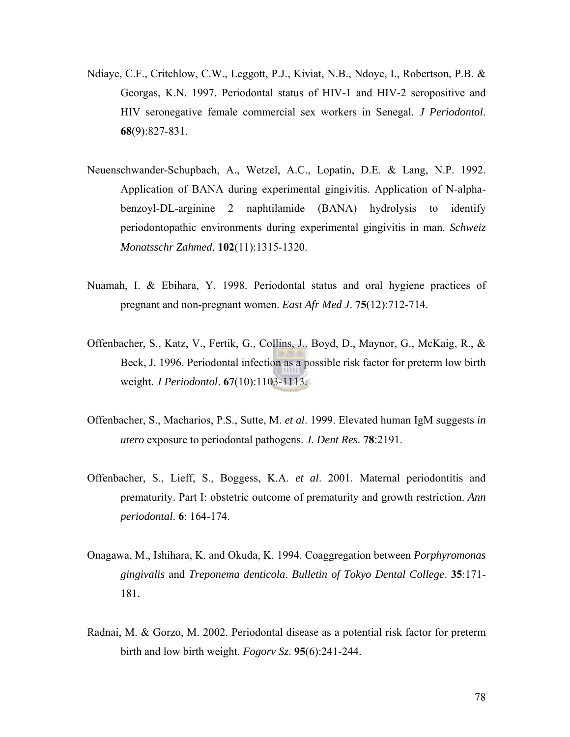Ndiaye, C.F., Critchlow, C.W., Leggott, P.J., Kiviat, N.B., Ndoye, I., Robertson, P.B. & Georgas, K.N. 1997. Periodontal status of HIV-1 and HIV-2 seropositive and HIV seronegative female commercial sex workers in Senegal*.* *J Periodontol*. **68**(9):827-831.

Neuenschwander-Schupbach, A., Wetzel, A.C., Lopatin, D.E. & Lang, N.P. 1992. Application of BANA during experimental gingivitis. Application of N-alpha-benzoyl-DL-arginine 2 naphtilamide (BANA) hydrolysis to identify periodontopathic environments during experimental gingivitis in man. *Schweiz Monatsschr Zahmed*, **102**(11):1315-1320.

Nuamah, I. & Ebihara, Y. 1998. Periodontal status and oral hygiene practices of pregnant and non-pregnant women. *East Afr Med J*. **75**(12):712-714.

Offenbacher, S., Katz, V., Fertik, G., Collins, J., Boyd, D., Maynor, G., McKaig, R., & Beck, J. 1996. Periodontal infection as a possible risk factor for preterm low birth weight. *J Periodontol*. **67**(10):1103-1113.

Offenbacher, S., Macharios, P.S., Sutte, M. *et al*. 1999. Elevated human IgM suggests *in utero* exposure to periodontal pathogens. *J. Dent Res*. **78**:2191.

Offenbacher, S., Lieff, S., Boggess, K.A. *et al*. 2001. Maternal periodontitis and prematurity. Part I: obstetric outcome of prematurity and growth restriction. *Ann periodontal*. **6**: 164-174.

Onagawa, M., Ishihara, K. and Okuda, K. 1994. Coaggregation between *Porphyromonas gingivalis* and *Treponema denticola*. *Bulletin of Tokyo Dental College*. **35**:171-181.

Radnai, M. & Gorzo, M. 2002. Periodontal disease as a potential risk factor for preterm birth and low birth weight. *Fogorv Sz*. **95**(6):241-244.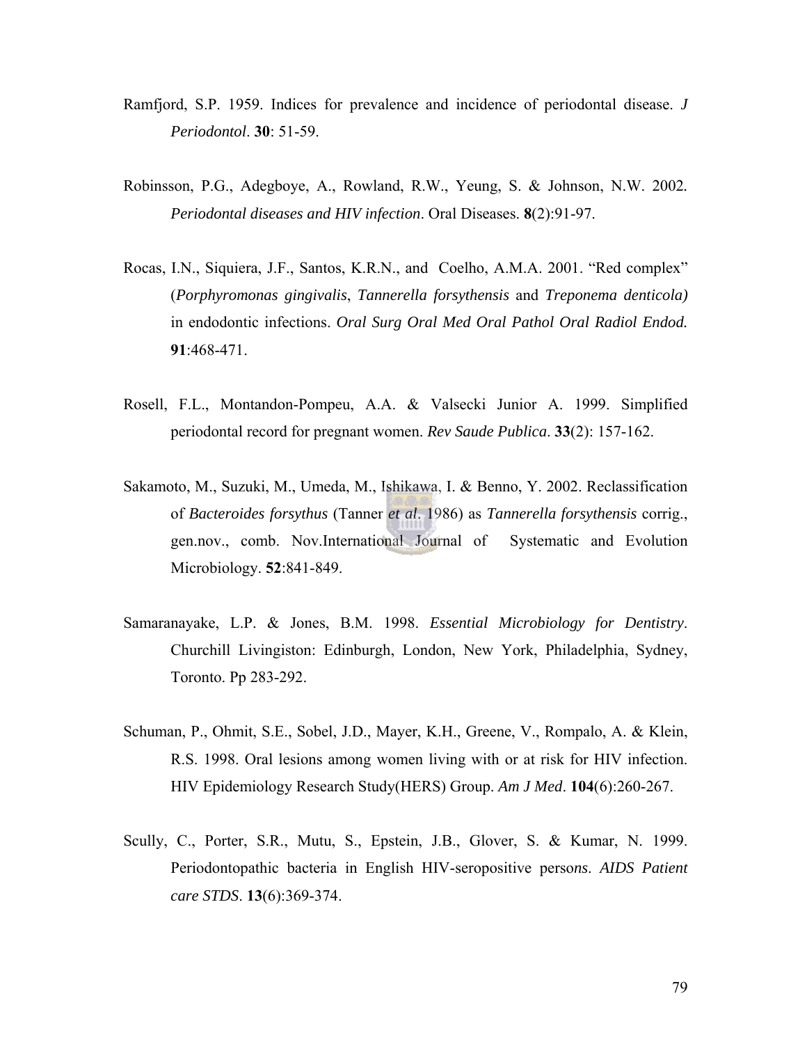Ramfjord, S.P. 1959. Indices for prevalence and incidence of periodontal disease. *J Periodontol*. **30**: 51-59.

Robinsson, P.G., Adegboye, A., Rowland, R.W., Yeung, S. & Johnson, N.W. 2002**.** *Periodontal diseases and HIV infection*. Oral Diseases. **8**(2):91-97.

Rocas, I.N., Siquiera, J.F., Santos, K.R.N., and Coelho, A.M.A. 2001. "Red complex" (*Porphyromonas gingivalis*, *Tannerella forsythensis* and *Treponema denticola)* in endodontic infections. *Oral Surg Oral Med Oral Pathol Oral Radiol Endod.* **91**:468-471.

Rosell, F.L., Montandon-Pompeu, A.A. & Valsecki Junior A. 1999. Simplified periodontal record for pregnant women. *Rev Saude Publica*. **33**(2): 157-162.

Sakamoto, M., Suzuki, M., Umeda, M., Ishikawa, I. & Benno, Y. 2002. Reclassification of *Bacteroides forsythus* (Tanner *et al*. 1986) as *Tannerella forsythensis* corrig., gen.nov., comb. Nov.International Journal of Systematic and Evolution Microbiology. **52**:841-849.

Samaranayake, L.P. & Jones, B.M. 1998. *Essential Microbiology for Dentistry*. Churchill Livingiston: Edinburgh, London, New York, Philadelphia, Sydney, Toronto. Pp 283-292.

Schuman, P., Ohmit, S.E., Sobel, J.D., Mayer, K.H., Greene, V., Rompalo, A. & Klein, R.S. 1998. Oral lesions among women living with or at risk for HIV infection. HIV Epidemiology Research Study(HERS) Group. *Am J Med*. **104**(6):260-267.

Scully, C., Porter, S.R., Mutu, S., Epstein, J.B., Glover, S. & Kumar, N. 1999. Periodontopathic bacteria in English HIV-seropositive perso*ns*. *AIDS Patient care STDS*. **13**(6):369-374.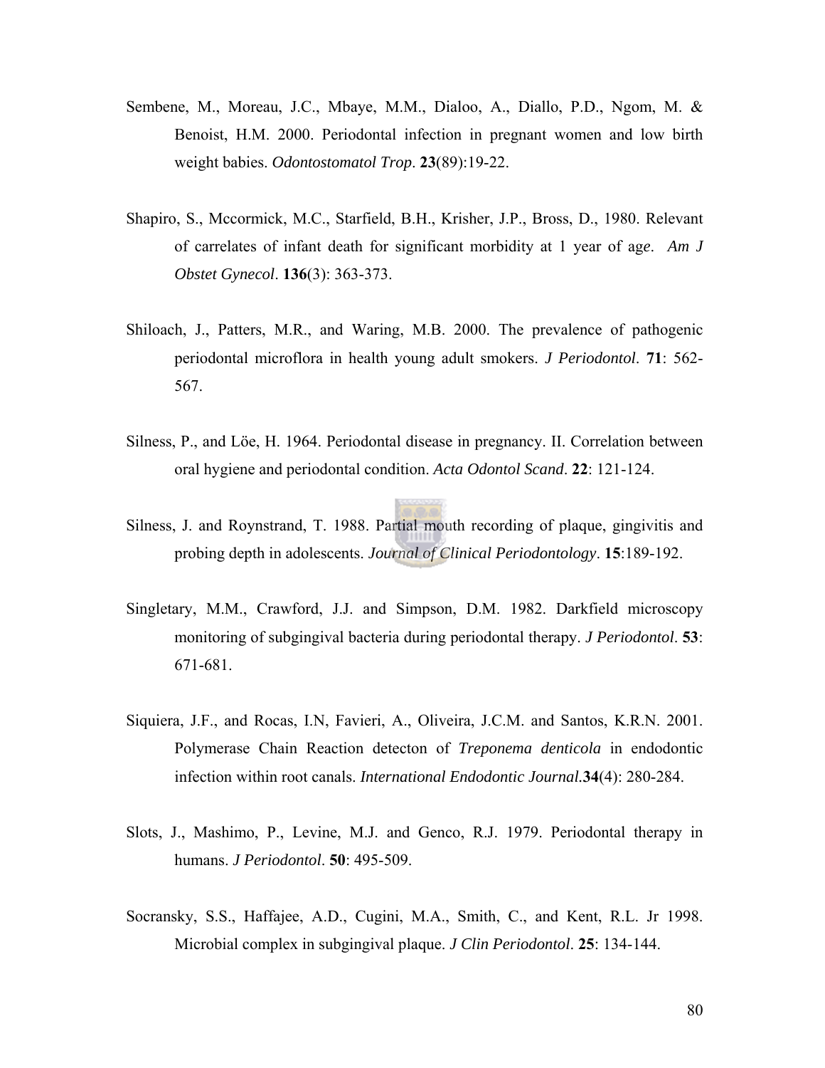Sembene, M., Moreau, J.C., Mbaye, M.M., Dialoo, A., Diallo, P.D., Ngom, M. & Benoist, H.M. 2000. Periodontal infection in pregnant women and low birth weight babies. *Odontostomatol Trop*. **23**(89):19-22.

Shapiro, S., Mccormick, M.C., Starfield, B.H., Krisher, J.P., Bross, D., 1980. Relevant of carrelates of infant death for significant morbidity at 1 year of age. *Am J Obstet Gynecol*. **136**(3): 363-373.

Shiloach, J., Patters, M.R., and Waring, M.B. 2000. The prevalence of pathogenic periodontal microflora in health young adult smokers. *J Periodontol*. **71**: 562-567.

Silness, P., and Löe, H. 1964. Periodontal disease in pregnancy. II. Correlation between oral hygiene and periodontal condition. *Acta Odontol Scand*. **22**: 121-124.

Silness, J. and Roynstrand, T. 1988. Partial mouth recording of plaque, gingivitis and probing depth in adolescents. *Journal of Clinical Periodontology*. **15**:189-192.

Singletary, M.M., Crawford, J.J. and Simpson, D.M. 1982. Darkfield microscopy monitoring of subgingival bacteria during periodontal therapy. *J Periodontol*. **53**: 671-681.

Siquiera, J.F., and Rocas, I.N, Favieri, A., Oliveira, J.C.M. and Santos, K.R.N. 2001. Polymerase Chain Reaction detecton of *Treponema denticola* in endodontic infection within root canals. *International Endodontic Journal*.**34**(4): 280-284.

Slots, J., Mashimo, P., Levine, M.J. and Genco, R.J. 1979. Periodontal therapy in humans. *J Periodontol*. **50**: 495-509.

Socransky, S.S., Haffajee, A.D., Cugini, M.A., Smith, C., and Kent, R.L. Jr 1998. Microbial complex in subgingival plaque. *J Clin Periodontol*. **25**: 134-144.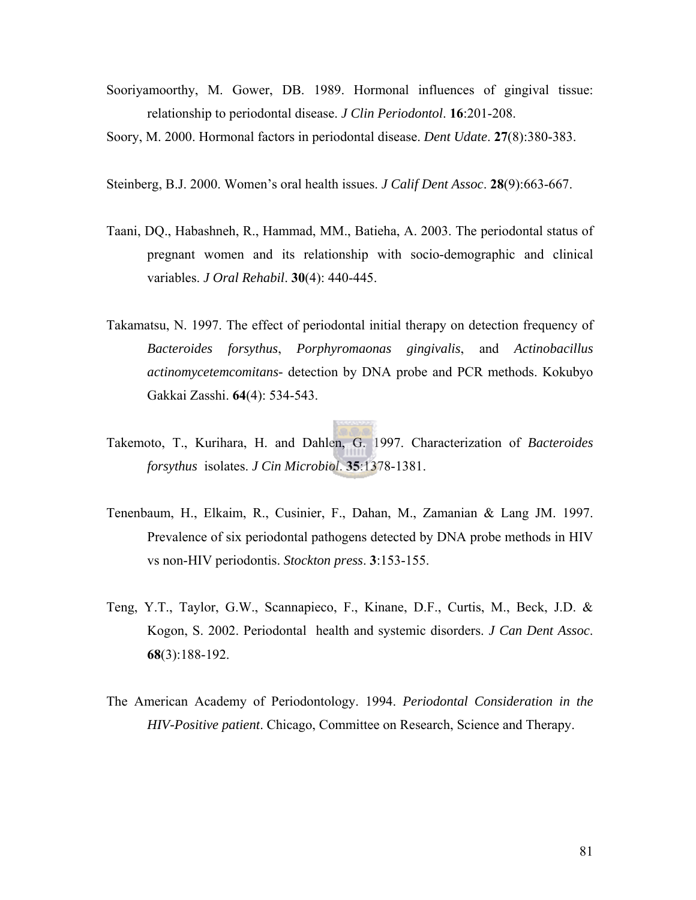Sooriyamoorthy, M. Gower, DB. 1989. Hormonal influences of gingival tissue: relationship to periodontal disease. *J Clin Periodontol*. **16**:201-208.

Soory, M. 2000. Hormonal factors in periodontal disease. *Dent Udate*. **27**(8):380-383.

Steinberg, B.J. 2000. Women's oral health issues. *J Calif Dent Assoc*. **28**(9):663-667.

Taani, DQ., Habashneh, R., Hammad, MM., Batieha, A. 2003. The periodontal status of pregnant women and its relationship with socio-demographic and clinical variables. *J Oral Rehabil*. **30**(4): 440-445.

Takamatsu, N. 1997. The effect of periodontal initial therapy on detection frequency of *Bacteroides forsythus*, *Porphyromaonas gingivalis*, and *Actinobacillus actinomycetemcomitans*- detection by DNA probe and PCR methods. Kokubyo Gakkai Zasshi. **64**(4): 534-543.

Takemoto, T., Kurihara, H. and Dahlen, G. 1997. Characterization of *Bacteroides forsythus* isolates. *J Cin Microbiol*. **35**:1378-1381.

Tenenbaum, H., Elkaim, R., Cusinier, F., Dahan, M., Zamanian & Lang JM. 1997. Prevalence of six periodontal pathogens detected by DNA probe methods in HIV vs non-HIV periodontis. *Stockton press*. **3**:153-155.

Teng, Y.T., Taylor, G.W., Scannapieco, F., Kinane, D.F., Curtis, M., Beck, J.D. & Kogon, S. 2002. Periodontal health and systemic disorders. *J Can Dent Assoc*. **68**(3):188-192.

The American Academy of Periodontology. 1994. *Periodontal Consideration in the HIV-Positive patient*. Chicago, Committee on Research, Science and Therapy.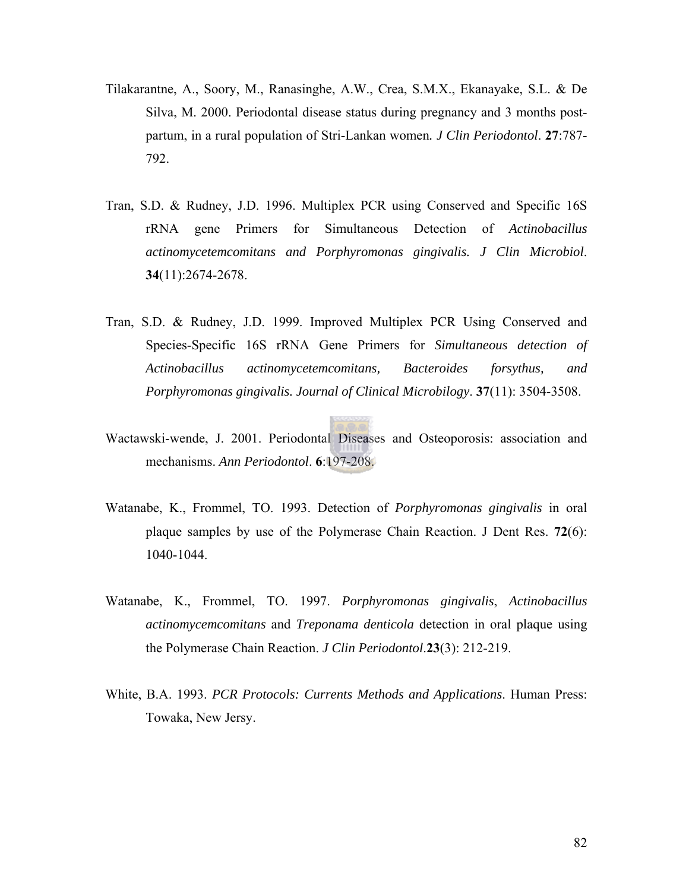Tilakarantne, A., Soory, M., Ranasinghe, A.W., Crea, S.M.X., Ekanayake, S.L. & De Silva, M. 2000. Periodontal disease status during pregnancy and 3 months post-partum, in a rural population of Stri-Lankan women. *J Clin Periodontol*. **27**:787-792.

Tran, S.D. & Rudney, J.D. 1996. Multiplex PCR using Conserved and Specific 16S rRNA gene Primers for Simultaneous Detection of *Actinobacillus actinomycetemcomitans and Porphyromonas gingivalis. J Clin Microbiol*. **34**(11):2674-2678.

Tran, S.D. & Rudney, J.D. 1999. Improved Multiplex PCR Using Conserved and Species-Specific 16S rRNA Gene Primers for *Simultaneous detection of Actinobacillus actinomycetemcomitans, Bacteroides forsythus, and Porphyromonas gingivalis. Journal of Clinical Microbilogy*. **37**(11): 3504-3508.

Wactawski-wende, J. 2001. Periodontal Diseases and Osteoporosis: association and mechanisms. *Ann Periodontol*. **6**:197-208.

Watanabe, K., Frommel, TO. 1993. Detection of *Porphyromonas gingivalis* in oral plaque samples by use of the Polymerase Chain Reaction. J Dent Res. **72**(6): 1040-1044.

Watanabe, K., Frommel, TO. 1997. *Porphyromonas gingivalis*, *Actinobacillus actinomycemcomitans* and *Treponama denticola* detection in oral plaque using the Polymerase Chain Reaction. *J Clin Periodontol*.**23**(3): 212-219.

White, B.A. 1993. *PCR Protocols: Currents Methods and Applications*. Human Press: Towaka, New Jersy.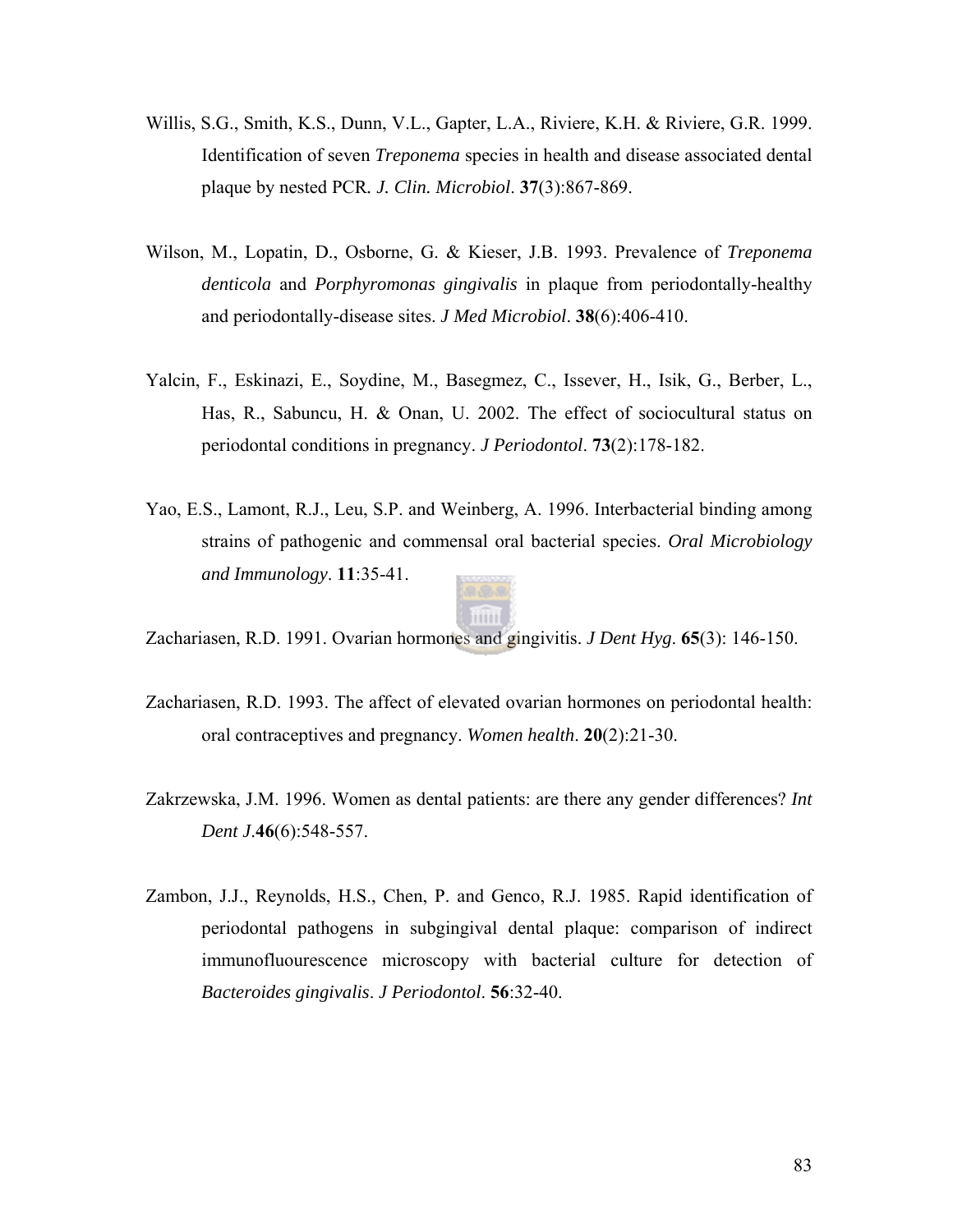Willis, S.G., Smith, K.S., Dunn, V.L., Gapter, L.A., Riviere, K.H. & Riviere, G.R. 1999. Identification of seven *Treponema* species in health and disease associated dental plaque by nested PCR. *J. Clin. Microbiol*. **37**(3):867-869.

Wilson, M., Lopatin, D., Osborne, G. & Kieser, J.B. 1993. Prevalence of *Treponema denticola* and *Porphyromonas gingivalis* in plaque from periodontally-healthy and periodontally-disease sites. *J Med Microbiol*. **38**(6):406-410.

Yalcin, F., Eskinazi, E., Soydine, M., Basegmez, C., Issever, H., Isik, G., Berber, L., Has, R., Sabuncu, H. & Onan, U. 2002. The effect of sociocultural status on periodontal conditions in pregnancy. *J Periodontol*. **73**(2):178-182.

Yao, E.S., Lamont, R.J., Leu, S.P. and Weinberg, A. 1996. Interbacterial binding among strains of pathogenic and commensal oral bacterial species. *Oral Microbiology and Immunology*. **11**:35-41.

Zachariasen, R.D. 1991. Ovarian hormones and gingivitis. *J Dent Hyg*. **65**(3): 146-150.

Zachariasen, R.D. 1993. The affect of elevated ovarian hormones on periodontal health: oral contraceptives and pregnancy. *Women health*. **20**(2):21-30.

Zakrzewska, J.M. 1996. Women as dental patients: are there any gender differences? *Int Dent J*.**46**(6):548-557.

Zambon, J.J., Reynolds, H.S., Chen, P. and Genco, R.J. 1985. Rapid identification of periodontal pathogens in subgingival dental plaque: comparison of indirect immunofluourescence microscopy with bacterial culture for detection of *Bacteroides gingivalis*. *J Periodontol*. **56**:32-40.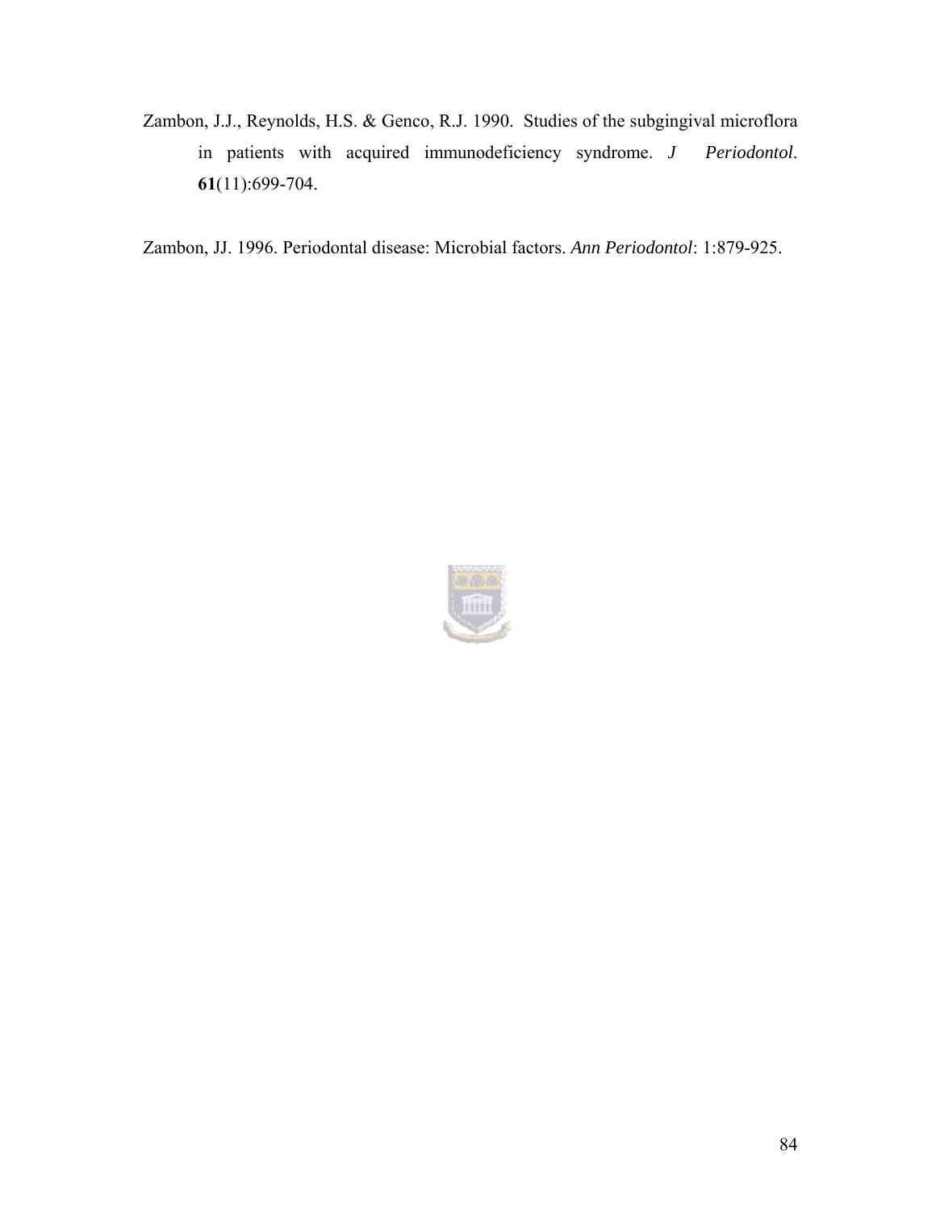Zambon, J.J., Reynolds, H.S. & Genco, R.J. 1990. Studies of the subgingival microflora in patients with acquired immunodeficiency syndrome. *J Periodontol*. **61**(11):699-704.

Zambon, JJ. 1996. Periodontal disease: Microbial factors. *Ann Periodontol*: 1:879-925.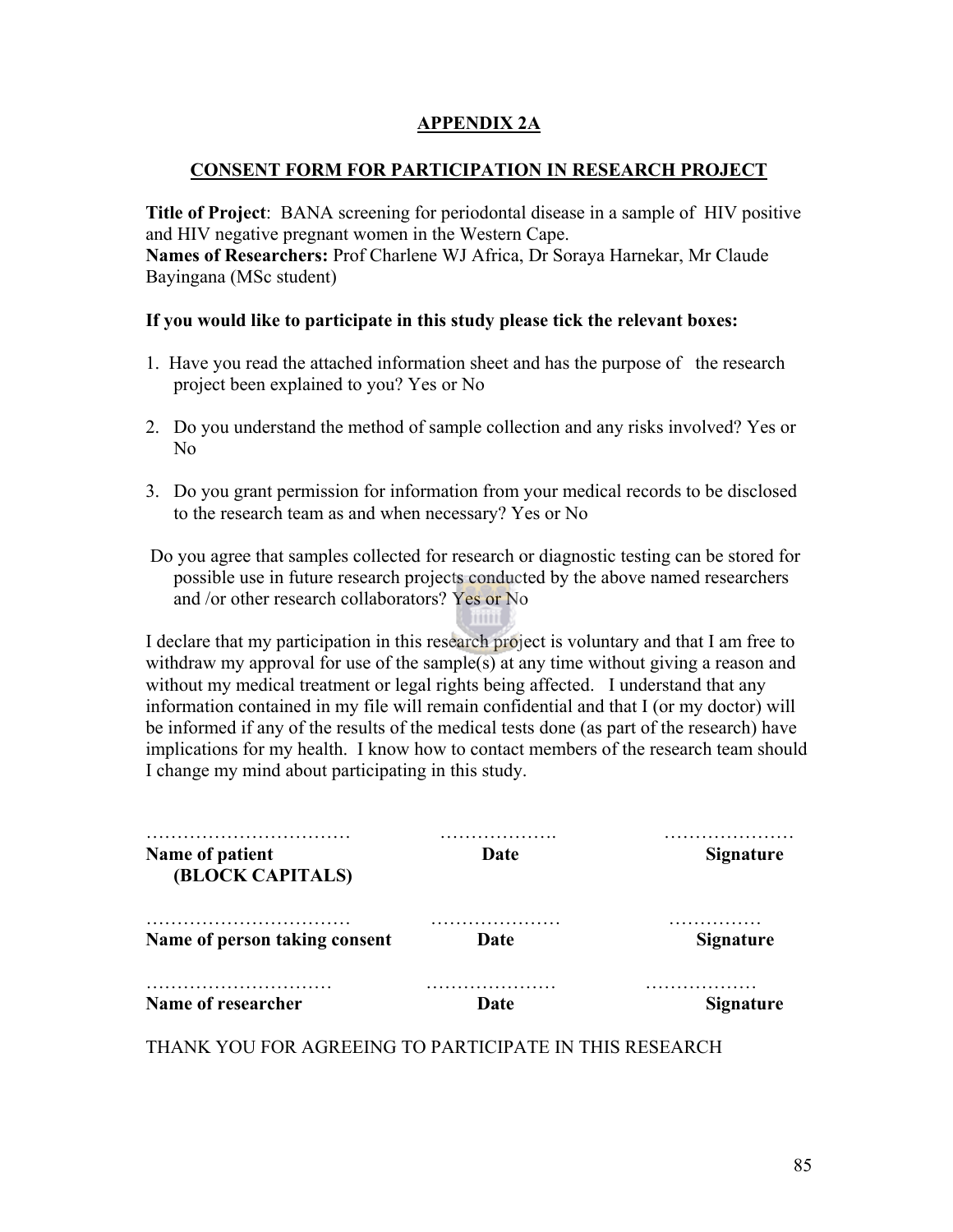**APPENDIX 2A**

**CONSENT FORM FOR PARTICIPATION IN RESEARCH PROJECT**

**Title of Project**: BANA screening for periodontal disease in a sample of HIV positive and HIV negative pregnant women in the Western Cape.
**Names of Researchers:** Prof Charlene WJ Africa, Dr Soraya Harnekar, Mr Claude Bayingana (MSc student)

**If you would like to participate in this study please tick the relevant boxes:**

1. Have you read the attached information sheet and has the purpose of the research project been explained to you? Yes or No

2. Do you understand the method of sample collection and any risks involved? Yes or No

3. Do you grant permission for information from your medical records to be disclosed to the research team as and when necessary? Yes or No

Do you agree that samples collected for research or diagnostic testing can be stored for possible use in future research projects conducted by the above named researchers and /or other research collaborators? Yes or No

I declare that my participation in this research project is voluntary and that I am free to withdraw my approval for use of the sample(s) at any time without giving a reason and without my medical treatment or legal rights being affected. I understand that any information contained in my file will remain confidential and that I (or my doctor) will be informed if any of the results of the medical tests done (as part of the research) have implications for my health. I know how to contact members of the research team should I change my mind about participating in this study.

| …………………………… | ………………. | ………………… |
|---|---|---|
| **Name of patient (BLOCK CAPITALS)** | **Date** | **Signature** |
| …………………………… | ………………… | …………… |
| **Name of person taking consent** | **Date** | **Signature** |
| ………………………… | ………………… | ……………… |
| **Name of researcher** | **Date** | **Signature** |

THANK YOU FOR AGREEING TO PARTICIPATE IN THIS RESEARCH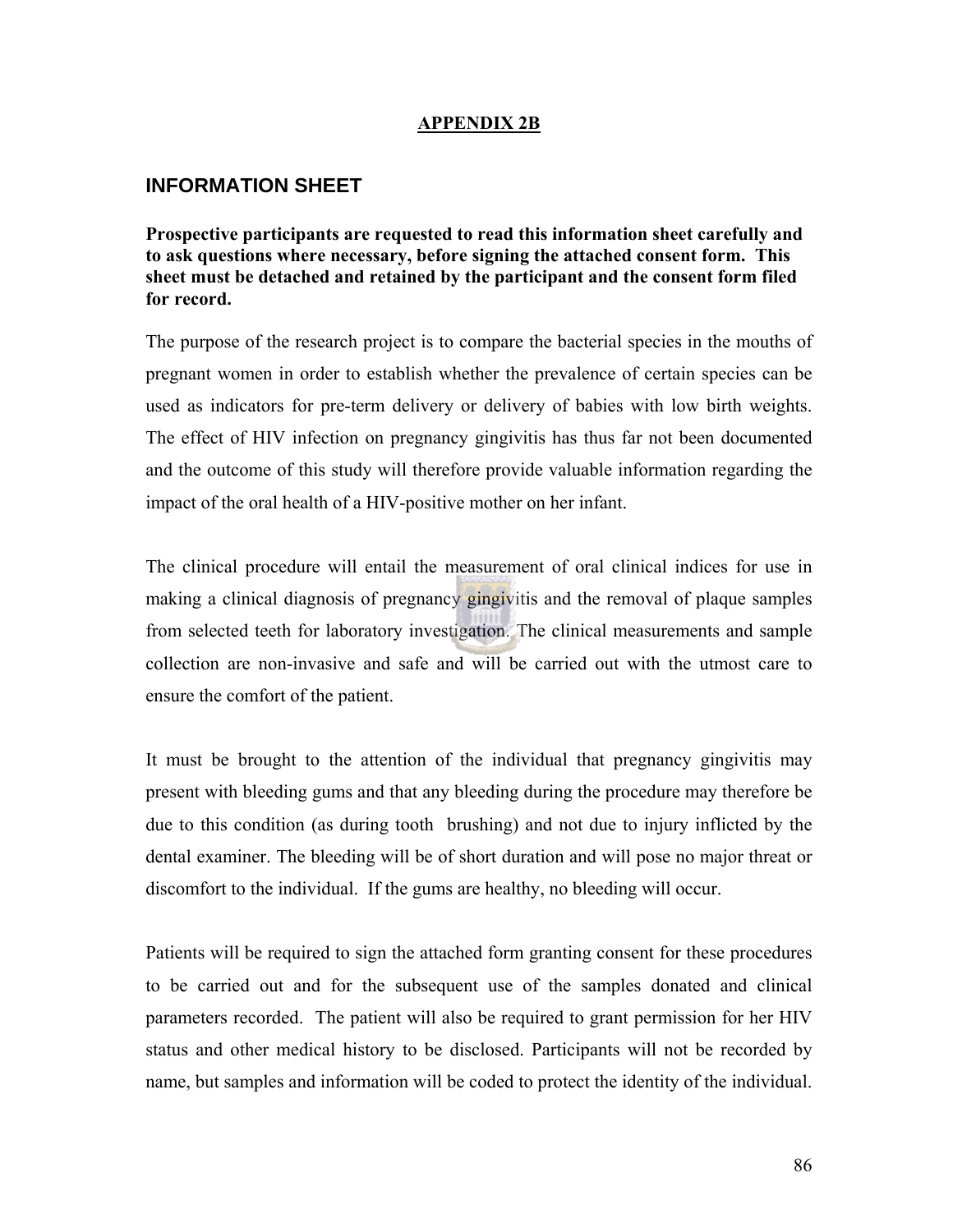**APPENDIX 2B**

## INFORMATION SHEET

**Prospective participants are requested to read this information sheet carefully and to ask questions where necessary, before signing the attached consent form. This sheet must be detached and retained by the participant and the consent form filed for record.**

The purpose of the research project is to compare the bacterial species in the mouths of pregnant women in order to establish whether the prevalence of certain species can be used as indicators for pre-term delivery or delivery of babies with low birth weights. The effect of HIV infection on pregnancy gingivitis has thus far not been documented and the outcome of this study will therefore provide valuable information regarding the impact of the oral health of a HIV-positive mother on her infant.

The clinical procedure will entail the measurement of oral clinical indices for use in making a clinical diagnosis of pregnancy gingivitis and the removal of plaque samples from selected teeth for laboratory investigation. The clinical measurements and sample collection are non-invasive and safe and will be carried out with the utmost care to ensure the comfort of the patient.

It must be brought to the attention of the individual that pregnancy gingivitis may present with bleeding gums and that any bleeding during the procedure may therefore be due to this condition (as during tooth brushing) and not due to injury inflicted by the dental examiner. The bleeding will be of short duration and will pose no major threat or discomfort to the individual. If the gums are healthy, no bleeding will occur.

Patients will be required to sign the attached form granting consent for these procedures to be carried out and for the subsequent use of the samples donated and clinical parameters recorded. The patient will also be required to grant permission for her HIV status and other medical history to be disclosed. Participants will not be recorded by name, but samples and information will be coded to protect the identity of the individual.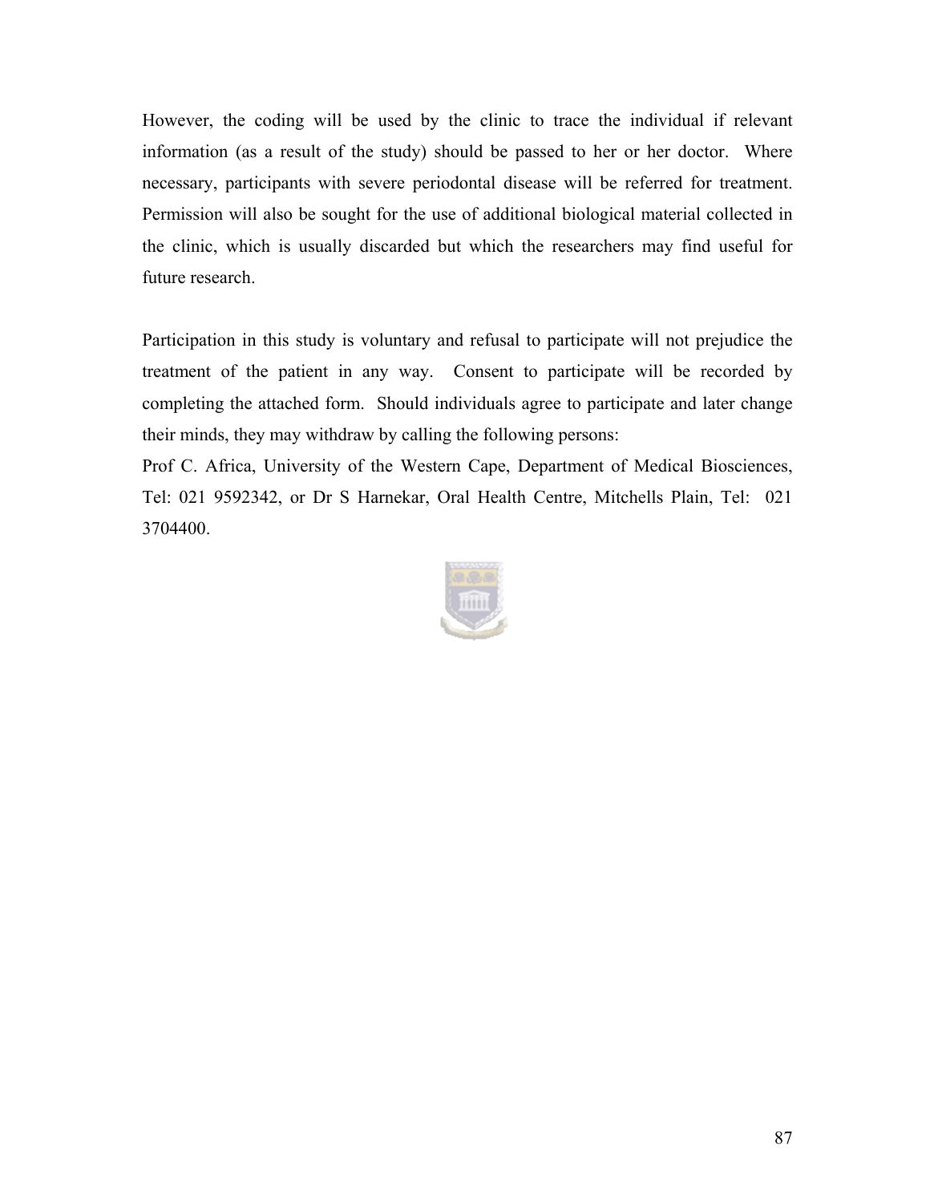However, the coding will be used by the clinic to trace the individual if relevant information (as a result of the study) should be passed to her or her doctor. Where necessary, participants with severe periodontal disease will be referred for treatment. Permission will also be sought for the use of additional biological material collected in the clinic, which is usually discarded but which the researchers may find useful for future research.

Participation in this study is voluntary and refusal to participate will not prejudice the treatment of the patient in any way. Consent to participate will be recorded by completing the attached form. Should individuals agree to participate and later change their minds, they may withdraw by calling the following persons:

Prof C. Africa, University of the Western Cape, Department of Medical Biosciences, Tel: 021 9592342, or Dr S Harnekar, Oral Health Centre, Mitchells Plain, Tel: 021 3704400.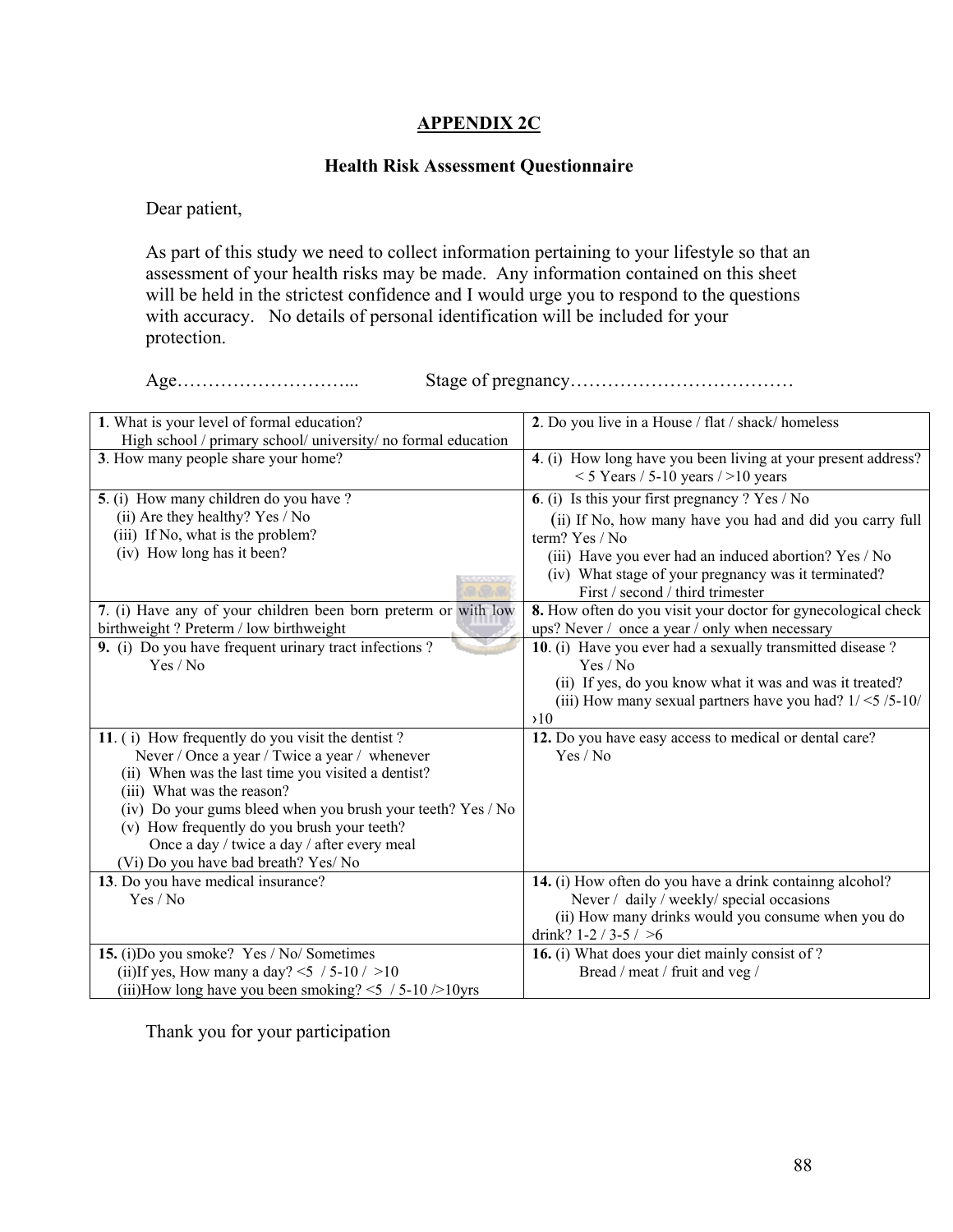## APPENDIX 2C

### Health Risk Assessment Questionnaire

Dear patient,

As part of this study we need to collect information pertaining to your lifestyle so that an assessment of your health risks may be made. Any information contained on this sheet will be held in the strictest confidence and I would urge you to respond to the questions with accuracy. No details of personal identification will be included for your protection.

Age……………………….... Stage of pregnancy………………………………

| | |
|---|---|
| **1**. What is your level of formal education?<br>High school / primary school/ university/ no formal education | **2**. Do you live in a House / flat / shack/ homeless |
| **3**. How many people share your home? | **4**. (i) How long have you been living at your present address?<br>< 5 Years / 5-10 years / >10 years |
| **5**. (i) How many children do you have ?<br>(ii) Are they healthy? Yes / No<br>(iii) If No, what is the problem?<br>(iv) How long has it been? | **6**. (i) Is this your first pregnancy ? Yes / No<br>(ii) If No, how many have you had and did you carry full term? Yes / No<br>(iii) Have you ever had an induced abortion? Yes / No<br>(iv) What stage of your pregnancy was it terminated?<br>First / second / third trimester |
| **7**. (i) Have any of your children been born preterm or with low birthweight ? Preterm / low birthweight | **8.** How often do you visit your doctor for gynecological check ups? Never / once a year / only when necessary |
| **9.** (i) Do you have frequent urinary tract infections ?<br>Yes / No | **10**. (i) Have you ever had a sexually transmitted disease ?<br>Yes / No<br>(ii) If yes, do you know what it was and was it treated?<br>(iii) How many sexual partners have you had? 1/ <5 /5-10/ ›10 |
| **11**. ( i) How frequently do you visit the dentist ?<br>Never / Once a year / Twice a year / whenever<br>(ii) When was the last time you visited a dentist?<br>(iii) What was the reason?<br>(iv) Do your gums bleed when you brush your teeth? Yes / No<br>(v) How frequently do you brush your teeth?<br>Once a day / twice a day / after every meal<br>(Vi) Do you have bad breath? Yes/ No | **12.** Do you have easy access to medical or dental care?<br>Yes / No |
| **13**. Do you have medical insurance?<br>Yes / No | **14.** (i) How often do you have a drink containng alcohol?<br>Never / daily / weekly/ special occasions<br>(ii) How many drinks would you consume when you do drink? 1-2 / 3-5 / >6 |
| **15.** (i)Do you smoke? Yes / No/ Sometimes<br>(ii)If yes, How many a day? <5 / 5-10 / >10<br>(iii)How long have you been smoking? <5 / 5-10 />10yrs | **16.** (i) What does your diet mainly consist of ?<br>Bread / meat / fruit and veg / |

Thank you for your participation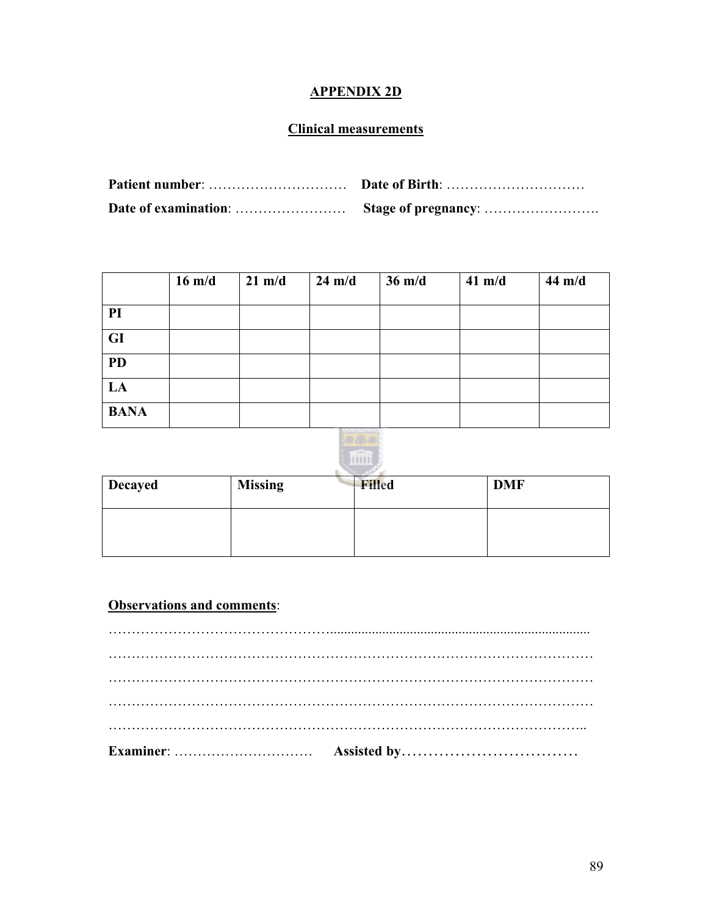## APPENDIX 2D

### Clinical measurements

**Patient number**: ………………………… **Date of Birth**: …………………………

**Date of examination**: …………………… **Stage of pregnancy**: …………………….

| | 16 m/d | 21 m/d | 24 m/d | 36 m/d | 41 m/d | 44 m/d |
|---|---|---|---|---|---|---|
| PI | | | | | | |
| GI | | | | | | |
| PD | | | | | | |
| LA | | | | | | |
| BANA | | | | | | |

| Decayed | Missing | Filled | DMF |
|---|---|---|---|
| | | | |

**Observations and comments**:

……………………………………………………………………………………………

……………………………………………………………………………………………

……………………………………………………………………………………………

……………………………………………………………………………………………

…………………………………………………………………………………………..

**Examiner**: ………………………… **Assisted by**……………………………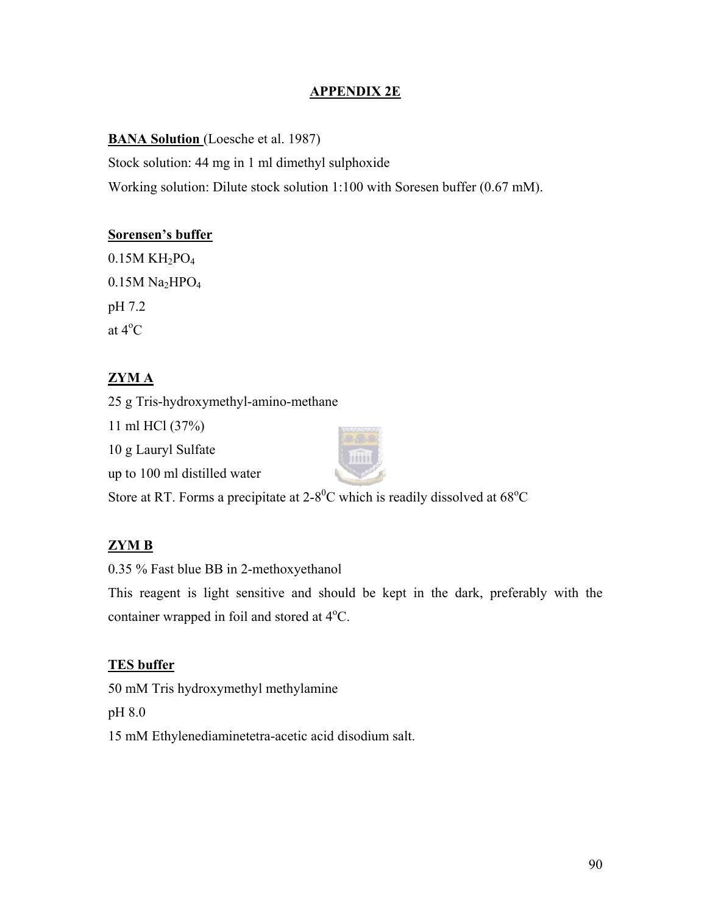# APPENDIX 2E

**BANA Solution** (Loesche et al. 1987)

Stock solution: 44 mg in 1 ml dimethyl sulphoxide

Working solution: Dilute stock solution 1:100 with Soresen buffer (0.67 mM).

**Sorensen's buffer**

0.15M $KH_2PO_4$

0.15M $Na_2HPO_4$

pH 7.2

at 4$^oC$

**ZYM A**

25 g Tris-hydroxymethyl-amino-methane

11 ml HCl (37%)

10 g Lauryl Sulfate

up to 100 ml distilled water

Store at RT. Forms a precipitate at 2-8$^0C$ which is readily dissolved at 68$^oC$

**ZYM B**

0.35 % Fast blue BB in 2-methoxyethanol

This reagent is light sensitive and should be kept in the dark, preferably with the container wrapped in foil and stored at 4$^oC$.

**TES buffer**

50 mM Tris hydroxymethyl methylamine

pH 8.0

15 mM Ethylenediaminetetra-acetic acid disodium salt.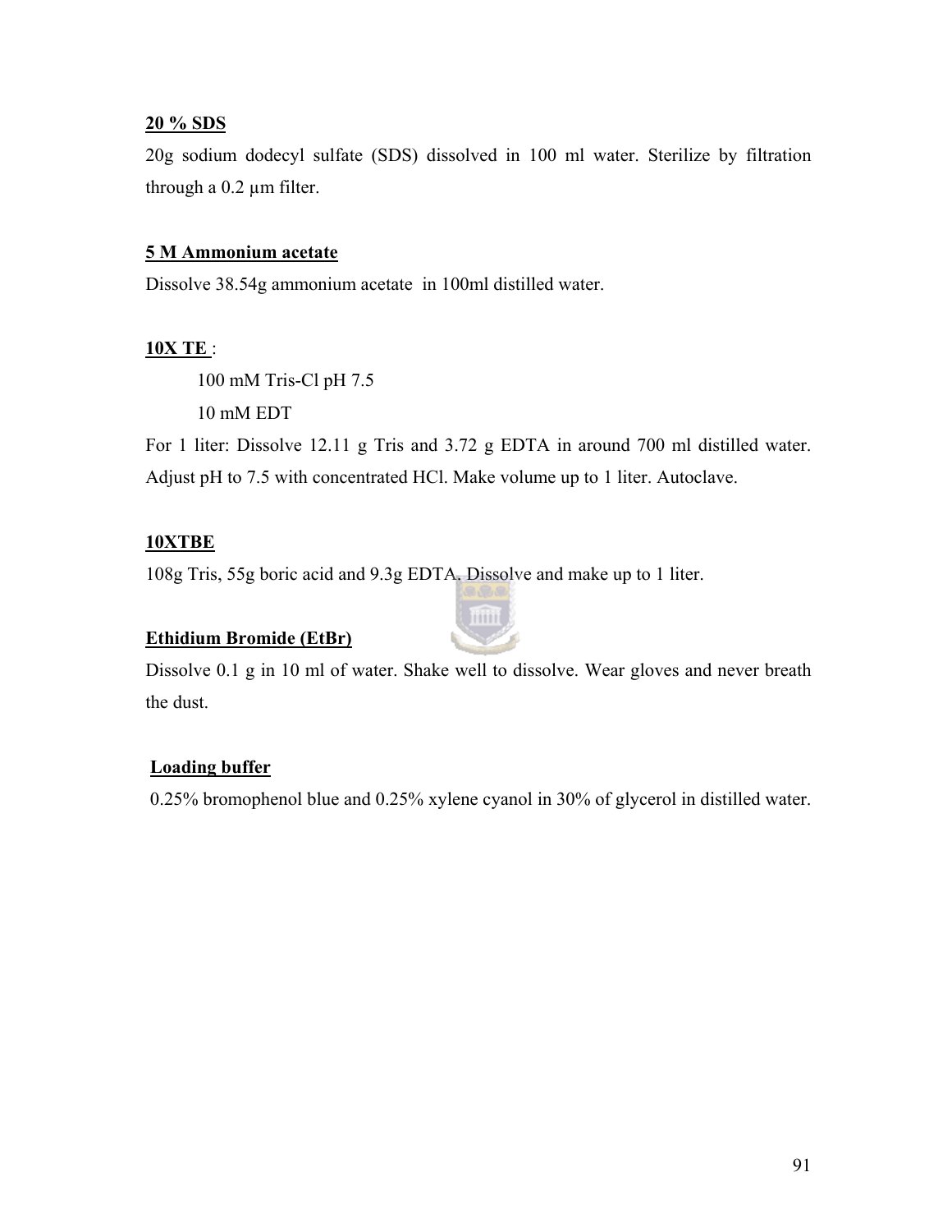**20 % SDS**

20g sodium dodecyl sulfate (SDS) dissolved in 100 ml water. Sterilize by filtration through a 0.2 µm filter.

**5 M Ammonium acetate**

Dissolve 38.54g ammonium acetate in 100ml distilled water.

**10X TE** :

100 mM Tris-Cl pH 7.5

10 mM EDT

For 1 liter: Dissolve 12.11 g Tris and 3.72 g EDTA in around 700 ml distilled water. Adjust pH to 7.5 with concentrated HCl. Make volume up to 1 liter. Autoclave.

**10XTBE**

108g Tris, 55g boric acid and 9.3g EDTA. Dissolve and make up to 1 liter.

**Ethidium Bromide (EtBr)**

Dissolve 0.1 g in 10 ml of water. Shake well to dissolve. Wear gloves and never breath the dust.

**Loading buffer**

0.25% bromophenol blue and 0.25% xylene cyanol in 30% of glycerol in distilled water.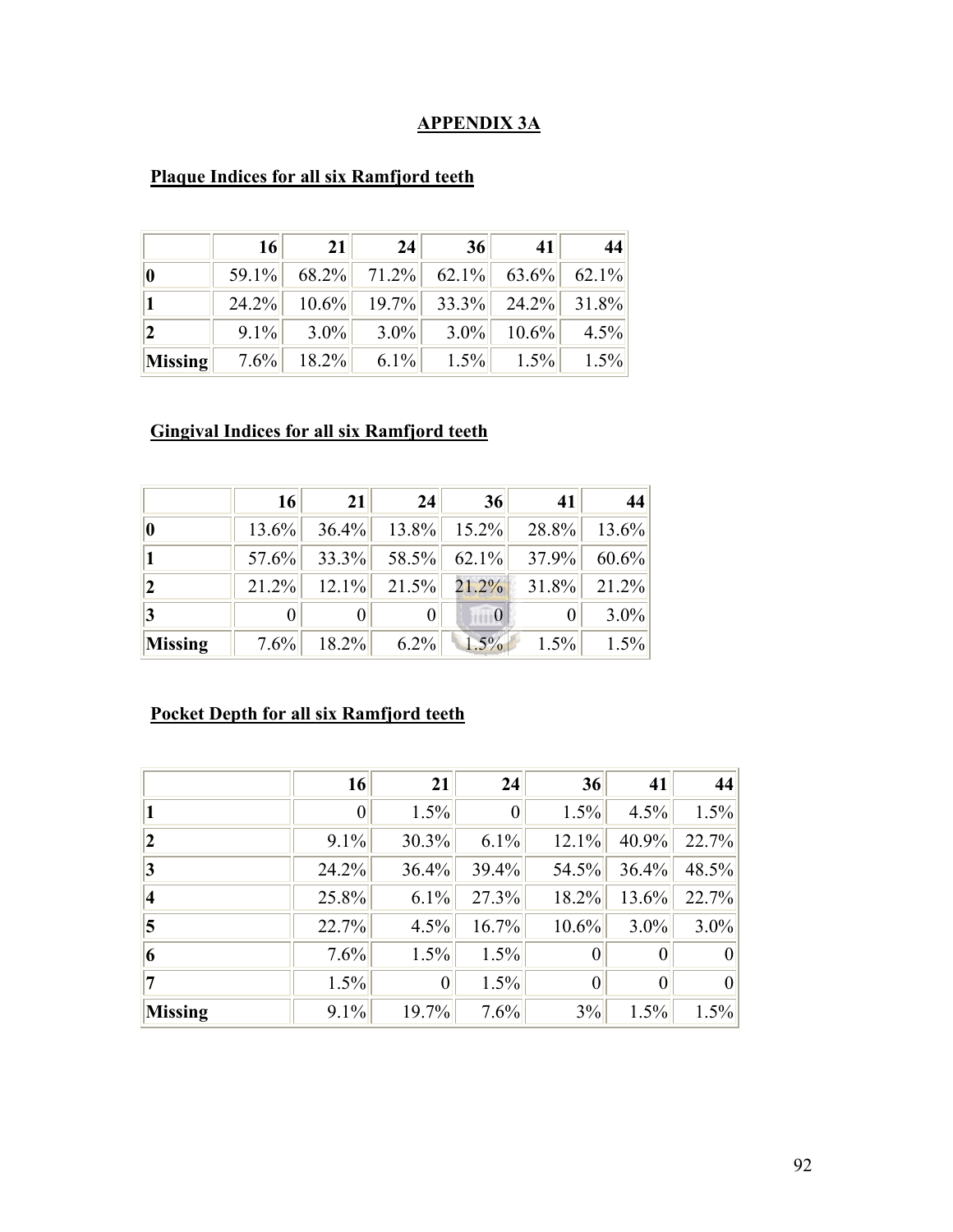# APPENDIX 3A

## Plaque Indices for all six Ramfjord teeth

| | 16 | 21 | 24 | 36 | 41 | 44 |
|---|---|---|---|---|---|---|
| **0** | 59.1% | 68.2% | 71.2% | 62.1% | 63.6% | 62.1% |
| **1** | 24.2% | 10.6% | 19.7% | 33.3% | 24.2% | 31.8% |
| **2** | 9.1% | 3.0% | 3.0% | 3.0% | 10.6% | 4.5% |
| **Missing** | 7.6% | 18.2% | 6.1% | 1.5% | 1.5% | 1.5% |

## Gingival Indices for all six Ramfjord teeth

| | 16 | 21 | 24 | 36 | 41 | 44 |
|---|---|---|---|---|---|---|
| **0** | 13.6% | 36.4% | 13.8% | 15.2% | 28.8% | 13.6% |
| **1** | 57.6% | 33.3% | 58.5% | 62.1% | 37.9% | 60.6% |
| **2** | 21.2% | 12.1% | 21.5% | 21.2% | 31.8% | 21.2% |
| **3** | 0 | 0 | 0 | 0 | 0 | 3.0% |
| **Missing** | 7.6% | 18.2% | 6.2% | 1.5% | 1.5% | 1.5% |

## Pocket Depth for all six Ramfjord teeth

| | 16 | 21 | 24 | 36 | 41 | 44 |
|---|---|---|---|---|---|---|
| **1** | 0 | 1.5% | 0 | 1.5% | 4.5% | 1.5% |
| **2** | 9.1% | 30.3% | 6.1% | 12.1% | 40.9% | 22.7% |
| **3** | 24.2% | 36.4% | 39.4% | 54.5% | 36.4% | 48.5% |
| **4** | 25.8% | 6.1% | 27.3% | 18.2% | 13.6% | 22.7% |
| **5** | 22.7% | 4.5% | 16.7% | 10.6% | 3.0% | 3.0% |
| **6** | 7.6% | 1.5% | 1.5% | 0 | 0 | 0 |
| **7** | 1.5% | 0 | 1.5% | 0 | 0 | 0 |
| **Missing** | 9.1% | 19.7% | 7.6% | 3% | 1.5% | 1.5% |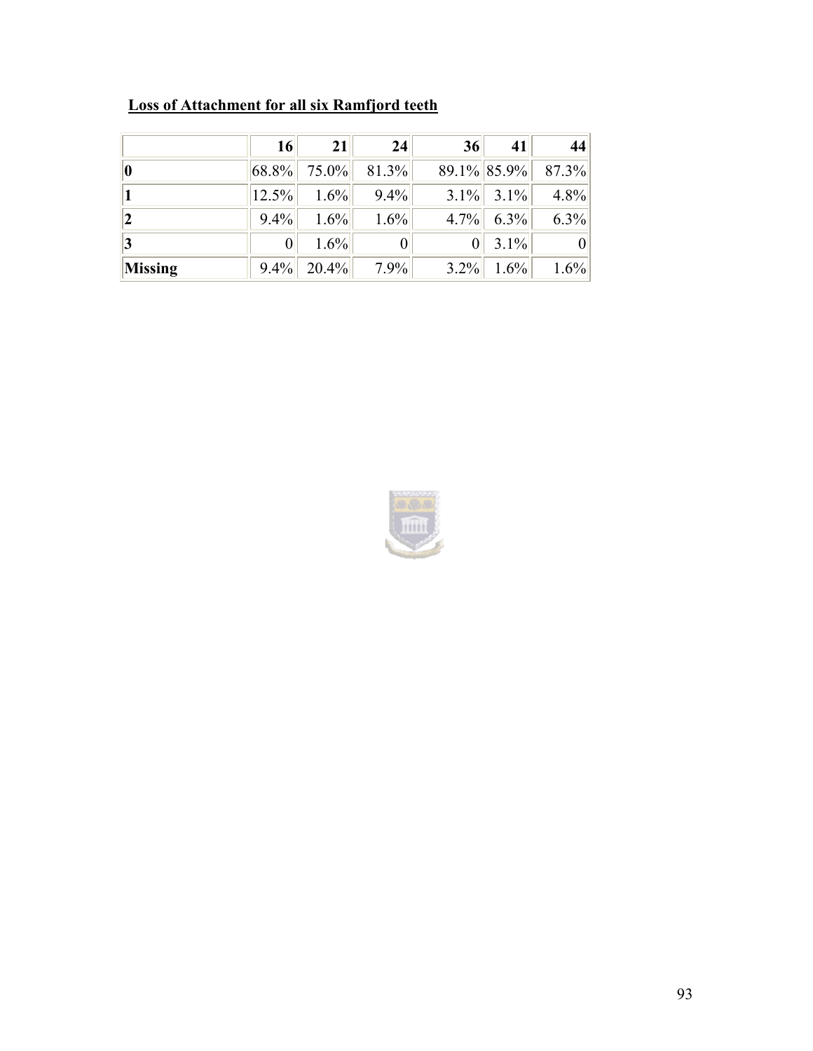**Loss of Attachment for all six Ramfjord teeth**

| | 16 | 21 | 24 | 36 | 41 | 44 |
|---|---|---|---|---|---|---|
| **0** | 68.8% | 75.0% | 81.3% | 89.1% | 85.9% | 87.3% |
| **1** | 12.5% | 1.6% | 9.4% | 3.1% | 3.1% | 4.8% |
| **2** | 9.4% | 1.6% | 1.6% | 4.7% | 6.3% | 6.3% |
| **3** | 0 | 1.6% | 0 | 0 | 3.1% | 0 |
| **Missing** | 9.4% | 20.4% | 7.9% | 3.2% | 1.6% | 1.6% |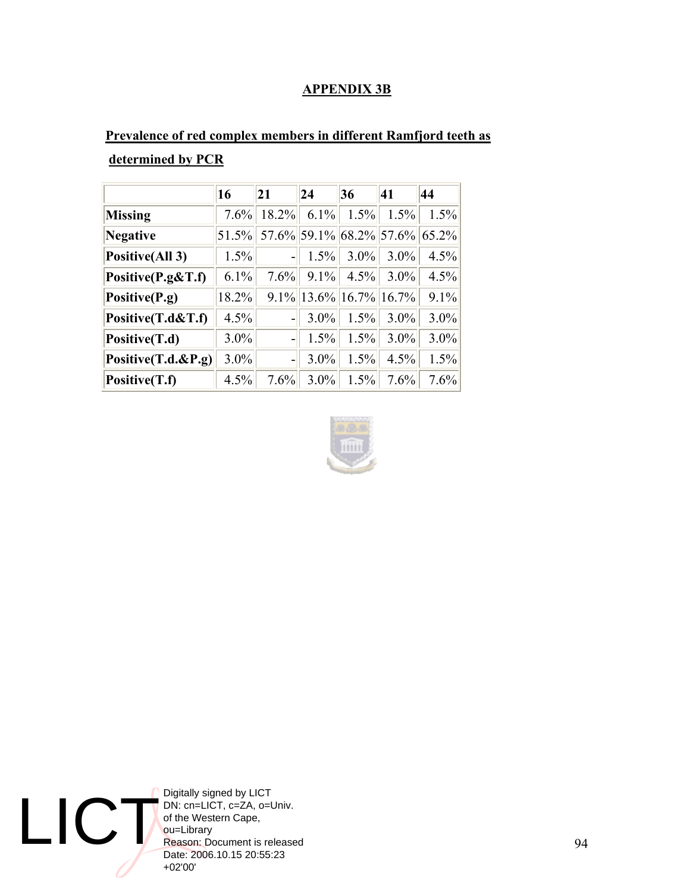## APPENDIX 3B

### Prevalence of red complex members in different Ramfjord teeth as determined by PCR

| | 16 | 21 | 24 | 36 | 41 | 44 |
|---|---|---|---|---|---|---|
| **Missing** | 7.6% | 18.2% | 6.1% | 1.5% | 1.5% | 1.5% |
| **Negative** | 51.5% | 57.6% | 59.1% | 68.2% | 57.6% | 65.2% |
| **Positive(All 3)** | 1.5% | - | 1.5% | 3.0% | 3.0% | 4.5% |
| **Positive(P.g&T.f)** | 6.1% | 7.6% | 9.1% | 4.5% | 3.0% | 4.5% |
| **Positive(P.g)** | 18.2% | 9.1% | 13.6% | 16.7% | 16.7% | 9.1% |
| **Positive(T.d&T.f)** | 4.5% | - | 3.0% | 1.5% | 3.0% | 3.0% |
| **Positive(T.d)** | 3.0% | - | 1.5% | 1.5% | 3.0% | 3.0% |
| **Positive(T.d.&P.g)** | 3.0% | - | 3.0% | 1.5% | 4.5% | 1.5% |
| **Positive(T.f)** | 4.5% | 7.6% | 3.0% | 1.5% | 7.6% | 7.6% |

LICT
Digitally signed by LICT
DN: cn=LICT, c=ZA, o=Univ. of the Western Cape, ou=Library
Reason: Document is released
Date: 2006.10.15 20:55:23 +02'00'